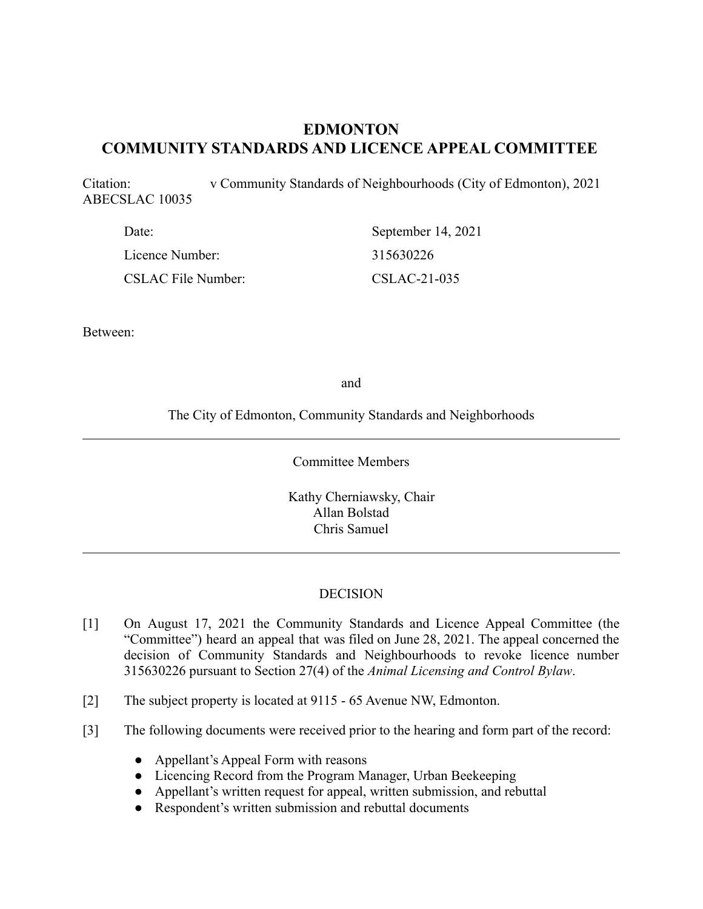# EDMONTON
# COMMUNITY STANDARDS AND LICENCE APPEAL COMMITTEE

Citation: v Community Standards of Neighbourhoods (City of Edmonton), 2021 ABECSLAC 10035

| | |
|---|---|
| Date: | September 14, 2021 |
| Licence Number: | 315630226 |
| CSLAC File Number: | CSLAC-21-035 |

Between:

and

The City of Edmonton, Community Standards and Neighborhoods

---

Committee Members

Kathy Cherniawsky, Chair
Allan Bolstad
Chris Samuel

---

DECISION

[1] On August 17, 2021 the Community Standards and Licence Appeal Committee (the "Committee") heard an appeal that was filed on June 28, 2021. The appeal concerned the decision of Community Standards and Neighbourhoods to revoke licence number 315630226 pursuant to Section 27(4) of the *Animal Licensing and Control Bylaw*.

[2] The subject property is located at 9115 - 65 Avenue NW, Edmonton.

[3] The following documents were received prior to the hearing and form part of the record:

- Appellant's Appeal Form with reasons
- Licencing Record from the Program Manager, Urban Beekeeping
- Appellant's written request for appeal, written submission, and rebuttal
- Respondent's written submission and rebuttal documents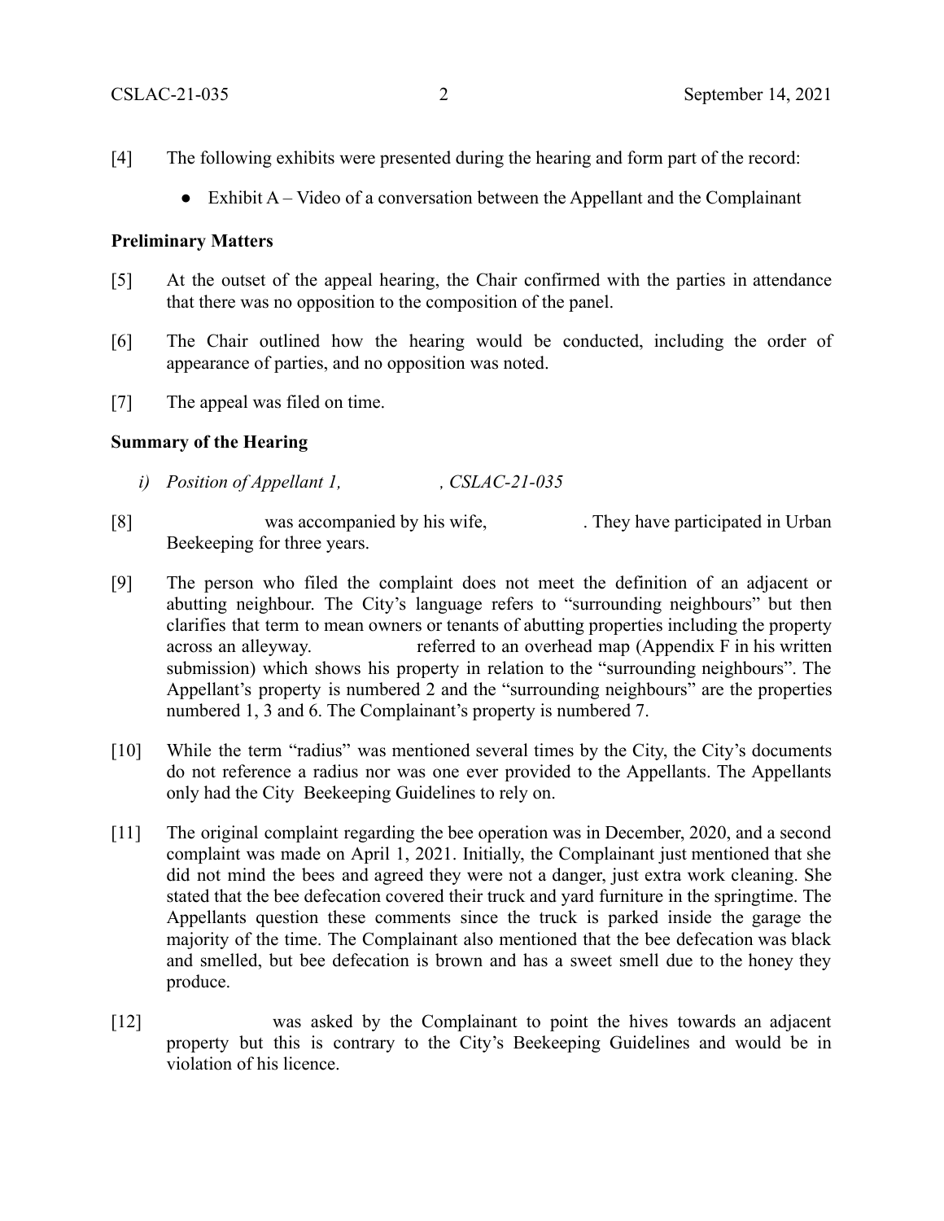[4] The following exhibits were presented during the hearing and form part of the record:

- Exhibit A – Video of a conversation between the Appellant and the Complainant

**Preliminary Matters**

[5] At the outset of the appeal hearing, the Chair confirmed with the parties in attendance that there was no opposition to the composition of the panel.

[6] The Chair outlined how the hearing would be conducted, including the order of appearance of parties, and no opposition was noted.

[7] The appeal was filed on time.

**Summary of the Hearing**

*i) Position of Appellant 1, , CSLAC-21-035*

[8] was accompanied by his wife, . They have participated in Urban Beekeeping for three years.

[9] The person who filed the complaint does not meet the definition of an adjacent or abutting neighbour. The City's language refers to "surrounding neighbours" but then clarifies that term to mean owners or tenants of abutting properties including the property across an alleyway. referred to an overhead map (Appendix F in his written submission) which shows his property in relation to the "surrounding neighbours". The Appellant's property is numbered 2 and the "surrounding neighbours" are the properties numbered 1, 3 and 6. The Complainant's property is numbered 7.

[10] While the term "radius" was mentioned several times by the City, the City's documents do not reference a radius nor was one ever provided to the Appellants. The Appellants only had the City Beekeeping Guidelines to rely on.

[11] The original complaint regarding the bee operation was in December, 2020, and a second complaint was made on April 1, 2021. Initially, the Complainant just mentioned that she did not mind the bees and agreed they were not a danger, just extra work cleaning. She stated that the bee defecation covered their truck and yard furniture in the springtime. The Appellants question these comments since the truck is parked inside the garage the majority of the time. The Complainant also mentioned that the bee defecation was black and smelled, but bee defecation is brown and has a sweet smell due to the honey they produce.

[12] was asked by the Complainant to point the hives towards an adjacent property but this is contrary to the City's Beekeeping Guidelines and would be in violation of his licence.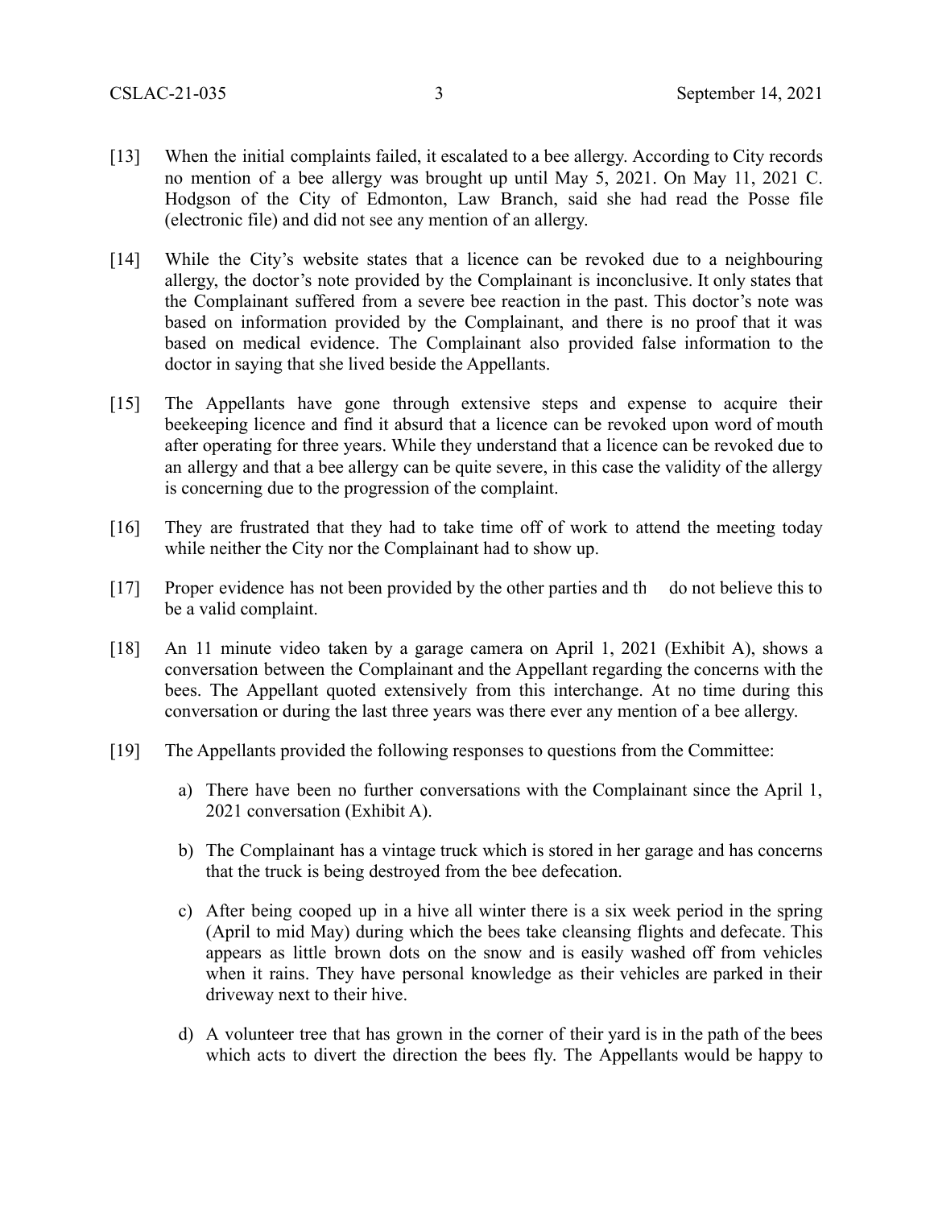[13] When the initial complaints failed, it escalated to a bee allergy. According to City records no mention of a bee allergy was brought up until May 5, 2021. On May 11, 2021 C. Hodgson of the City of Edmonton, Law Branch, said she had read the Posse file (electronic file) and did not see any mention of an allergy.

[14] While the City's website states that a licence can be revoked due to a neighbouring allergy, the doctor's note provided by the Complainant is inconclusive. It only states that the Complainant suffered from a severe bee reaction in the past. This doctor's note was based on information provided by the Complainant, and there is no proof that it was based on medical evidence. The Complainant also provided false information to the doctor in saying that she lived beside the Appellants.

[15] The Appellants have gone through extensive steps and expense to acquire their beekeeping licence and find it absurd that a licence can be revoked upon word of mouth after operating for three years. While they understand that a licence can be revoked due to an allergy and that a bee allergy can be quite severe, in this case the validity of the allergy is concerning due to the progression of the complaint.

[16] They are frustrated that they had to take time off of work to attend the meeting today while neither the City nor the Complainant had to show up.

[17] Proper evidence has not been provided by the other parties and th do not believe this to be a valid complaint.

[18] An 11 minute video taken by a garage camera on April 1, 2021 (Exhibit A), shows a conversation between the Complainant and the Appellant regarding the concerns with the bees. The Appellant quoted extensively from this interchange. At no time during this conversation or during the last three years was there ever any mention of a bee allergy.

[19] The Appellants provided the following responses to questions from the Committee:

a) There have been no further conversations with the Complainant since the April 1, 2021 conversation (Exhibit A).

b) The Complainant has a vintage truck which is stored in her garage and has concerns that the truck is being destroyed from the bee defecation.

c) After being cooped up in a hive all winter there is a six week period in the spring (April to mid May) during which the bees take cleansing flights and defecate. This appears as little brown dots on the snow and is easily washed off from vehicles when it rains. They have personal knowledge as their vehicles are parked in their driveway next to their hive.

d) A volunteer tree that has grown in the corner of their yard is in the path of the bees which acts to divert the direction the bees fly. The Appellants would be happy to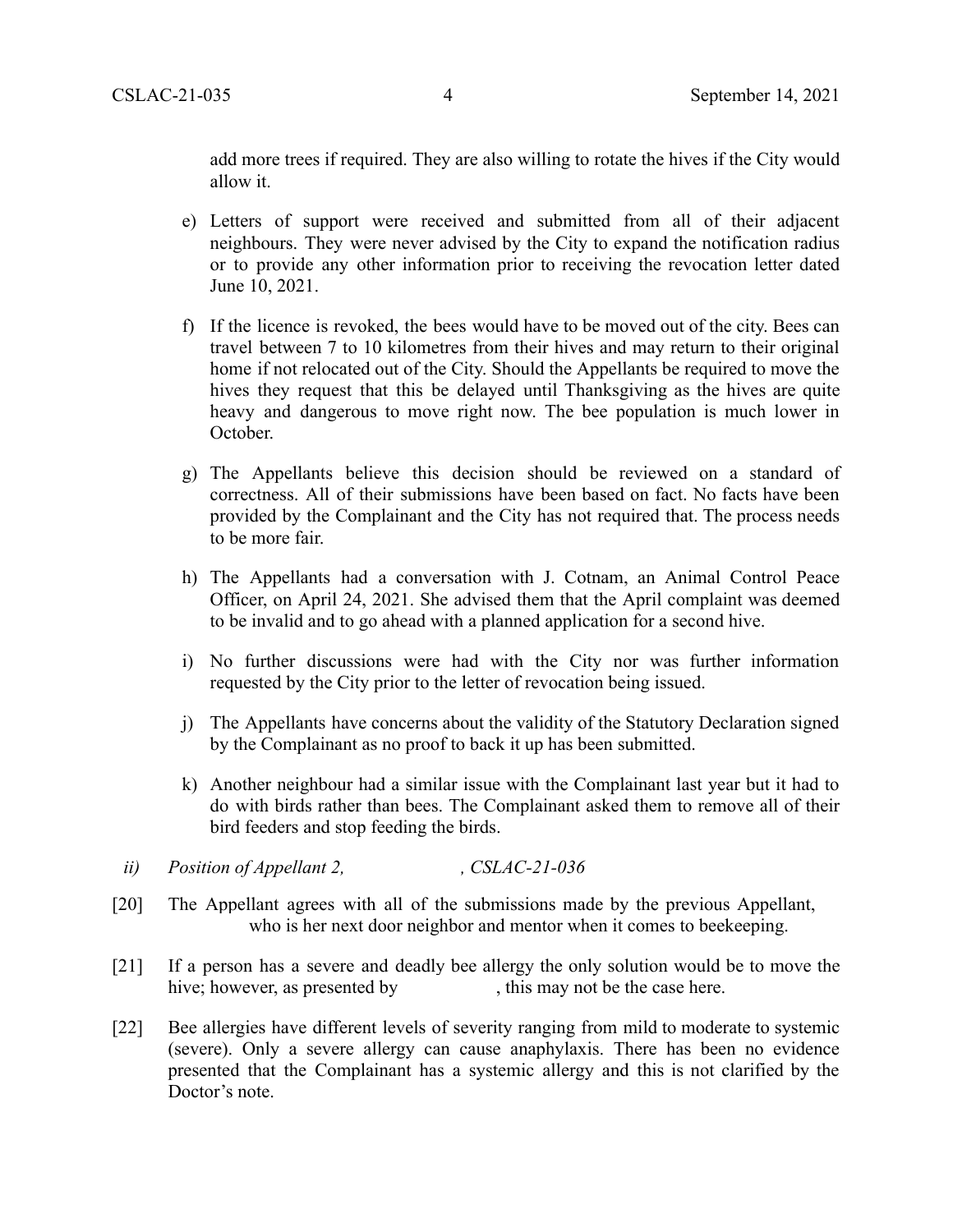add more trees if required. They are also willing to rotate the hives if the City would allow it.

e) Letters of support were received and submitted from all of their adjacent neighbours. They were never advised by the City to expand the notification radius or to provide any other information prior to receiving the revocation letter dated June 10, 2021.

f) If the licence is revoked, the bees would have to be moved out of the city. Bees can travel between 7 to 10 kilometres from their hives and may return to their original home if not relocated out of the City. Should the Appellants be required to move the hives they request that this be delayed until Thanksgiving as the hives are quite heavy and dangerous to move right now. The bee population is much lower in October.

g) The Appellants believe this decision should be reviewed on a standard of correctness. All of their submissions have been based on fact. No facts have been provided by the Complainant and the City has not required that. The process needs to be more fair.

h) The Appellants had a conversation with J. Cotnam, an Animal Control Peace Officer, on April 24, 2021. She advised them that the April complaint was deemed to be invalid and to go ahead with a planned application for a second hive.

i) No further discussions were had with the City nor was further information requested by the City prior to the letter of revocation being issued.

j) The Appellants have concerns about the validity of the Statutory Declaration signed by the Complainant as no proof to back it up has been submitted.

k) Another neighbour had a similar issue with the Complainant last year but it had to do with birds rather than bees. The Complainant asked them to remove all of their bird feeders and stop feeding the birds.

*ii) Position of Appellant 2, , CSLAC-21-036*

[20] The Appellant agrees with all of the submissions made by the previous Appellant, who is her next door neighbor and mentor when it comes to beekeeping.

[21] If a person has a severe and deadly bee allergy the only solution would be to move the hive; however, as presented by , this may not be the case here.

[22] Bee allergies have different levels of severity ranging from mild to moderate to systemic (severe). Only a severe allergy can cause anaphylaxis. There has been no evidence presented that the Complainant has a systemic allergy and this is not clarified by the Doctor's note.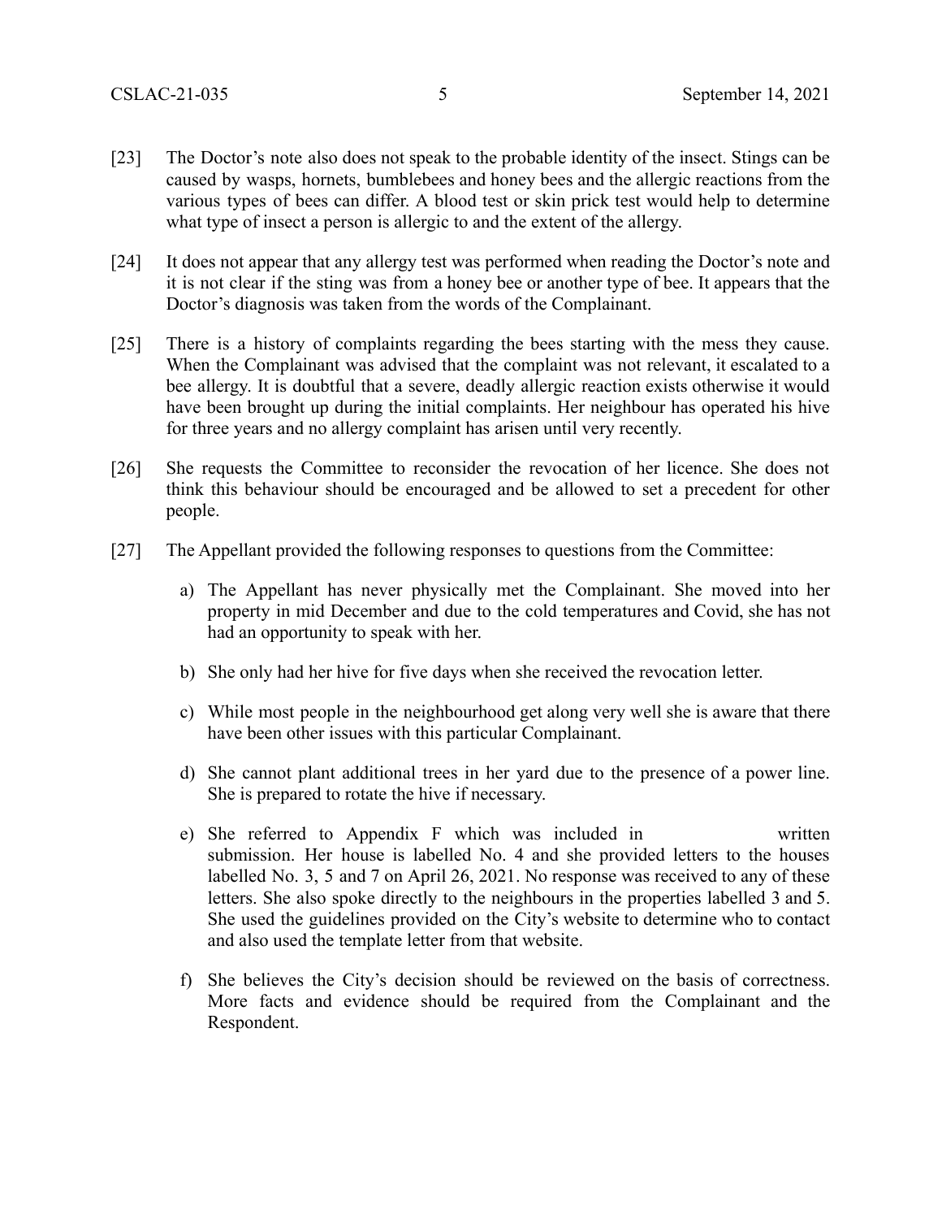[23] The Doctor's note also does not speak to the probable identity of the insect. Stings can be caused by wasps, hornets, bumblebees and honey bees and the allergic reactions from the various types of bees can differ. A blood test or skin prick test would help to determine what type of insect a person is allergic to and the extent of the allergy.

[24] It does not appear that any allergy test was performed when reading the Doctor's note and it is not clear if the sting was from a honey bee or another type of bee. It appears that the Doctor's diagnosis was taken from the words of the Complainant.

[25] There is a history of complaints regarding the bees starting with the mess they cause. When the Complainant was advised that the complaint was not relevant, it escalated to a bee allergy. It is doubtful that a severe, deadly allergic reaction exists otherwise it would have been brought up during the initial complaints. Her neighbour has operated his hive for three years and no allergy complaint has arisen until very recently.

[26] She requests the Committee to reconsider the revocation of her licence. She does not think this behaviour should be encouraged and be allowed to set a precedent for other people.

[27] The Appellant provided the following responses to questions from the Committee:

a) The Appellant has never physically met the Complainant. She moved into her property in mid December and due to the cold temperatures and Covid, she has not had an opportunity to speak with her.

b) She only had her hive for five days when she received the revocation letter.

c) While most people in the neighbourhood get along very well she is aware that there have been other issues with this particular Complainant.

d) She cannot plant additional trees in her yard due to the presence of a power line. She is prepared to rotate the hive if necessary.

e) She referred to Appendix F which was included in written submission. Her house is labelled No. 4 and she provided letters to the houses labelled No. 3, 5 and 7 on April 26, 2021. No response was received to any of these letters. She also spoke directly to the neighbours in the properties labelled 3 and 5. She used the guidelines provided on the City's website to determine who to contact and also used the template letter from that website.

f) She believes the City's decision should be reviewed on the basis of correctness. More facts and evidence should be required from the Complainant and the Respondent.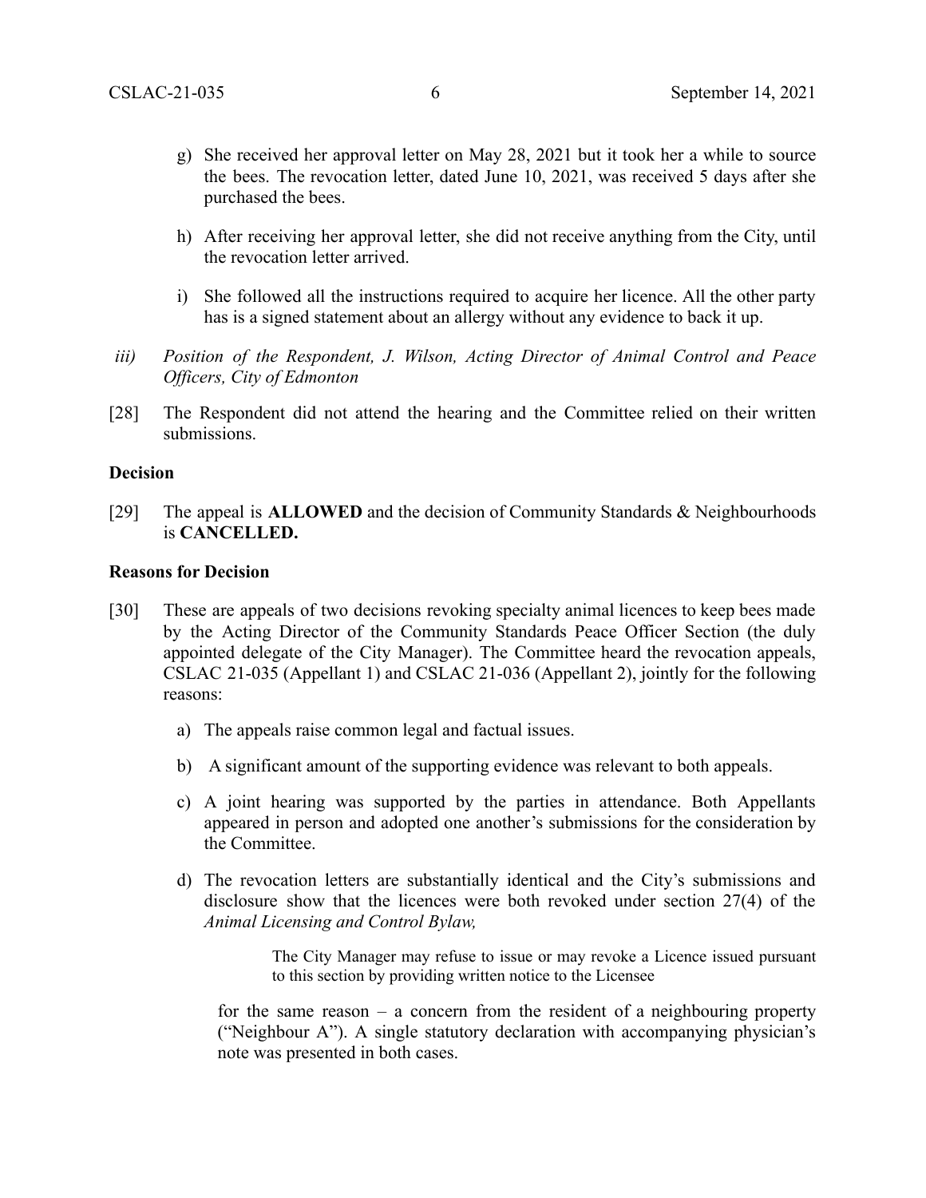g) She received her approval letter on May 28, 2021 but it took her a while to source the bees. The revocation letter, dated June 10, 2021, was received 5 days after she purchased the bees.

h) After receiving her approval letter, she did not receive anything from the City, until the revocation letter arrived.

i) She followed all the instructions required to acquire her licence. All the other party has is a signed statement about an allergy without any evidence to back it up.

*iii) Position of the Respondent, J. Wilson, Acting Director of Animal Control and Peace Officers, City of Edmonton*

[28] The Respondent did not attend the hearing and the Committee relied on their written submissions.

**Decision**

[29] The appeal is **ALLOWED** and the decision of Community Standards & Neighbourhoods is **CANCELLED.**

**Reasons for Decision**

[30] These are appeals of two decisions revoking specialty animal licences to keep bees made by the Acting Director of the Community Standards Peace Officer Section (the duly appointed delegate of the City Manager). The Committee heard the revocation appeals, CSLAC 21-035 (Appellant 1) and CSLAC 21-036 (Appellant 2), jointly for the following reasons:

a) The appeals raise common legal and factual issues.

b) A significant amount of the supporting evidence was relevant to both appeals.

c) A joint hearing was supported by the parties in attendance. Both Appellants appeared in person and adopted one another's submissions for the consideration by the Committee.

d) The revocation letters are substantially identical and the City's submissions and disclosure show that the licences were both revoked under section 27(4) of the *Animal Licensing and Control Bylaw,*

> The City Manager may refuse to issue or may revoke a Licence issued pursuant to this section by providing written notice to the Licensee

for the same reason – a concern from the resident of a neighbouring property ("Neighbour A"). A single statutory declaration with accompanying physician's note was presented in both cases.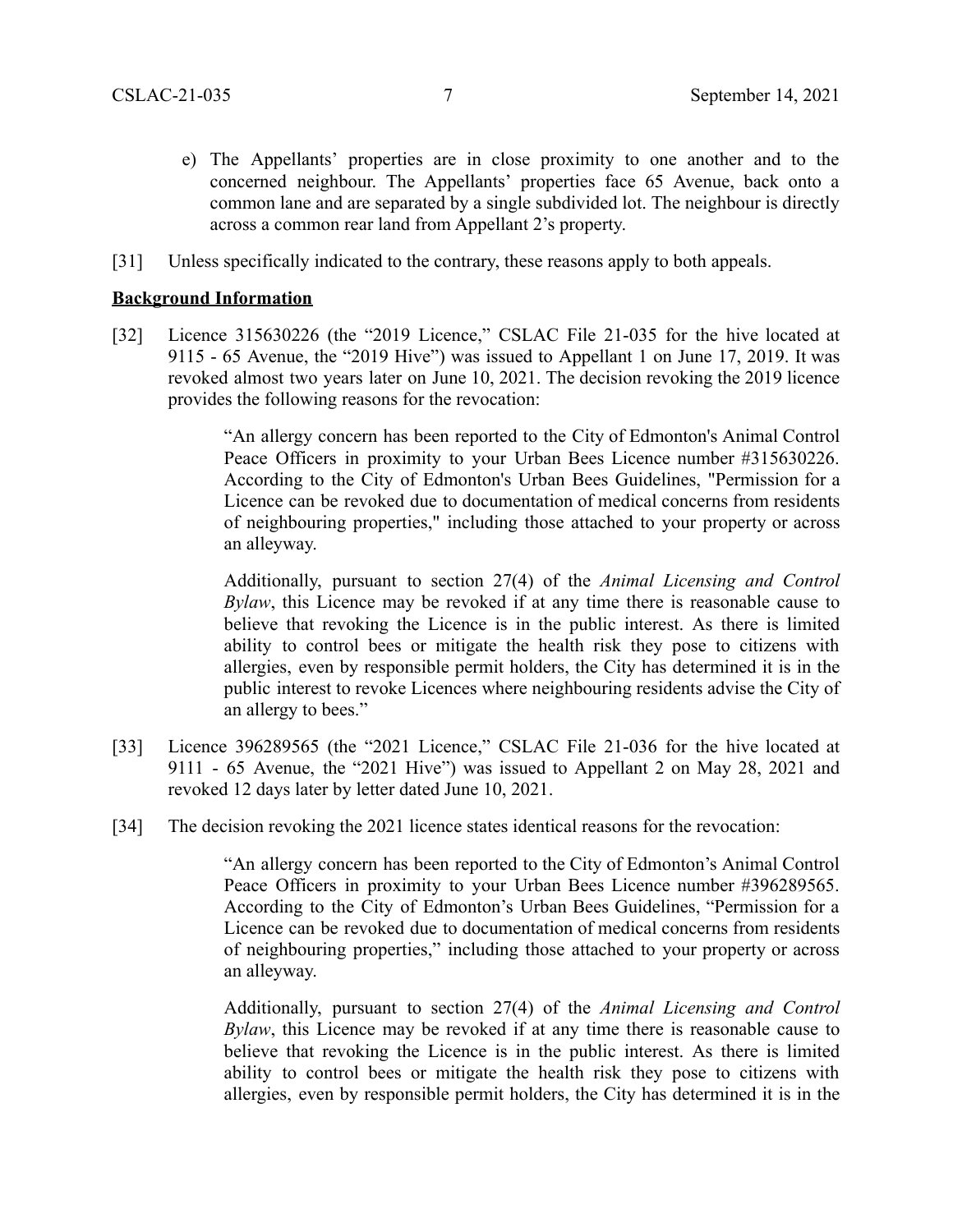e) The Appellants' properties are in close proximity to one another and to the concerned neighbour. The Appellants' properties face 65 Avenue, back onto a common lane and are separated by a single subdivided lot. The neighbour is directly across a common rear land from Appellant 2's property.

[31] Unless specifically indicated to the contrary, these reasons apply to both appeals.

**Background Information**

[32] Licence 315630226 (the "2019 Licence," CSLAC File 21-035 for the hive located at 9115 - 65 Avenue, the "2019 Hive") was issued to Appellant 1 on June 17, 2019. It was revoked almost two years later on June 10, 2021. The decision revoking the 2019 licence provides the following reasons for the revocation:

> "An allergy concern has been reported to the City of Edmonton's Animal Control Peace Officers in proximity to your Urban Bees Licence number #315630226. According to the City of Edmonton's Urban Bees Guidelines, "Permission for a Licence can be revoked due to documentation of medical concerns from residents of neighbouring properties," including those attached to your property or across an alleyway.
>
> Additionally, pursuant to section 27(4) of the *Animal Licensing and Control Bylaw*, this Licence may be revoked if at any time there is reasonable cause to believe that revoking the Licence is in the public interest. As there is limited ability to control bees or mitigate the health risk they pose to citizens with allergies, even by responsible permit holders, the City has determined it is in the public interest to revoke Licences where neighbouring residents advise the City of an allergy to bees."

[33] Licence 396289565 (the "2021 Licence," CSLAC File 21-036 for the hive located at 9111 - 65 Avenue, the "2021 Hive") was issued to Appellant 2 on May 28, 2021 and revoked 12 days later by letter dated June 10, 2021.

[34] The decision revoking the 2021 licence states identical reasons for the revocation:

> "An allergy concern has been reported to the City of Edmonton's Animal Control Peace Officers in proximity to your Urban Bees Licence number #396289565. According to the City of Edmonton's Urban Bees Guidelines, "Permission for a Licence can be revoked due to documentation of medical concerns from residents of neighbouring properties," including those attached to your property or across an alleyway.
>
> Additionally, pursuant to section 27(4) of the *Animal Licensing and Control Bylaw*, this Licence may be revoked if at any time there is reasonable cause to believe that revoking the Licence is in the public interest. As there is limited ability to control bees or mitigate the health risk they pose to citizens with allergies, even by responsible permit holders, the City has determined it is in the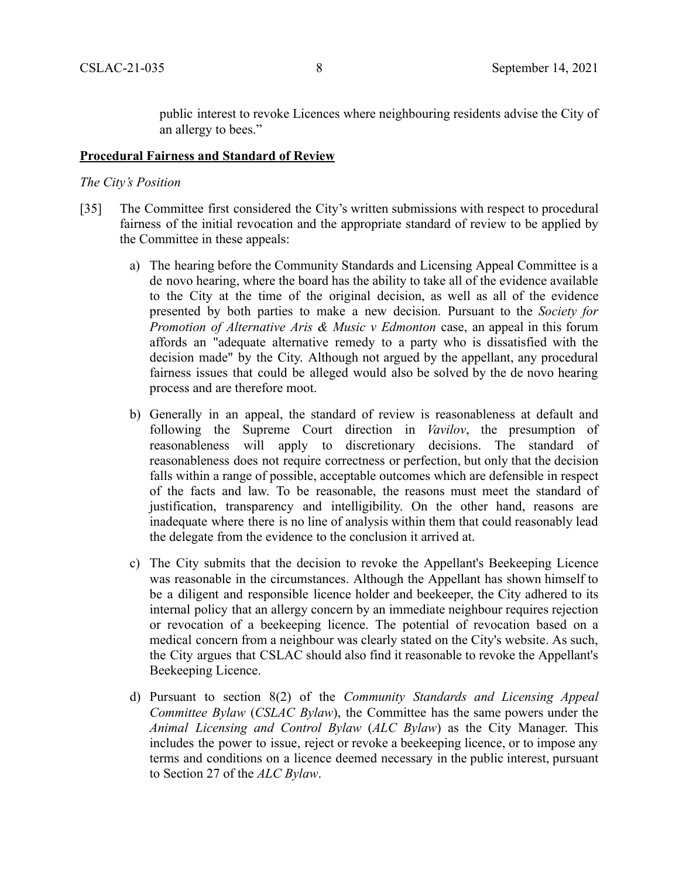public interest to revoke Licences where neighbouring residents advise the City of an allergy to bees."

**Procedural Fairness and Standard of Review**

*The City's Position*

[35] The Committee first considered the City's written submissions with respect to procedural fairness of the initial revocation and the appropriate standard of review to be applied by the Committee in these appeals:

a) The hearing before the Community Standards and Licensing Appeal Committee is a de novo hearing, where the board has the ability to take all of the evidence available to the City at the time of the original decision, as well as all of the evidence presented by both parties to make a new decision. Pursuant to the *Society for Promotion of Alternative Aris & Music v Edmonton* case, an appeal in this forum affords an "adequate alternative remedy to a party who is dissatisfied with the decision made" by the City. Although not argued by the appellant, any procedural fairness issues that could be alleged would also be solved by the de novo hearing process and are therefore moot.

b) Generally in an appeal, the standard of review is reasonableness at default and following the Supreme Court direction in *Vavilov*, the presumption of reasonableness will apply to discretionary decisions. The standard of reasonableness does not require correctness or perfection, but only that the decision falls within a range of possible, acceptable outcomes which are defensible in respect of the facts and law. To be reasonable, the reasons must meet the standard of justification, transparency and intelligibility. On the other hand, reasons are inadequate where there is no line of analysis within them that could reasonably lead the delegate from the evidence to the conclusion it arrived at.

c) The City submits that the decision to revoke the Appellant's Beekeeping Licence was reasonable in the circumstances. Although the Appellant has shown himself to be a diligent and responsible licence holder and beekeeper, the City adhered to its internal policy that an allergy concern by an immediate neighbour requires rejection or revocation of a beekeeping licence. The potential of revocation based on a medical concern from a neighbour was clearly stated on the City's website. As such, the City argues that CSLAC should also find it reasonable to revoke the Appellant's Beekeeping Licence.

d) Pursuant to section 8(2) of the *Community Standards and Licensing Appeal Committee Bylaw* (*CSLAC Bylaw*), the Committee has the same powers under the *Animal Licensing and Control Bylaw* (*ALC Bylaw*) as the City Manager. This includes the power to issue, reject or revoke a beekeeping licence, or to impose any terms and conditions on a licence deemed necessary in the public interest, pursuant to Section 27 of the *ALC Bylaw*.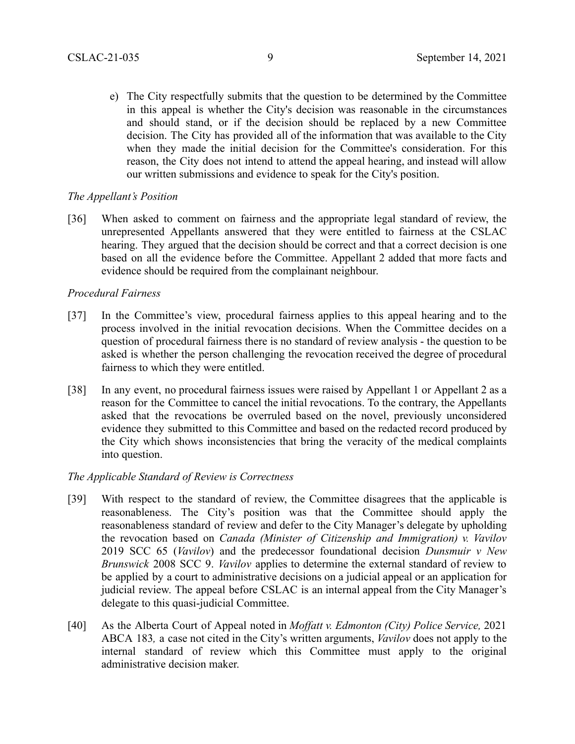e) The City respectfully submits that the question to be determined by the Committee in this appeal is whether the City's decision was reasonable in the circumstances and should stand, or if the decision should be replaced by a new Committee decision. The City has provided all of the information that was available to the City when they made the initial decision for the Committee's consideration. For this reason, the City does not intend to attend the appeal hearing, and instead will allow our written submissions and evidence to speak for the City's position.

*The Appellant's Position*

[36] When asked to comment on fairness and the appropriate legal standard of review, the unrepresented Appellants answered that they were entitled to fairness at the CSLAC hearing. They argued that the decision should be correct and that a correct decision is one based on all the evidence before the Committee. Appellant 2 added that more facts and evidence should be required from the complainant neighbour.

*Procedural Fairness*

[37] In the Committee's view, procedural fairness applies to this appeal hearing and to the process involved in the initial revocation decisions. When the Committee decides on a question of procedural fairness there is no standard of review analysis - the question to be asked is whether the person challenging the revocation received the degree of procedural fairness to which they were entitled.

[38] In any event, no procedural fairness issues were raised by Appellant 1 or Appellant 2 as a reason for the Committee to cancel the initial revocations. To the contrary, the Appellants asked that the revocations be overruled based on the novel, previously unconsidered evidence they submitted to this Committee and based on the redacted record produced by the City which shows inconsistencies that bring the veracity of the medical complaints into question.

*The Applicable Standard of Review is Correctness*

[39] With respect to the standard of review, the Committee disagrees that the applicable is reasonableness. The City's position was that the Committee should apply the reasonableness standard of review and defer to the City Manager's delegate by upholding the revocation based on *Canada (Minister of Citizenship and Immigration) v. Vavilov* 2019 SCC 65 (*Vavilov*) and the predecessor foundational decision *Dunsmuir v New Brunswick* 2008 SCC 9. *Vavilov* applies to determine the external standard of review to be applied by a court to administrative decisions on a judicial appeal or an application for judicial review. The appeal before CSLAC is an internal appeal from the City Manager's delegate to this quasi-judicial Committee.

[40] As the Alberta Court of Appeal noted in *Moffatt v. Edmonton (City) Police Service,* 2021 ABCA 183*,* a case not cited in the City's written arguments, *Vavilov* does not apply to the internal standard of review which this Committee must apply to the original administrative decision maker.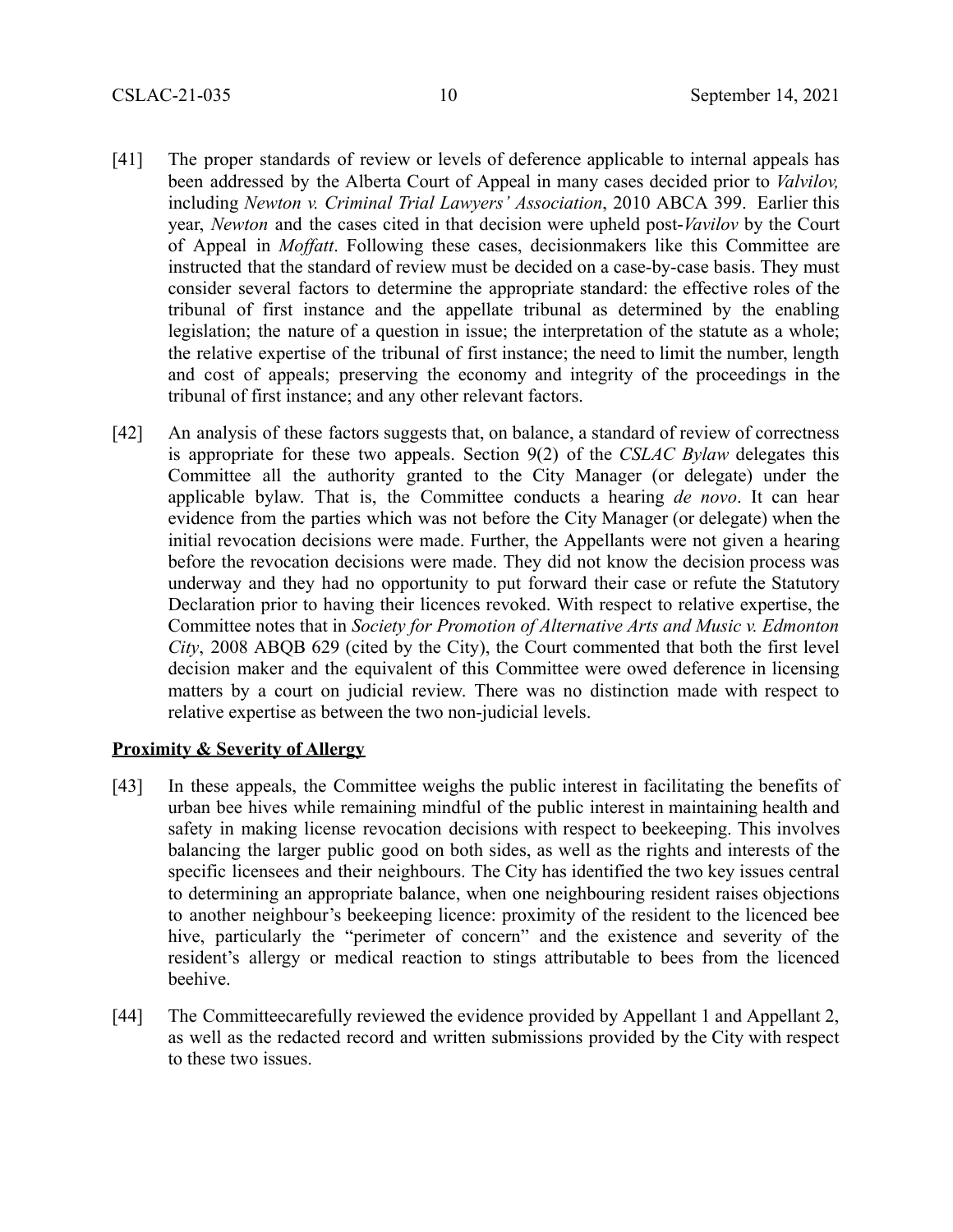[41] The proper standards of review or levels of deference applicable to internal appeals has been addressed by the Alberta Court of Appeal in many cases decided prior to *Valvilov,* including *Newton v. Criminal Trial Lawyers' Association*, 2010 ABCA 399. Earlier this year, *Newton* and the cases cited in that decision were upheld post-*Vavilov* by the Court of Appeal in *Moffatt*. Following these cases, decisionmakers like this Committee are instructed that the standard of review must be decided on a case-by-case basis. They must consider several factors to determine the appropriate standard: the effective roles of the tribunal of first instance and the appellate tribunal as determined by the enabling legislation; the nature of a question in issue; the interpretation of the statute as a whole; the relative expertise of the tribunal of first instance; the need to limit the number, length and cost of appeals; preserving the economy and integrity of the proceedings in the tribunal of first instance; and any other relevant factors.

[42] An analysis of these factors suggests that, on balance, a standard of review of correctness is appropriate for these two appeals. Section 9(2) of the *CSLAC Bylaw* delegates this Committee all the authority granted to the City Manager (or delegate) under the applicable bylaw. That is, the Committee conducts a hearing *de novo*. It can hear evidence from the parties which was not before the City Manager (or delegate) when the initial revocation decisions were made. Further, the Appellants were not given a hearing before the revocation decisions were made. They did not know the decision process was underway and they had no opportunity to put forward their case or refute the Statutory Declaration prior to having their licences revoked. With respect to relative expertise, the Committee notes that in *Society for Promotion of Alternative Arts and Music v. Edmonton City*, 2008 ABQB 629 (cited by the City), the Court commented that both the first level decision maker and the equivalent of this Committee were owed deference in licensing matters by a court on judicial review. There was no distinction made with respect to relative expertise as between the two non-judicial levels.

**Proximity & Severity of Allergy**

[43] In these appeals, the Committee weighs the public interest in facilitating the benefits of urban bee hives while remaining mindful of the public interest in maintaining health and safety in making license revocation decisions with respect to beekeeping. This involves balancing the larger public good on both sides, as well as the rights and interests of the specific licensees and their neighbours. The City has identified the two key issues central to determining an appropriate balance, when one neighbouring resident raises objections to another neighbour's beekeeping licence: proximity of the resident to the licenced bee hive, particularly the "perimeter of concern" and the existence and severity of the resident's allergy or medical reaction to stings attributable to bees from the licenced beehive.

[44] The Committeecarefully reviewed the evidence provided by Appellant 1 and Appellant 2, as well as the redacted record and written submissions provided by the City with respect to these two issues.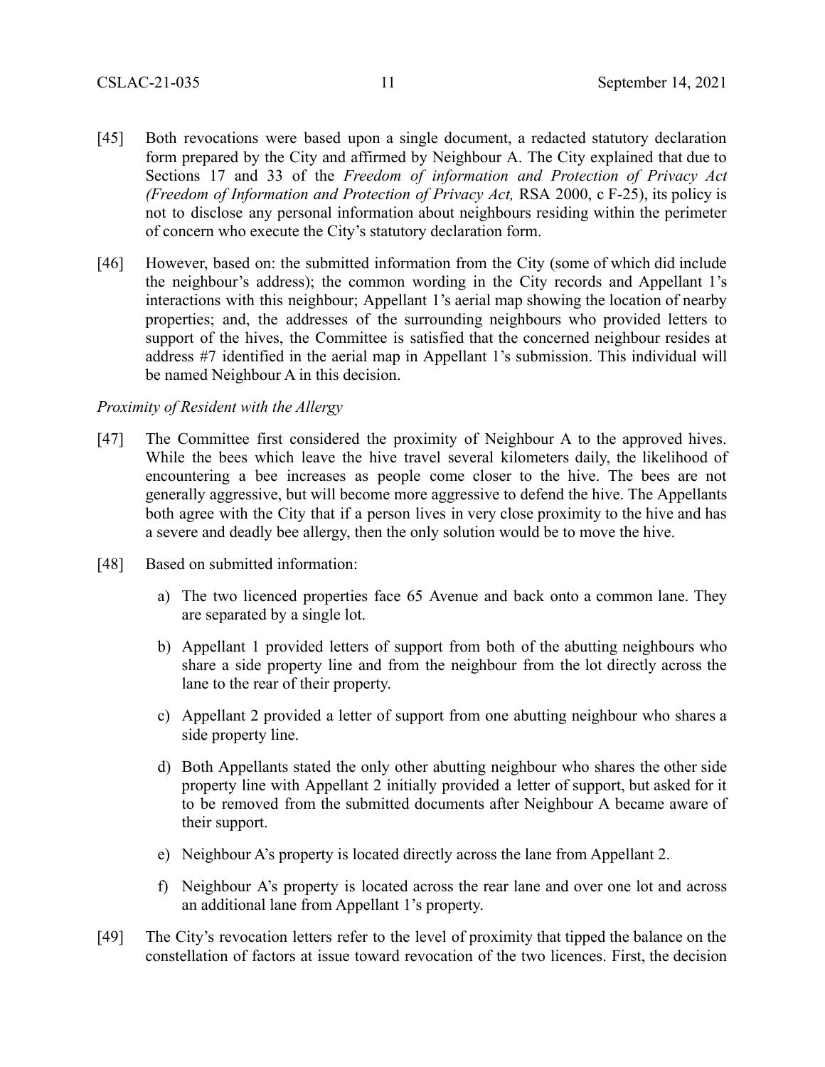[45] Both revocations were based upon a single document, a redacted statutory declaration form prepared by the City and affirmed by Neighbour A. The City explained that due to Sections 17 and 33 of the *Freedom of information and Protection of Privacy Act (Freedom of Information and Protection of Privacy Act,* RSA 2000, c F-25), its policy is not to disclose any personal information about neighbours residing within the perimeter of concern who execute the City's statutory declaration form.

[46] However, based on: the submitted information from the City (some of which did include the neighbour's address); the common wording in the City records and Appellant 1's interactions with this neighbour; Appellant 1's aerial map showing the location of nearby properties; and, the addresses of the surrounding neighbours who provided letters to support of the hives, the Committee is satisfied that the concerned neighbour resides at address #7 identified in the aerial map in Appellant 1's submission. This individual will be named Neighbour A in this decision.

*Proximity of Resident with the Allergy*

[47] The Committee first considered the proximity of Neighbour A to the approved hives. While the bees which leave the hive travel several kilometers daily, the likelihood of encountering a bee increases as people come closer to the hive. The bees are not generally aggressive, but will become more aggressive to defend the hive. The Appellants both agree with the City that if a person lives in very close proximity to the hive and has a severe and deadly bee allergy, then the only solution would be to move the hive.

[48] Based on submitted information:

a) The two licenced properties face 65 Avenue and back onto a common lane. They are separated by a single lot.

b) Appellant 1 provided letters of support from both of the abutting neighbours who share a side property line and from the neighbour from the lot directly across the lane to the rear of their property.

c) Appellant 2 provided a letter of support from one abutting neighbour who shares a side property line.

d) Both Appellants stated the only other abutting neighbour who shares the other side property line with Appellant 2 initially provided a letter of support, but asked for it to be removed from the submitted documents after Neighbour A became aware of their support.

e) Neighbour A's property is located directly across the lane from Appellant 2.

f) Neighbour A's property is located across the rear lane and over one lot and across an additional lane from Appellant 1's property.

[49] The City's revocation letters refer to the level of proximity that tipped the balance on the constellation of factors at issue toward revocation of the two licences. First, the decision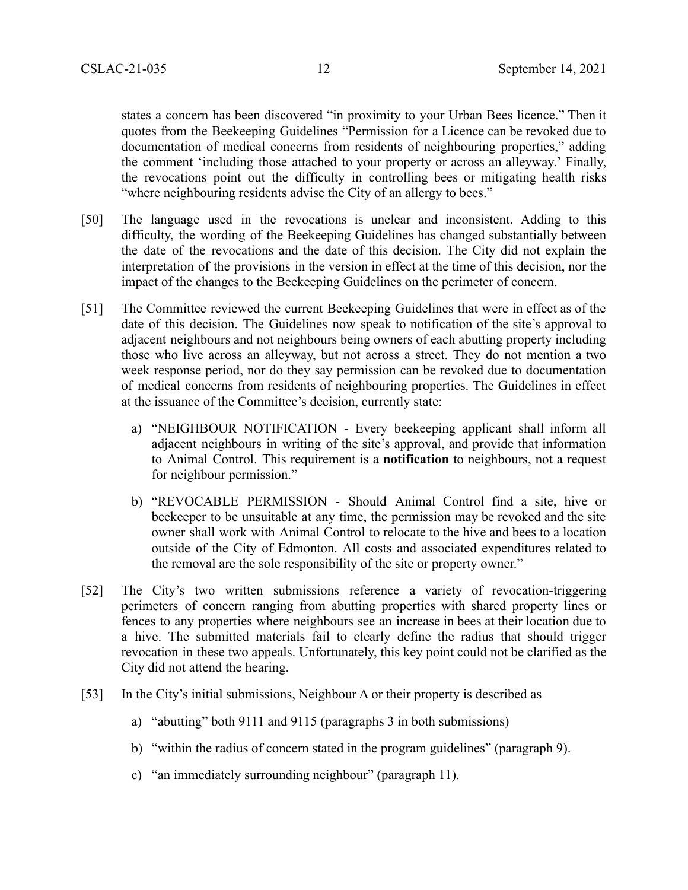states a concern has been discovered "in proximity to your Urban Bees licence." Then it quotes from the Beekeeping Guidelines "Permission for a Licence can be revoked due to documentation of medical concerns from residents of neighbouring properties," adding the comment 'including those attached to your property or across an alleyway.' Finally, the revocations point out the difficulty in controlling bees or mitigating health risks "where neighbouring residents advise the City of an allergy to bees."

[50] The language used in the revocations is unclear and inconsistent. Adding to this difficulty, the wording of the Beekeeping Guidelines has changed substantially between the date of the revocations and the date of this decision. The City did not explain the interpretation of the provisions in the version in effect at the time of this decision, nor the impact of the changes to the Beekeeping Guidelines on the perimeter of concern.

[51] The Committee reviewed the current Beekeeping Guidelines that were in effect as of the date of this decision. The Guidelines now speak to notification of the site's approval to adjacent neighbours and not neighbours being owners of each abutting property including those who live across an alleyway, but not across a street. They do not mention a two week response period, nor do they say permission can be revoked due to documentation of medical concerns from residents of neighbouring properties. The Guidelines in effect at the issuance of the Committee's decision, currently state:

a) "NEIGHBOUR NOTIFICATION - Every beekeeping applicant shall inform all adjacent neighbours in writing of the site's approval, and provide that information to Animal Control. This requirement is a **notification** to neighbours, not a request for neighbour permission."

b) "REVOCABLE PERMISSION - Should Animal Control find a site, hive or beekeeper to be unsuitable at any time, the permission may be revoked and the site owner shall work with Animal Control to relocate to the hive and bees to a location outside of the City of Edmonton. All costs and associated expenditures related to the removal are the sole responsibility of the site or property owner."

[52] The City's two written submissions reference a variety of revocation-triggering perimeters of concern ranging from abutting properties with shared property lines or fences to any properties where neighbours see an increase in bees at their location due to a hive. The submitted materials fail to clearly define the radius that should trigger revocation in these two appeals. Unfortunately, this key point could not be clarified as the City did not attend the hearing.

[53] In the City's initial submissions, Neighbour A or their property is described as

a) "abutting" both 9111 and 9115 (paragraphs 3 in both submissions)

b) "within the radius of concern stated in the program guidelines" (paragraph 9).

c) "an immediately surrounding neighbour" (paragraph 11).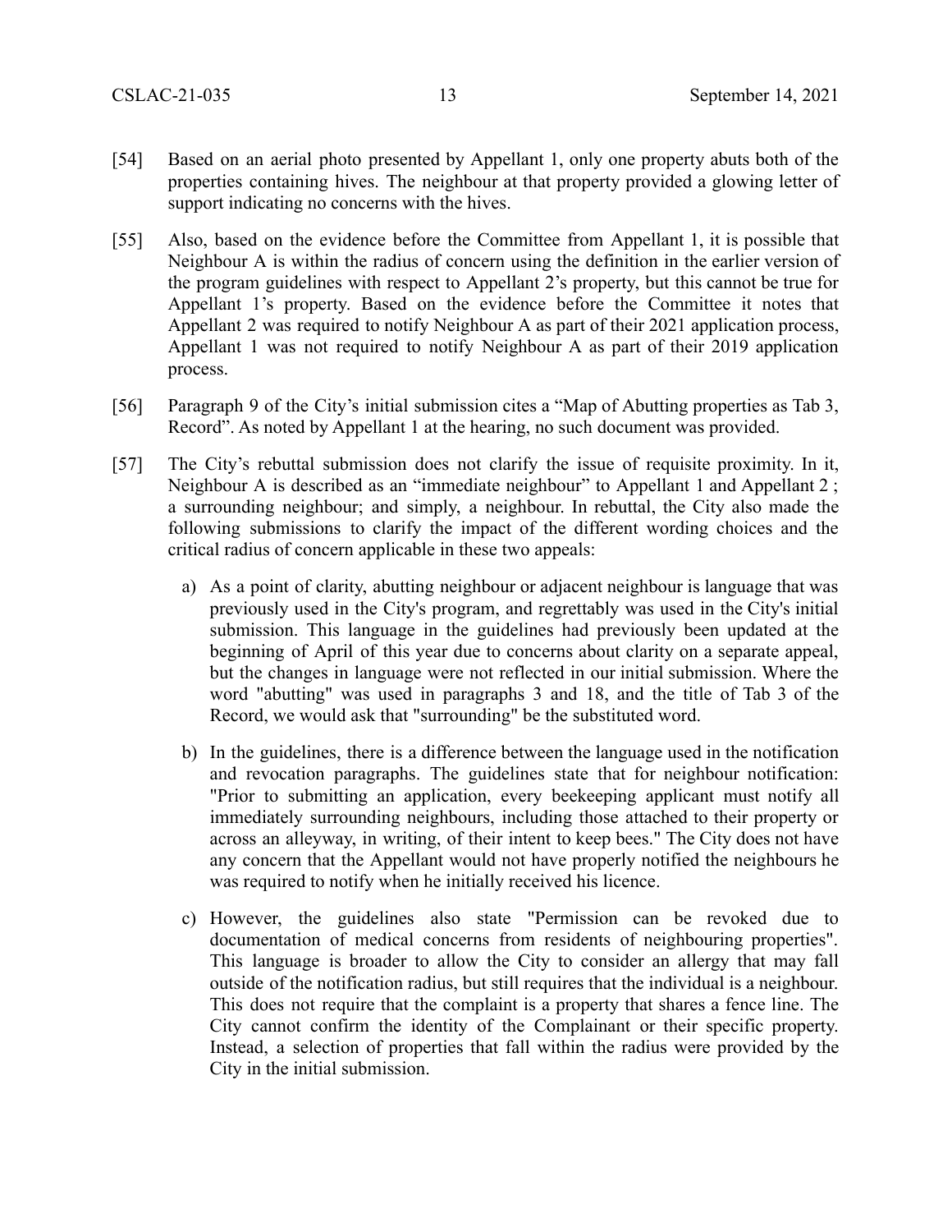[54] Based on an aerial photo presented by Appellant 1, only one property abuts both of the properties containing hives. The neighbour at that property provided a glowing letter of support indicating no concerns with the hives.

[55] Also, based on the evidence before the Committee from Appellant 1, it is possible that Neighbour A is within the radius of concern using the definition in the earlier version of the program guidelines with respect to Appellant 2's property, but this cannot be true for Appellant 1's property. Based on the evidence before the Committee it notes that Appellant 2 was required to notify Neighbour A as part of their 2021 application process, Appellant 1 was not required to notify Neighbour A as part of their 2019 application process.

[56] Paragraph 9 of the City's initial submission cites a "Map of Abutting properties as Tab 3, Record". As noted by Appellant 1 at the hearing, no such document was provided.

[57] The City's rebuttal submission does not clarify the issue of requisite proximity. In it, Neighbour A is described as an "immediate neighbour" to Appellant 1 and Appellant 2 ; a surrounding neighbour; and simply, a neighbour. In rebuttal, the City also made the following submissions to clarify the impact of the different wording choices and the critical radius of concern applicable in these two appeals:

a) As a point of clarity, abutting neighbour or adjacent neighbour is language that was previously used in the City's program, and regrettably was used in the City's initial submission. This language in the guidelines had previously been updated at the beginning of April of this year due to concerns about clarity on a separate appeal, but the changes in language were not reflected in our initial submission. Where the word "abutting" was used in paragraphs 3 and 18, and the title of Tab 3 of the Record, we would ask that "surrounding" be the substituted word.

b) In the guidelines, there is a difference between the language used in the notification and revocation paragraphs. The guidelines state that for neighbour notification: "Prior to submitting an application, every beekeeping applicant must notify all immediately surrounding neighbours, including those attached to their property or across an alleyway, in writing, of their intent to keep bees." The City does not have any concern that the Appellant would not have properly notified the neighbours he was required to notify when he initially received his licence.

c) However, the guidelines also state "Permission can be revoked due to documentation of medical concerns from residents of neighbouring properties". This language is broader to allow the City to consider an allergy that may fall outside of the notification radius, but still requires that the individual is a neighbour. This does not require that the complaint is a property that shares a fence line. The City cannot confirm the identity of the Complainant or their specific property. Instead, a selection of properties that fall within the radius were provided by the City in the initial submission.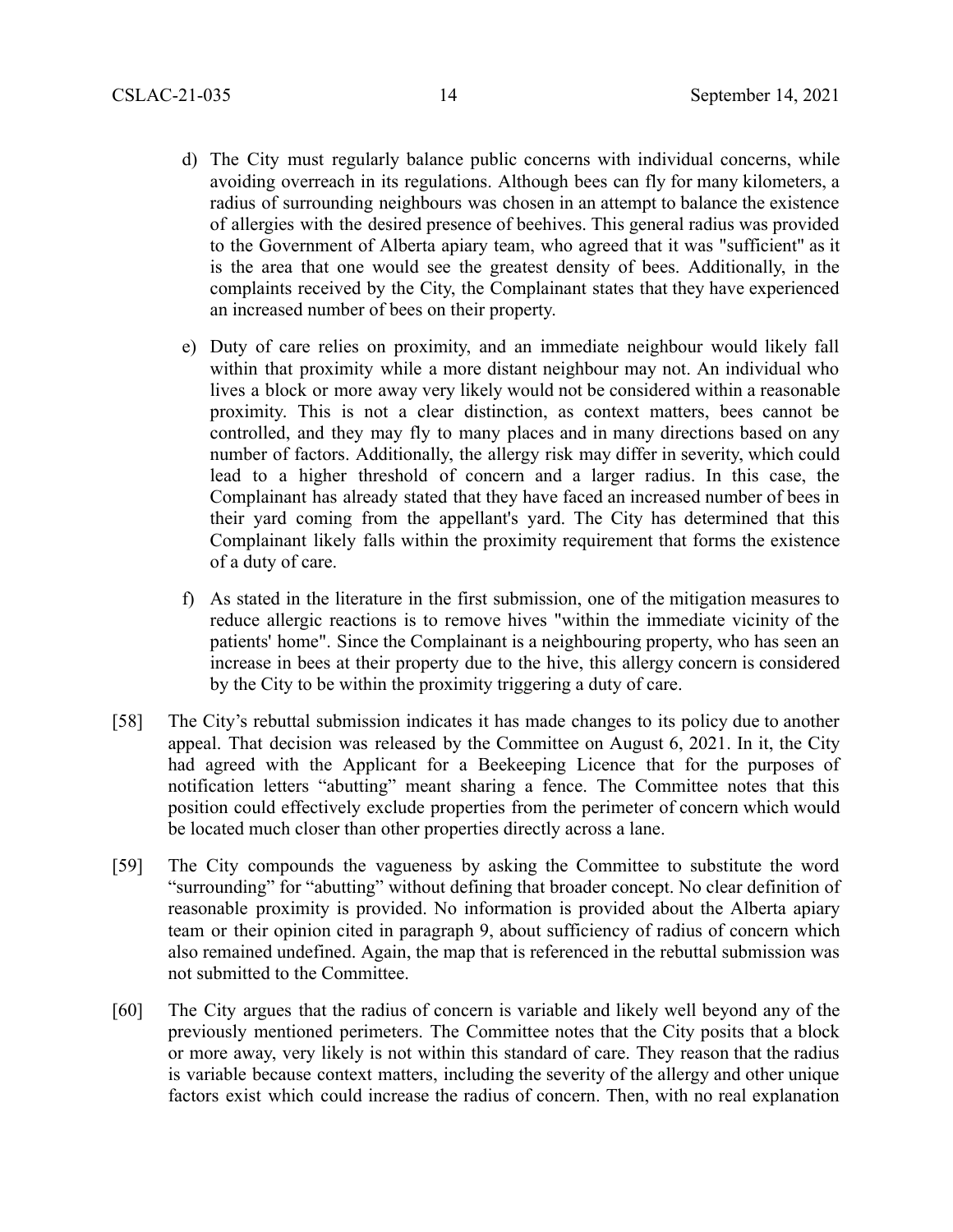d) The City must regularly balance public concerns with individual concerns, while avoiding overreach in its regulations. Although bees can fly for many kilometers, a radius of surrounding neighbours was chosen in an attempt to balance the existence of allergies with the desired presence of beehives. This general radius was provided to the Government of Alberta apiary team, who agreed that it was "sufficient" as it is the area that one would see the greatest density of bees. Additionally, in the complaints received by the City, the Complainant states that they have experienced an increased number of bees on their property.

e) Duty of care relies on proximity, and an immediate neighbour would likely fall within that proximity while a more distant neighbour may not. An individual who lives a block or more away very likely would not be considered within a reasonable proximity. This is not a clear distinction, as context matters, bees cannot be controlled, and they may fly to many places and in many directions based on any number of factors. Additionally, the allergy risk may differ in severity, which could lead to a higher threshold of concern and a larger radius. In this case, the Complainant has already stated that they have faced an increased number of bees in their yard coming from the appellant's yard. The City has determined that this Complainant likely falls within the proximity requirement that forms the existence of a duty of care.

f) As stated in the literature in the first submission, one of the mitigation measures to reduce allergic reactions is to remove hives "within the immediate vicinity of the patients' home". Since the Complainant is a neighbouring property, who has seen an increase in bees at their property due to the hive, this allergy concern is considered by the City to be within the proximity triggering a duty of care.

[58] The City's rebuttal submission indicates it has made changes to its policy due to another appeal. That decision was released by the Committee on August 6, 2021. In it, the City had agreed with the Applicant for a Beekeeping Licence that for the purposes of notification letters "abutting" meant sharing a fence. The Committee notes that this position could effectively exclude properties from the perimeter of concern which would be located much closer than other properties directly across a lane.

[59] The City compounds the vagueness by asking the Committee to substitute the word "surrounding" for "abutting" without defining that broader concept. No clear definition of reasonable proximity is provided. No information is provided about the Alberta apiary team or their opinion cited in paragraph 9, about sufficiency of radius of concern which also remained undefined. Again, the map that is referenced in the rebuttal submission was not submitted to the Committee.

[60] The City argues that the radius of concern is variable and likely well beyond any of the previously mentioned perimeters. The Committee notes that the City posits that a block or more away, very likely is not within this standard of care. They reason that the radius is variable because context matters, including the severity of the allergy and other unique factors exist which could increase the radius of concern. Then, with no real explanation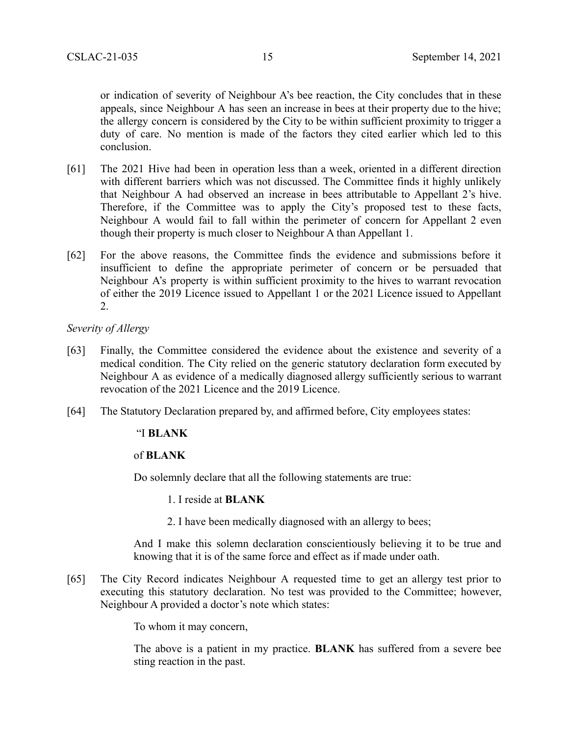or indication of severity of Neighbour A's bee reaction, the City concludes that in these appeals, since Neighbour A has seen an increase in bees at their property due to the hive; the allergy concern is considered by the City to be within sufficient proximity to trigger a duty of care. No mention is made of the factors they cited earlier which led to this conclusion.

[61] The 2021 Hive had been in operation less than a week, oriented in a different direction with different barriers which was not discussed. The Committee finds it highly unlikely that Neighbour A had observed an increase in bees attributable to Appellant 2's hive. Therefore, if the Committee was to apply the City's proposed test to these facts, Neighbour A would fail to fall within the perimeter of concern for Appellant 2 even though their property is much closer to Neighbour A than Appellant 1.

[62] For the above reasons, the Committee finds the evidence and submissions before it insufficient to define the appropriate perimeter of concern or be persuaded that Neighbour A's property is within sufficient proximity to the hives to warrant revocation of either the 2019 Licence issued to Appellant 1 or the 2021 Licence issued to Appellant 2.

*Severity of Allergy*

[63] Finally, the Committee considered the evidence about the existence and severity of a medical condition. The City relied on the generic statutory declaration form executed by Neighbour A as evidence of a medically diagnosed allergy sufficiently serious to warrant revocation of the 2021 Licence and the 2019 Licence.

[64] The Statutory Declaration prepared by, and affirmed before, City employees states:

> "I **BLANK**
>
> of **BLANK**
>
> Do solemnly declare that all the following statements are true:
>
> 1. I reside at **BLANK**
> 2. I have been medically diagnosed with an allergy to bees;
>
> And I make this solemn declaration conscientiously believing it to be true and knowing that it is of the same force and effect as if made under oath.

[65] The City Record indicates Neighbour A requested time to get an allergy test prior to executing this statutory declaration. No test was provided to the Committee; however, Neighbour A provided a doctor's note which states:

> To whom it may concern,
>
> The above is a patient in my practice. **BLANK** has suffered from a severe bee sting reaction in the past.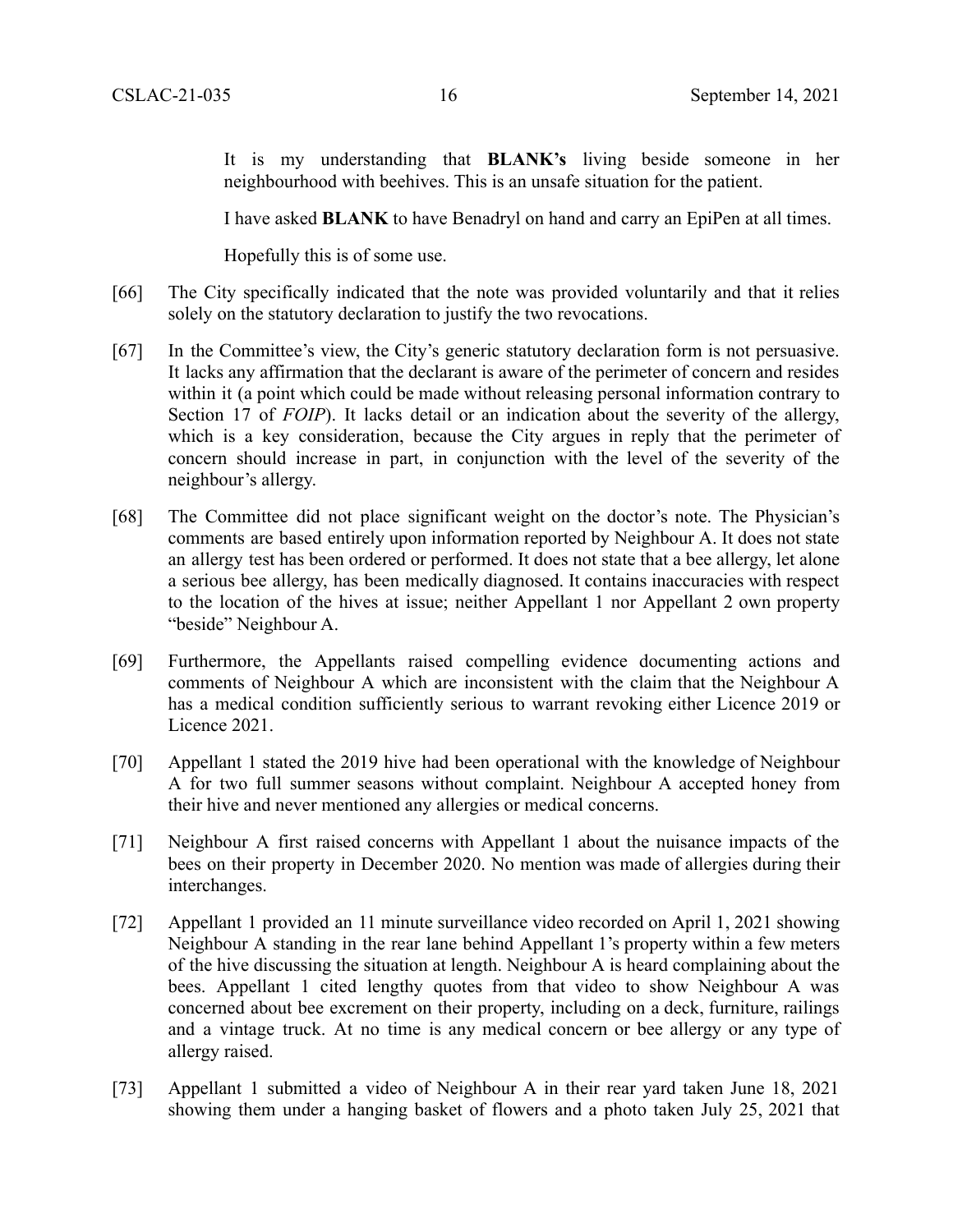> It is my understanding that **BLANK's** living beside someone in her neighbourhood with beehives. This is an unsafe situation for the patient.
>
> I have asked **BLANK** to have Benadryl on hand and carry an EpiPen at all times.
>
> Hopefully this is of some use.

[66] The City specifically indicated that the note was provided voluntarily and that it relies solely on the statutory declaration to justify the two revocations.

[67] In the Committee's view, the City's generic statutory declaration form is not persuasive. It lacks any affirmation that the declarant is aware of the perimeter of concern and resides within it (a point which could be made without releasing personal information contrary to Section 17 of *FOIP*). It lacks detail or an indication about the severity of the allergy, which is a key consideration, because the City argues in reply that the perimeter of concern should increase in part, in conjunction with the level of the severity of the neighbour's allergy.

[68] The Committee did not place significant weight on the doctor's note. The Physician's comments are based entirely upon information reported by Neighbour A. It does not state an allergy test has been ordered or performed. It does not state that a bee allergy, let alone a serious bee allergy, has been medically diagnosed. It contains inaccuracies with respect to the location of the hives at issue; neither Appellant 1 nor Appellant 2 own property "beside" Neighbour A.

[69] Furthermore, the Appellants raised compelling evidence documenting actions and comments of Neighbour A which are inconsistent with the claim that the Neighbour A has a medical condition sufficiently serious to warrant revoking either Licence 2019 or Licence 2021.

[70] Appellant 1 stated the 2019 hive had been operational with the knowledge of Neighbour A for two full summer seasons without complaint. Neighbour A accepted honey from their hive and never mentioned any allergies or medical concerns.

[71] Neighbour A first raised concerns with Appellant 1 about the nuisance impacts of the bees on their property in December 2020. No mention was made of allergies during their interchanges.

[72] Appellant 1 provided an 11 minute surveillance video recorded on April 1, 2021 showing Neighbour A standing in the rear lane behind Appellant 1's property within a few meters of the hive discussing the situation at length. Neighbour A is heard complaining about the bees. Appellant 1 cited lengthy quotes from that video to show Neighbour A was concerned about bee excrement on their property, including on a deck, furniture, railings and a vintage truck. At no time is any medical concern or bee allergy or any type of allergy raised.

[73] Appellant 1 submitted a video of Neighbour A in their rear yard taken June 18, 2021 showing them under a hanging basket of flowers and a photo taken July 25, 2021 that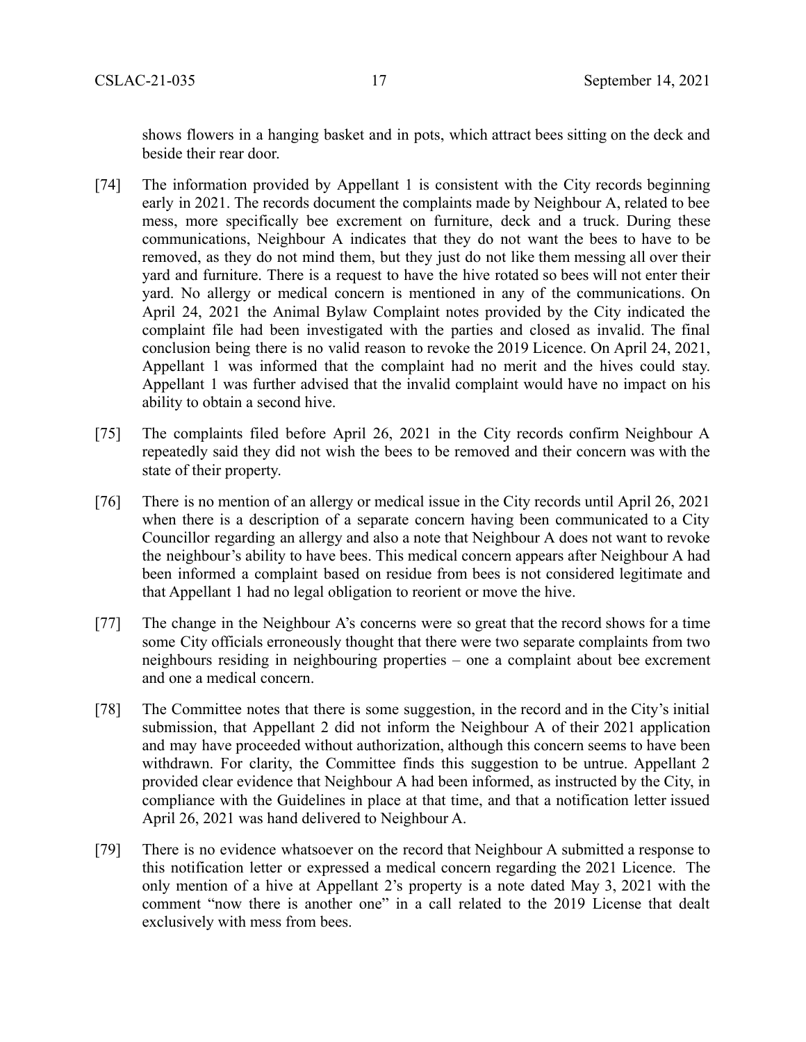shows flowers in a hanging basket and in pots, which attract bees sitting on the deck and beside their rear door.

[74] The information provided by Appellant 1 is consistent with the City records beginning early in 2021. The records document the complaints made by Neighbour A, related to bee mess, more specifically bee excrement on furniture, deck and a truck. During these communications, Neighbour A indicates that they do not want the bees to have to be removed, as they do not mind them, but they just do not like them messing all over their yard and furniture. There is a request to have the hive rotated so bees will not enter their yard. No allergy or medical concern is mentioned in any of the communications. On April 24, 2021 the Animal Bylaw Complaint notes provided by the City indicated the complaint file had been investigated with the parties and closed as invalid. The final conclusion being there is no valid reason to revoke the 2019 Licence. On April 24, 2021, Appellant 1 was informed that the complaint had no merit and the hives could stay. Appellant 1 was further advised that the invalid complaint would have no impact on his ability to obtain a second hive.

[75] The complaints filed before April 26, 2021 in the City records confirm Neighbour A repeatedly said they did not wish the bees to be removed and their concern was with the state of their property.

[76] There is no mention of an allergy or medical issue in the City records until April 26, 2021 when there is a description of a separate concern having been communicated to a City Councillor regarding an allergy and also a note that Neighbour A does not want to revoke the neighbour's ability to have bees. This medical concern appears after Neighbour A had been informed a complaint based on residue from bees is not considered legitimate and that Appellant 1 had no legal obligation to reorient or move the hive.

[77] The change in the Neighbour A's concerns were so great that the record shows for a time some City officials erroneously thought that there were two separate complaints from two neighbours residing in neighbouring properties – one a complaint about bee excrement and one a medical concern.

[78] The Committee notes that there is some suggestion, in the record and in the City's initial submission, that Appellant 2 did not inform the Neighbour A of their 2021 application and may have proceeded without authorization, although this concern seems to have been withdrawn. For clarity, the Committee finds this suggestion to be untrue. Appellant 2 provided clear evidence that Neighbour A had been informed, as instructed by the City, in compliance with the Guidelines in place at that time, and that a notification letter issued April 26, 2021 was hand delivered to Neighbour A.

[79] There is no evidence whatsoever on the record that Neighbour A submitted a response to this notification letter or expressed a medical concern regarding the 2021 Licence. The only mention of a hive at Appellant 2's property is a note dated May 3, 2021 with the comment "now there is another one" in a call related to the 2019 License that dealt exclusively with mess from bees.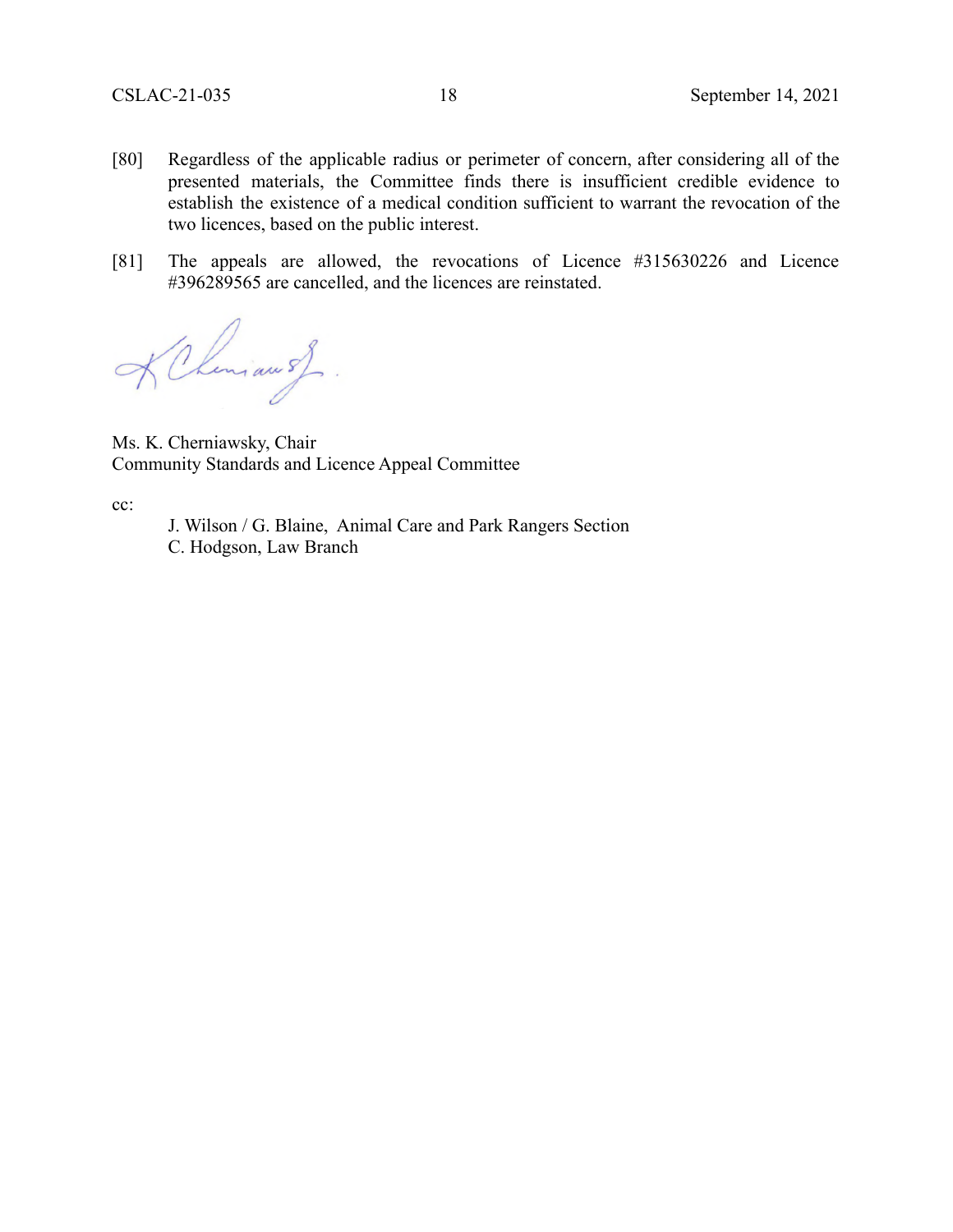[80] Regardless of the applicable radius or perimeter of concern, after considering all of the presented materials, the Committee finds there is insufficient credible evidence to establish the existence of a medical condition sufficient to warrant the revocation of the two licences, based on the public interest.

[81] The appeals are allowed, the revocations of Licence #315630226 and Licence #396289565 are cancelled, and the licences are reinstated.

Ms. K. Cherniawsky, Chair
Community Standards and Licence Appeal Committee

cc:

J. Wilson / G. Blaine, Animal Care and Park Rangers Section
C. Hodgson, Law Branch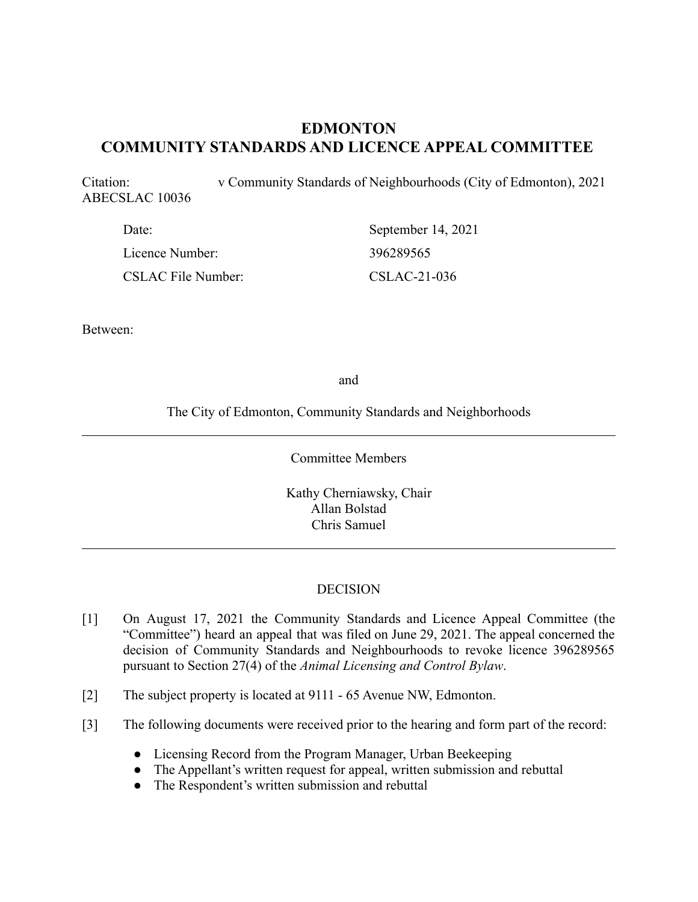# EDMONTON
# COMMUNITY STANDARDS AND LICENCE APPEAL COMMITTEE

Citation: v Community Standards of Neighbourhoods (City of Edmonton), 2021 ABECSLAC 10036

| | |
|---|---|
| Date: | September 14, 2021 |
| Licence Number: | 396289565 |
| CSLAC File Number: | CSLAC-21-036 |

Between:

and

The City of Edmonton, Community Standards and Neighborhoods

---

Committee Members

Kathy Cherniawsky, Chair
Allan Bolstad
Chris Samuel

---

DECISION

[1] On August 17, 2021 the Community Standards and Licence Appeal Committee (the "Committee") heard an appeal that was filed on June 29, 2021. The appeal concerned the decision of Community Standards and Neighbourhoods to revoke licence 396289565 pursuant to Section 27(4) of the *Animal Licensing and Control Bylaw*.

[2] The subject property is located at 9111 - 65 Avenue NW, Edmonton.

[3] The following documents were received prior to the hearing and form part of the record:

- Licensing Record from the Program Manager, Urban Beekeeping
- The Appellant's written request for appeal, written submission and rebuttal
- The Respondent's written submission and rebuttal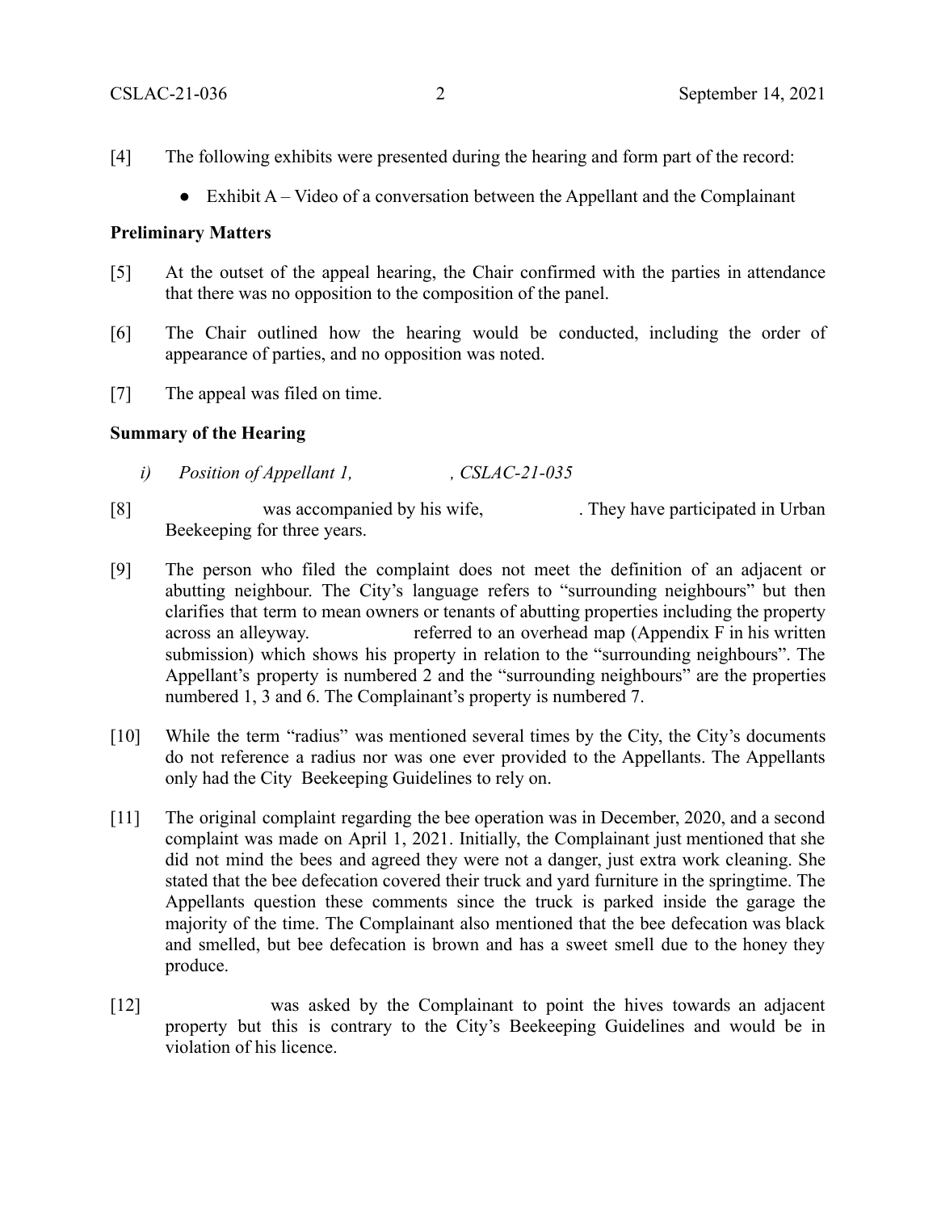[4] The following exhibits were presented during the hearing and form part of the record:

- Exhibit A – Video of a conversation between the Appellant and the Complainant

**Preliminary Matters**

[5] At the outset of the appeal hearing, the Chair confirmed with the parties in attendance that there was no opposition to the composition of the panel.

[6] The Chair outlined how the hearing would be conducted, including the order of appearance of parties, and no opposition was noted.

[7] The appeal was filed on time.

**Summary of the Hearing**

*i) Position of Appellant 1, , CSLAC-21-035*

[8] was accompanied by his wife, . They have participated in Urban Beekeeping for three years.

[9] The person who filed the complaint does not meet the definition of an adjacent or abutting neighbour. The City's language refers to "surrounding neighbours" but then clarifies that term to mean owners or tenants of abutting properties including the property across an alleyway. referred to an overhead map (Appendix F in his written submission) which shows his property in relation to the "surrounding neighbours". The Appellant's property is numbered 2 and the "surrounding neighbours" are the properties numbered 1, 3 and 6. The Complainant's property is numbered 7.

[10] While the term "radius" was mentioned several times by the City, the City's documents do not reference a radius nor was one ever provided to the Appellants. The Appellants only had the City Beekeeping Guidelines to rely on.

[11] The original complaint regarding the bee operation was in December, 2020, and a second complaint was made on April 1, 2021. Initially, the Complainant just mentioned that she did not mind the bees and agreed they were not a danger, just extra work cleaning. She stated that the bee defecation covered their truck and yard furniture in the springtime. The Appellants question these comments since the truck is parked inside the garage the majority of the time. The Complainant also mentioned that the bee defecation was black and smelled, but bee defecation is brown and has a sweet smell due to the honey they produce.

[12] was asked by the Complainant to point the hives towards an adjacent property but this is contrary to the City's Beekeeping Guidelines and would be in violation of his licence.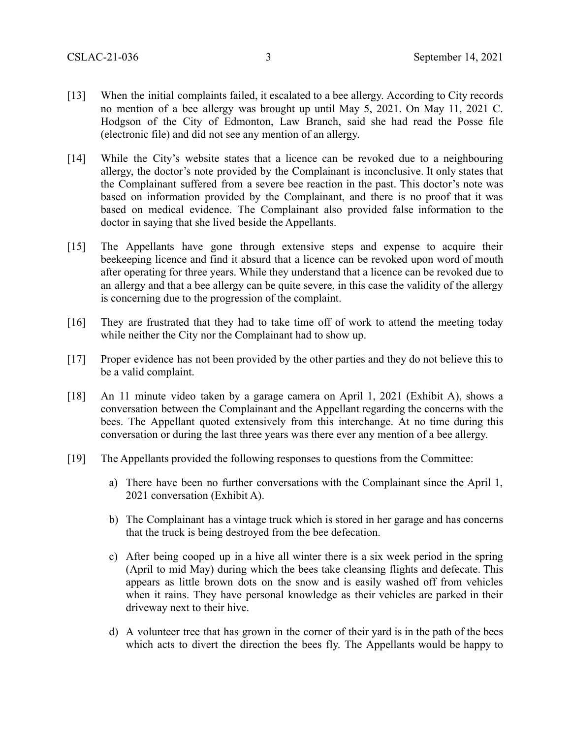[13] When the initial complaints failed, it escalated to a bee allergy. According to City records no mention of a bee allergy was brought up until May 5, 2021. On May 11, 2021 C. Hodgson of the City of Edmonton, Law Branch, said she had read the Posse file (electronic file) and did not see any mention of an allergy.

[14] While the City's website states that a licence can be revoked due to a neighbouring allergy, the doctor's note provided by the Complainant is inconclusive. It only states that the Complainant suffered from a severe bee reaction in the past. This doctor's note was based on information provided by the Complainant, and there is no proof that it was based on medical evidence. The Complainant also provided false information to the doctor in saying that she lived beside the Appellants.

[15] The Appellants have gone through extensive steps and expense to acquire their beekeeping licence and find it absurd that a licence can be revoked upon word of mouth after operating for three years. While they understand that a licence can be revoked due to an allergy and that a bee allergy can be quite severe, in this case the validity of the allergy is concerning due to the progression of the complaint.

[16] They are frustrated that they had to take time off of work to attend the meeting today while neither the City nor the Complainant had to show up.

[17] Proper evidence has not been provided by the other parties and they do not believe this to be a valid complaint.

[18] An 11 minute video taken by a garage camera on April 1, 2021 (Exhibit A), shows a conversation between the Complainant and the Appellant regarding the concerns with the bees. The Appellant quoted extensively from this interchange. At no time during this conversation or during the last three years was there ever any mention of a bee allergy.

[19] The Appellants provided the following responses to questions from the Committee:

a) There have been no further conversations with the Complainant since the April 1, 2021 conversation (Exhibit A).

b) The Complainant has a vintage truck which is stored in her garage and has concerns that the truck is being destroyed from the bee defecation.

c) After being cooped up in a hive all winter there is a six week period in the spring (April to mid May) during which the bees take cleansing flights and defecate. This appears as little brown dots on the snow and is easily washed off from vehicles when it rains. They have personal knowledge as their vehicles are parked in their driveway next to their hive.

d) A volunteer tree that has grown in the corner of their yard is in the path of the bees which acts to divert the direction the bees fly. The Appellants would be happy to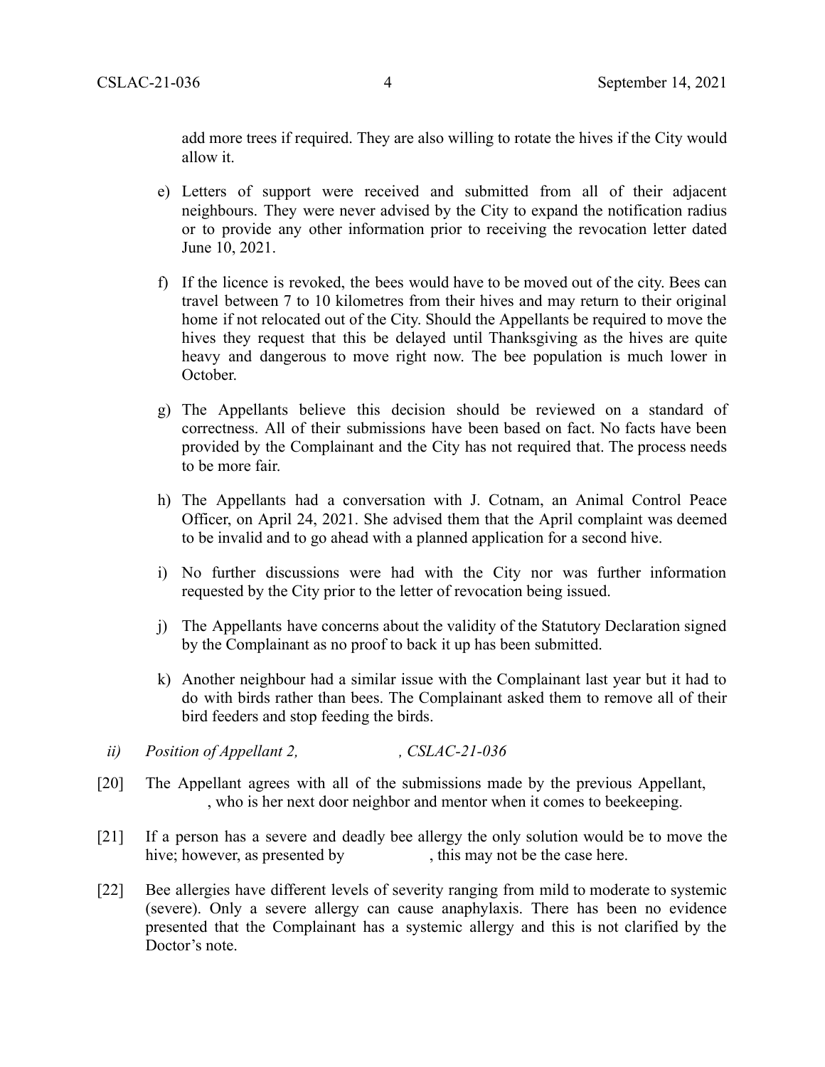add more trees if required. They are also willing to rotate the hives if the City would allow it.

e) Letters of support were received and submitted from all of their adjacent neighbours. They were never advised by the City to expand the notification radius or to provide any other information prior to receiving the revocation letter dated June 10, 2021.

f) If the licence is revoked, the bees would have to be moved out of the city. Bees can travel between 7 to 10 kilometres from their hives and may return to their original home if not relocated out of the City. Should the Appellants be required to move the hives they request that this be delayed until Thanksgiving as the hives are quite heavy and dangerous to move right now. The bee population is much lower in October.

g) The Appellants believe this decision should be reviewed on a standard of correctness. All of their submissions have been based on fact. No facts have been provided by the Complainant and the City has not required that. The process needs to be more fair.

h) The Appellants had a conversation with J. Cotnam, an Animal Control Peace Officer, on April 24, 2021. She advised them that the April complaint was deemed to be invalid and to go ahead with a planned application for a second hive.

i) No further discussions were had with the City nor was further information requested by the City prior to the letter of revocation being issued.

j) The Appellants have concerns about the validity of the Statutory Declaration signed by the Complainant as no proof to back it up has been submitted.

k) Another neighbour had a similar issue with the Complainant last year but it had to do with birds rather than bees. The Complainant asked them to remove all of their bird feeders and stop feeding the birds.

*ii) Position of Appellant 2, , CSLAC-21-036*

[20] The Appellant agrees with all of the submissions made by the previous Appellant, , who is her next door neighbor and mentor when it comes to beekeeping.

[21] If a person has a severe and deadly bee allergy the only solution would be to move the hive; however, as presented by , this may not be the case here.

[22] Bee allergies have different levels of severity ranging from mild to moderate to systemic (severe). Only a severe allergy can cause anaphylaxis. There has been no evidence presented that the Complainant has a systemic allergy and this is not clarified by the Doctor's note.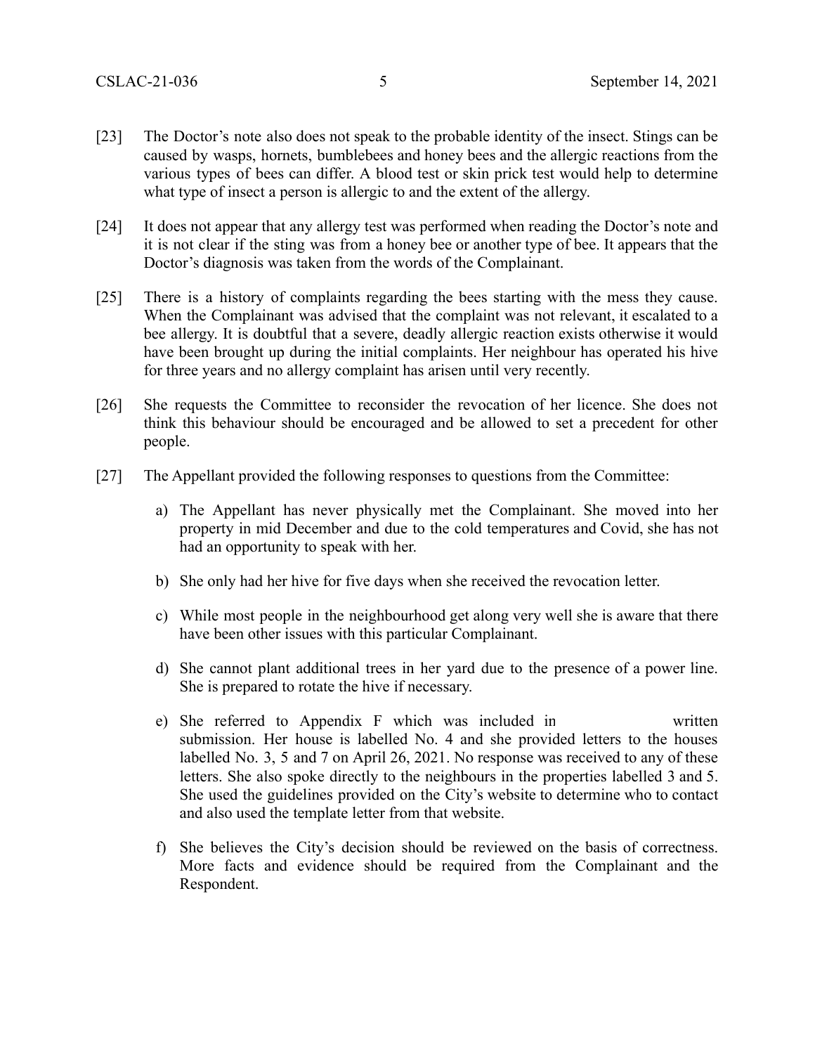[23] The Doctor's note also does not speak to the probable identity of the insect. Stings can be caused by wasps, hornets, bumblebees and honey bees and the allergic reactions from the various types of bees can differ. A blood test or skin prick test would help to determine what type of insect a person is allergic to and the extent of the allergy.

[24] It does not appear that any allergy test was performed when reading the Doctor's note and it is not clear if the sting was from a honey bee or another type of bee. It appears that the Doctor's diagnosis was taken from the words of the Complainant.

[25] There is a history of complaints regarding the bees starting with the mess they cause. When the Complainant was advised that the complaint was not relevant, it escalated to a bee allergy. It is doubtful that a severe, deadly allergic reaction exists otherwise it would have been brought up during the initial complaints. Her neighbour has operated his hive for three years and no allergy complaint has arisen until very recently.

[26] She requests the Committee to reconsider the revocation of her licence. She does not think this behaviour should be encouraged and be allowed to set a precedent for other people.

[27] The Appellant provided the following responses to questions from the Committee:

a) The Appellant has never physically met the Complainant. She moved into her property in mid December and due to the cold temperatures and Covid, she has not had an opportunity to speak with her.

b) She only had her hive for five days when she received the revocation letter.

c) While most people in the neighbourhood get along very well she is aware that there have been other issues with this particular Complainant.

d) She cannot plant additional trees in her yard due to the presence of a power line. She is prepared to rotate the hive if necessary.

e) She referred to Appendix F which was included in written submission. Her house is labelled No. 4 and she provided letters to the houses labelled No. 3, 5 and 7 on April 26, 2021. No response was received to any of these letters. She also spoke directly to the neighbours in the properties labelled 3 and 5. She used the guidelines provided on the City's website to determine who to contact and also used the template letter from that website.

f) She believes the City's decision should be reviewed on the basis of correctness. More facts and evidence should be required from the Complainant and the Respondent.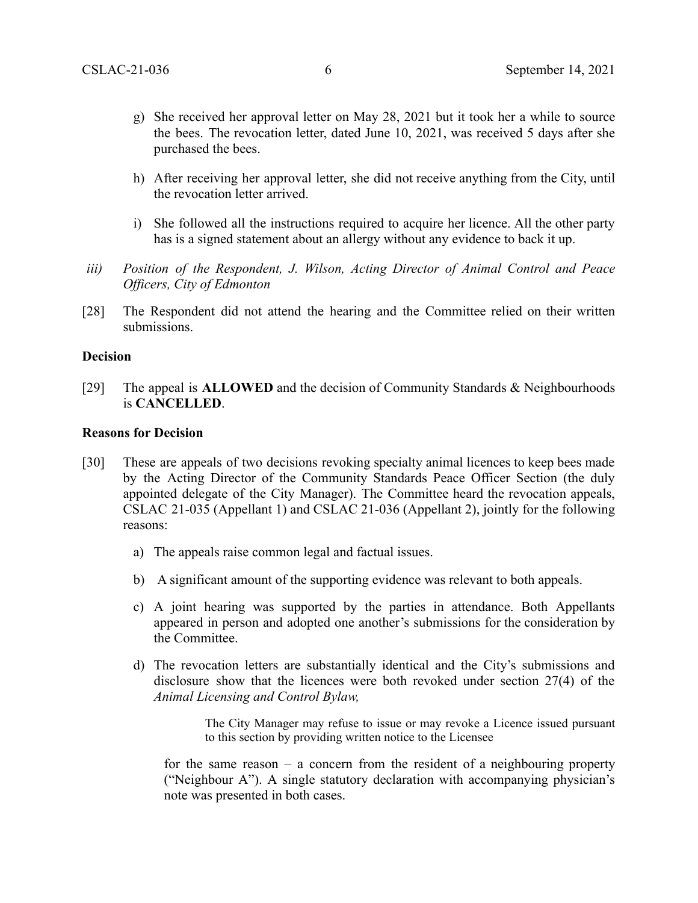g) She received her approval letter on May 28, 2021 but it took her a while to source the bees. The revocation letter, dated June 10, 2021, was received 5 days after she purchased the bees.

h) After receiving her approval letter, she did not receive anything from the City, until the revocation letter arrived.

i) She followed all the instructions required to acquire her licence. All the other party has is a signed statement about an allergy without any evidence to back it up.

*iii) Position of the Respondent, J. Wilson, Acting Director of Animal Control and Peace Officers, City of Edmonton*

[28] The Respondent did not attend the hearing and the Committee relied on their written submissions.

**Decision**

[29] The appeal is **ALLOWED** and the decision of Community Standards & Neighbourhoods is **CANCELLED**.

**Reasons for Decision**

[30] These are appeals of two decisions revoking specialty animal licences to keep bees made by the Acting Director of the Community Standards Peace Officer Section (the duly appointed delegate of the City Manager). The Committee heard the revocation appeals, CSLAC 21-035 (Appellant 1) and CSLAC 21-036 (Appellant 2), jointly for the following reasons:

a) The appeals raise common legal and factual issues.

b) A significant amount of the supporting evidence was relevant to both appeals.

c) A joint hearing was supported by the parties in attendance. Both Appellants appeared in person and adopted one another's submissions for the consideration by the Committee.

d) The revocation letters are substantially identical and the City's submissions and disclosure show that the licences were both revoked under section 27(4) of the *Animal Licensing and Control Bylaw,*

> The City Manager may refuse to issue or may revoke a Licence issued pursuant to this section by providing written notice to the Licensee

for the same reason – a concern from the resident of a neighbouring property ("Neighbour A"). A single statutory declaration with accompanying physician's note was presented in both cases.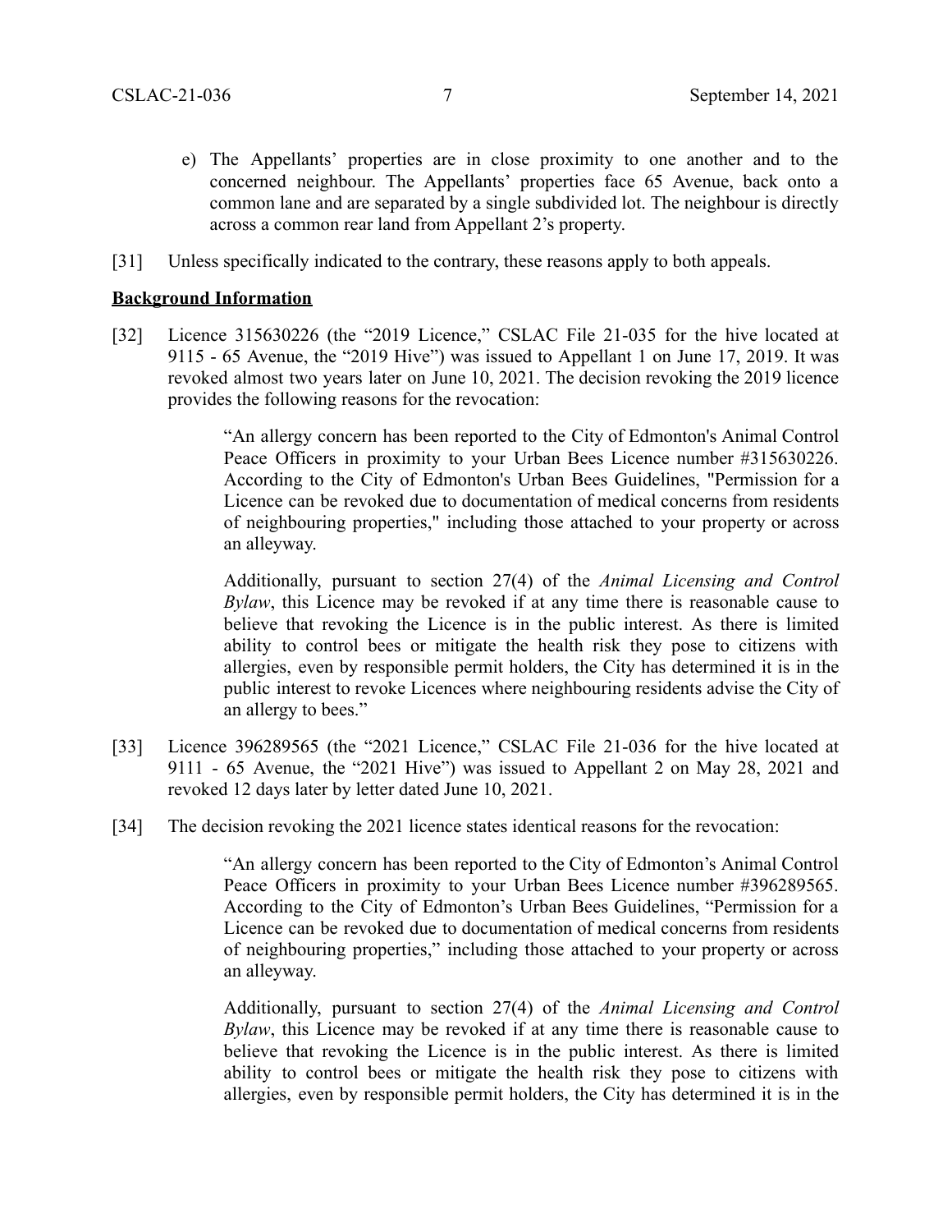e) The Appellants' properties are in close proximity to one another and to the concerned neighbour. The Appellants' properties face 65 Avenue, back onto a common lane and are separated by a single subdivided lot. The neighbour is directly across a common rear land from Appellant 2's property.

[31] Unless specifically indicated to the contrary, these reasons apply to both appeals.

**Background Information**

[32] Licence 315630226 (the "2019 Licence," CSLAC File 21-035 for the hive located at 9115 - 65 Avenue, the "2019 Hive") was issued to Appellant 1 on June 17, 2019. It was revoked almost two years later on June 10, 2021. The decision revoking the 2019 licence provides the following reasons for the revocation:

> "An allergy concern has been reported to the City of Edmonton's Animal Control Peace Officers in proximity to your Urban Bees Licence number #315630226. According to the City of Edmonton's Urban Bees Guidelines, "Permission for a Licence can be revoked due to documentation of medical concerns from residents of neighbouring properties," including those attached to your property or across an alleyway.
>
> Additionally, pursuant to section 27(4) of the *Animal Licensing and Control Bylaw*, this Licence may be revoked if at any time there is reasonable cause to believe that revoking the Licence is in the public interest. As there is limited ability to control bees or mitigate the health risk they pose to citizens with allergies, even by responsible permit holders, the City has determined it is in the public interest to revoke Licences where neighbouring residents advise the City of an allergy to bees."

[33] Licence 396289565 (the "2021 Licence," CSLAC File 21-036 for the hive located at 9111 - 65 Avenue, the "2021 Hive") was issued to Appellant 2 on May 28, 2021 and revoked 12 days later by letter dated June 10, 2021.

[34] The decision revoking the 2021 licence states identical reasons for the revocation:

> "An allergy concern has been reported to the City of Edmonton's Animal Control Peace Officers in proximity to your Urban Bees Licence number #396289565. According to the City of Edmonton's Urban Bees Guidelines, "Permission for a Licence can be revoked due to documentation of medical concerns from residents of neighbouring properties," including those attached to your property or across an alleyway.
>
> Additionally, pursuant to section 27(4) of the *Animal Licensing and Control Bylaw*, this Licence may be revoked if at any time there is reasonable cause to believe that revoking the Licence is in the public interest. As there is limited ability to control bees or mitigate the health risk they pose to citizens with allergies, even by responsible permit holders, the City has determined it is in the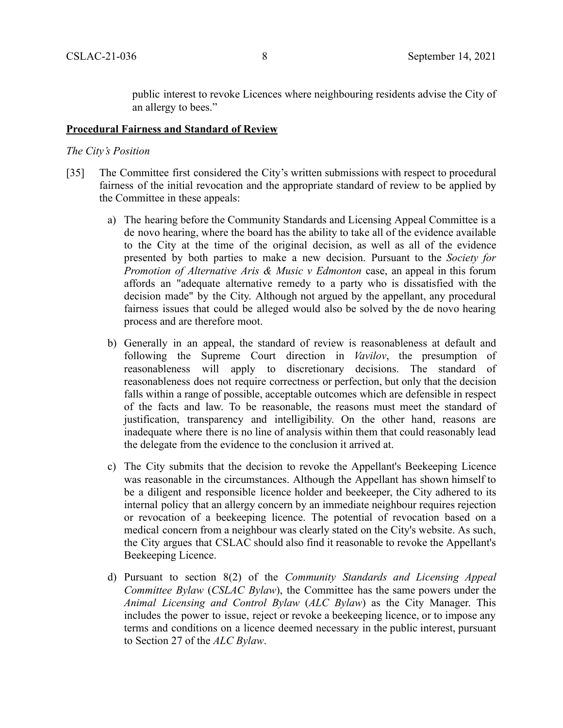public interest to revoke Licences where neighbouring residents advise the City of an allergy to bees."

**Procedural Fairness and Standard of Review**

*The City's Position*

[35] The Committee first considered the City's written submissions with respect to procedural fairness of the initial revocation and the appropriate standard of review to be applied by the Committee in these appeals:

a) The hearing before the Community Standards and Licensing Appeal Committee is a de novo hearing, where the board has the ability to take all of the evidence available to the City at the time of the original decision, as well as all of the evidence presented by both parties to make a new decision. Pursuant to the *Society for Promotion of Alternative Aris & Music v Edmonton* case, an appeal in this forum affords an "adequate alternative remedy to a party who is dissatisfied with the decision made" by the City. Although not argued by the appellant, any procedural fairness issues that could be alleged would also be solved by the de novo hearing process and are therefore moot.

b) Generally in an appeal, the standard of review is reasonableness at default and following the Supreme Court direction in *Vavilov*, the presumption of reasonableness will apply to discretionary decisions. The standard of reasonableness does not require correctness or perfection, but only that the decision falls within a range of possible, acceptable outcomes which are defensible in respect of the facts and law. To be reasonable, the reasons must meet the standard of justification, transparency and intelligibility. On the other hand, reasons are inadequate where there is no line of analysis within them that could reasonably lead the delegate from the evidence to the conclusion it arrived at.

c) The City submits that the decision to revoke the Appellant's Beekeeping Licence was reasonable in the circumstances. Although the Appellant has shown himself to be a diligent and responsible licence holder and beekeeper, the City adhered to its internal policy that an allergy concern by an immediate neighbour requires rejection or revocation of a beekeeping licence. The potential of revocation based on a medical concern from a neighbour was clearly stated on the City's website. As such, the City argues that CSLAC should also find it reasonable to revoke the Appellant's Beekeeping Licence.

d) Pursuant to section 8(2) of the *Community Standards and Licensing Appeal Committee Bylaw* (*CSLAC Bylaw*), the Committee has the same powers under the *Animal Licensing and Control Bylaw* (*ALC Bylaw*) as the City Manager. This includes the power to issue, reject or revoke a beekeeping licence, or to impose any terms and conditions on a licence deemed necessary in the public interest, pursuant to Section 27 of the *ALC Bylaw*.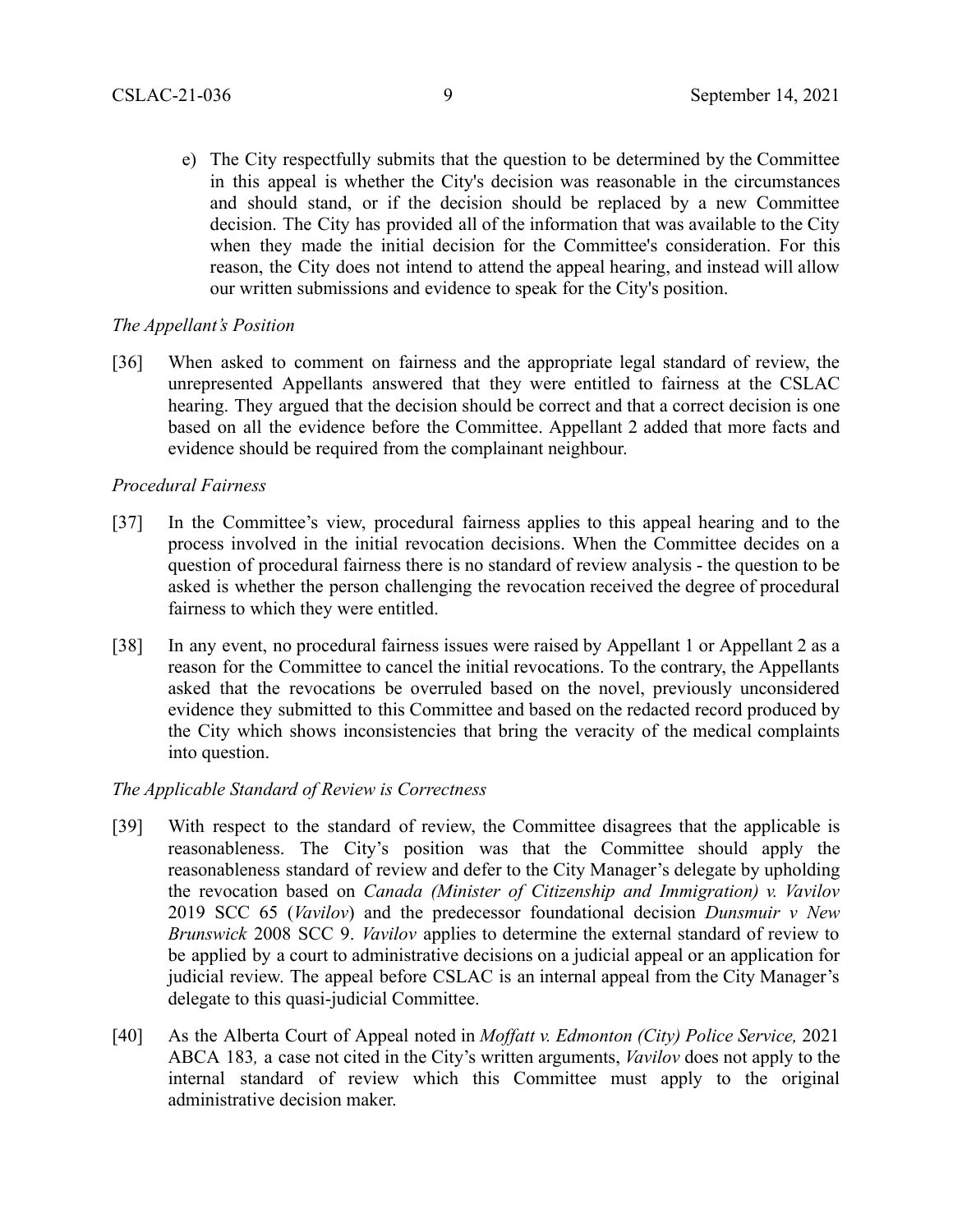e) The City respectfully submits that the question to be determined by the Committee in this appeal is whether the City's decision was reasonable in the circumstances and should stand, or if the decision should be replaced by a new Committee decision. The City has provided all of the information that was available to the City when they made the initial decision for the Committee's consideration. For this reason, the City does not intend to attend the appeal hearing, and instead will allow our written submissions and evidence to speak for the City's position.

*The Appellant's Position*

[36] When asked to comment on fairness and the appropriate legal standard of review, the unrepresented Appellants answered that they were entitled to fairness at the CSLAC hearing. They argued that the decision should be correct and that a correct decision is one based on all the evidence before the Committee. Appellant 2 added that more facts and evidence should be required from the complainant neighbour.

*Procedural Fairness*

[37] In the Committee's view, procedural fairness applies to this appeal hearing and to the process involved in the initial revocation decisions. When the Committee decides on a question of procedural fairness there is no standard of review analysis - the question to be asked is whether the person challenging the revocation received the degree of procedural fairness to which they were entitled.

[38] In any event, no procedural fairness issues were raised by Appellant 1 or Appellant 2 as a reason for the Committee to cancel the initial revocations. To the contrary, the Appellants asked that the revocations be overruled based on the novel, previously unconsidered evidence they submitted to this Committee and based on the redacted record produced by the City which shows inconsistencies that bring the veracity of the medical complaints into question.

*The Applicable Standard of Review is Correctness*

[39] With respect to the standard of review, the Committee disagrees that the applicable is reasonableness. The City's position was that the Committee should apply the reasonableness standard of review and defer to the City Manager's delegate by upholding the revocation based on *Canada (Minister of Citizenship and Immigration) v. Vavilov* 2019 SCC 65 (*Vavilov*) and the predecessor foundational decision *Dunsmuir v New Brunswick* 2008 SCC 9. *Vavilov* applies to determine the external standard of review to be applied by a court to administrative decisions on a judicial appeal or an application for judicial review. The appeal before CSLAC is an internal appeal from the City Manager's delegate to this quasi-judicial Committee.

[40] As the Alberta Court of Appeal noted in *Moffatt v. Edmonton (City) Police Service,* 2021 ABCA 183*,* a case not cited in the City's written arguments, *Vavilov* does not apply to the internal standard of review which this Committee must apply to the original administrative decision maker.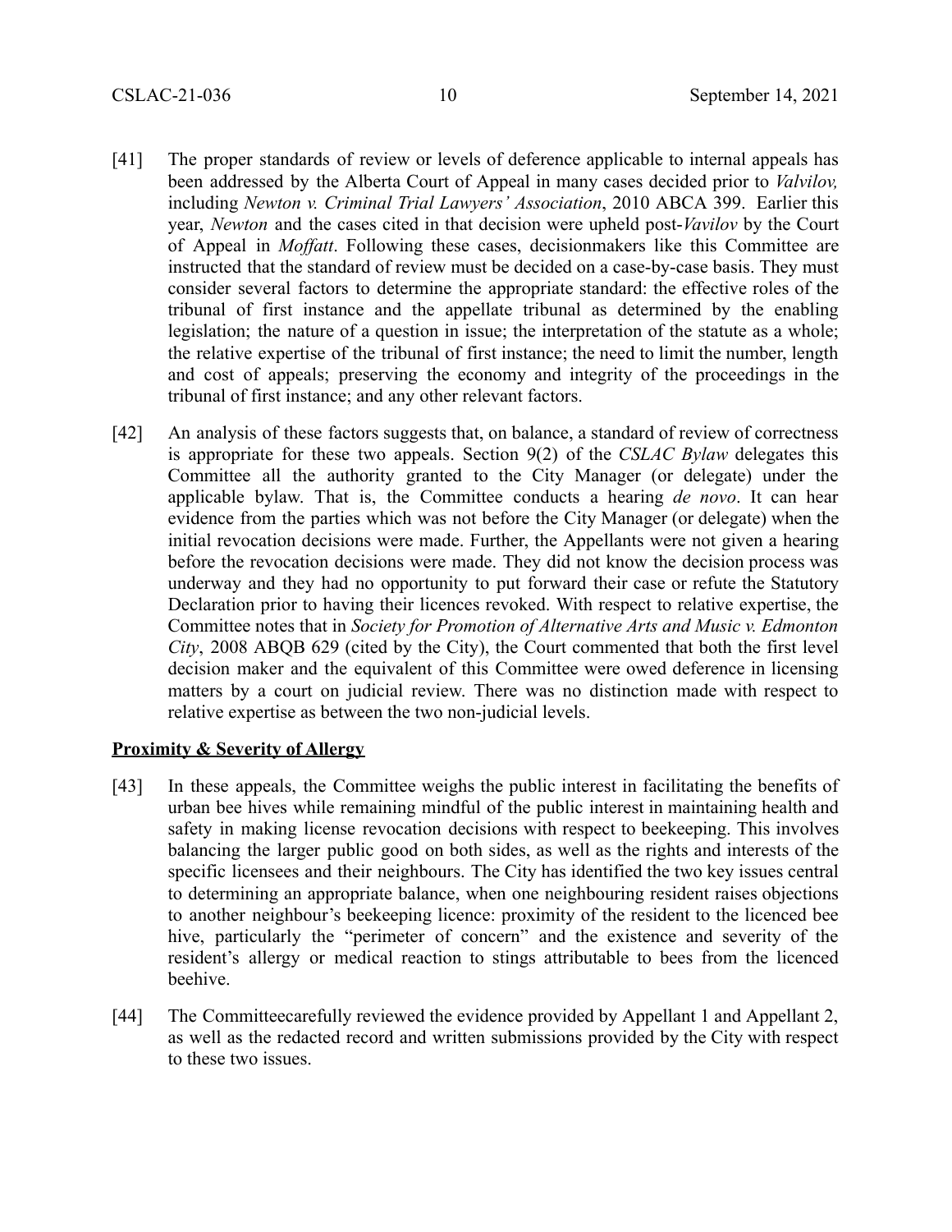[41] The proper standards of review or levels of deference applicable to internal appeals has been addressed by the Alberta Court of Appeal in many cases decided prior to *Valvilov,* including *Newton v. Criminal Trial Lawyers' Association*, 2010 ABCA 399. Earlier this year, *Newton* and the cases cited in that decision were upheld post-*Vavilov* by the Court of Appeal in *Moffatt*. Following these cases, decisionmakers like this Committee are instructed that the standard of review must be decided on a case-by-case basis. They must consider several factors to determine the appropriate standard: the effective roles of the tribunal of first instance and the appellate tribunal as determined by the enabling legislation; the nature of a question in issue; the interpretation of the statute as a whole; the relative expertise of the tribunal of first instance; the need to limit the number, length and cost of appeals; preserving the economy and integrity of the proceedings in the tribunal of first instance; and any other relevant factors.

[42] An analysis of these factors suggests that, on balance, a standard of review of correctness is appropriate for these two appeals. Section 9(2) of the *CSLAC Bylaw* delegates this Committee all the authority granted to the City Manager (or delegate) under the applicable bylaw. That is, the Committee conducts a hearing *de novo*. It can hear evidence from the parties which was not before the City Manager (or delegate) when the initial revocation decisions were made. Further, the Appellants were not given a hearing before the revocation decisions were made. They did not know the decision process was underway and they had no opportunity to put forward their case or refute the Statutory Declaration prior to having their licences revoked. With respect to relative expertise, the Committee notes that in *Society for Promotion of Alternative Arts and Music v. Edmonton City*, 2008 ABQB 629 (cited by the City), the Court commented that both the first level decision maker and the equivalent of this Committee were owed deference in licensing matters by a court on judicial review. There was no distinction made with respect to relative expertise as between the two non-judicial levels.

**<u>Proximity & Severity of Allergy</u>**

[43] In these appeals, the Committee weighs the public interest in facilitating the benefits of urban bee hives while remaining mindful of the public interest in maintaining health and safety in making license revocation decisions with respect to beekeeping. This involves balancing the larger public good on both sides, as well as the rights and interests of the specific licensees and their neighbours. The City has identified the two key issues central to determining an appropriate balance, when one neighbouring resident raises objections to another neighbour's beekeeping licence: proximity of the resident to the licenced bee hive, particularly the "perimeter of concern" and the existence and severity of the resident's allergy or medical reaction to stings attributable to bees from the licenced beehive.

[44] The Committeecarefully reviewed the evidence provided by Appellant 1 and Appellant 2, as well as the redacted record and written submissions provided by the City with respect to these two issues.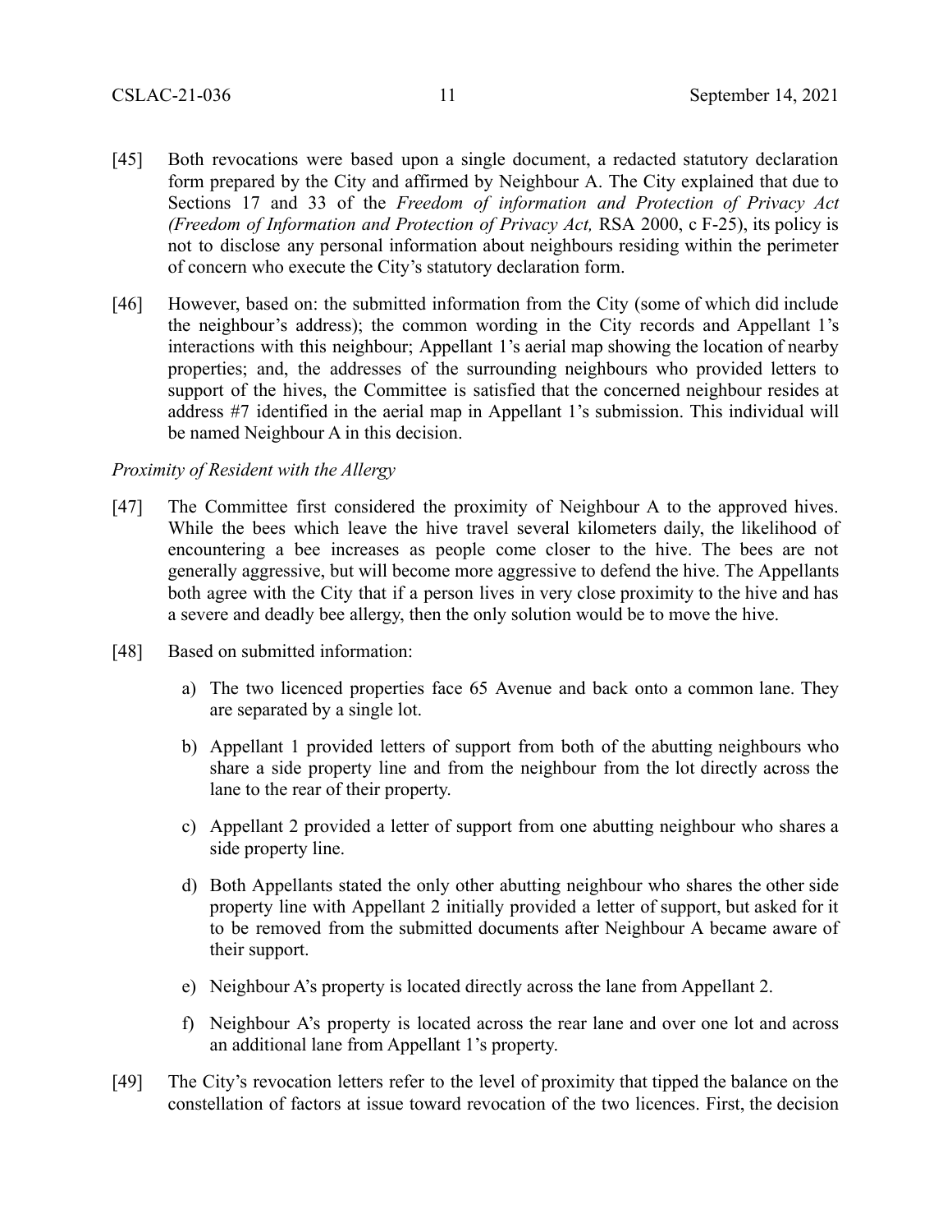[45] Both revocations were based upon a single document, a redacted statutory declaration form prepared by the City and affirmed by Neighbour A. The City explained that due to Sections 17 and 33 of the *Freedom of information and Protection of Privacy Act (Freedom of Information and Protection of Privacy Act,* RSA 2000, c F-25), its policy is not to disclose any personal information about neighbours residing within the perimeter of concern who execute the City's statutory declaration form.

[46] However, based on: the submitted information from the City (some of which did include the neighbour's address); the common wording in the City records and Appellant 1's interactions with this neighbour; Appellant 1's aerial map showing the location of nearby properties; and, the addresses of the surrounding neighbours who provided letters to support of the hives, the Committee is satisfied that the concerned neighbour resides at address #7 identified in the aerial map in Appellant 1's submission. This individual will be named Neighbour A in this decision.

*Proximity of Resident with the Allergy*

[47] The Committee first considered the proximity of Neighbour A to the approved hives. While the bees which leave the hive travel several kilometers daily, the likelihood of encountering a bee increases as people come closer to the hive. The bees are not generally aggressive, but will become more aggressive to defend the hive. The Appellants both agree with the City that if a person lives in very close proximity to the hive and has a severe and deadly bee allergy, then the only solution would be to move the hive.

[48] Based on submitted information:

a) The two licenced properties face 65 Avenue and back onto a common lane. They are separated by a single lot.

b) Appellant 1 provided letters of support from both of the abutting neighbours who share a side property line and from the neighbour from the lot directly across the lane to the rear of their property.

c) Appellant 2 provided a letter of support from one abutting neighbour who shares a side property line.

d) Both Appellants stated the only other abutting neighbour who shares the other side property line with Appellant 2 initially provided a letter of support, but asked for it to be removed from the submitted documents after Neighbour A became aware of their support.

e) Neighbour A's property is located directly across the lane from Appellant 2.

f) Neighbour A's property is located across the rear lane and over one lot and across an additional lane from Appellant 1's property.

[49] The City's revocation letters refer to the level of proximity that tipped the balance on the constellation of factors at issue toward revocation of the two licences. First, the decision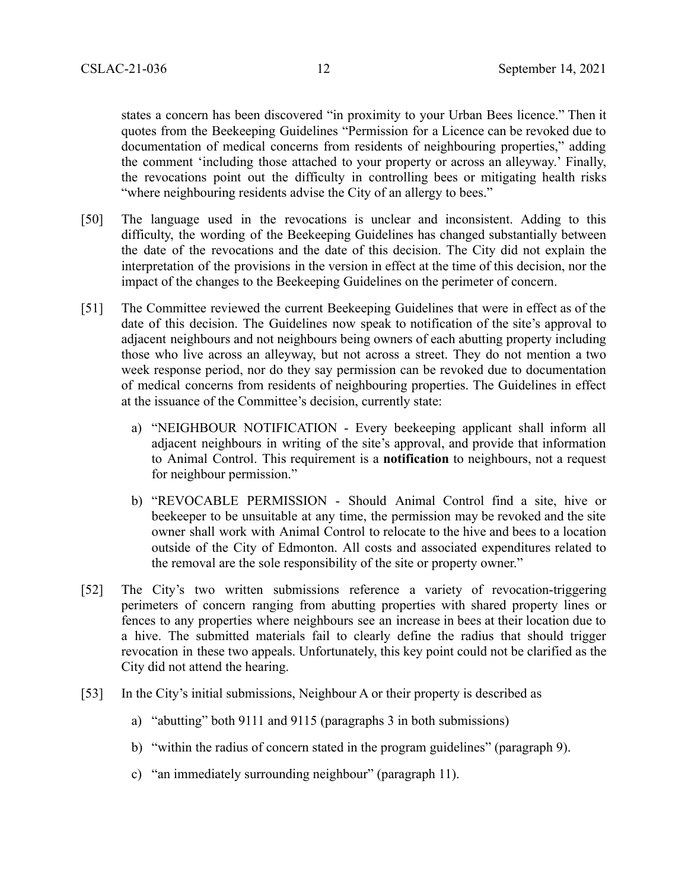states a concern has been discovered "in proximity to your Urban Bees licence." Then it quotes from the Beekeeping Guidelines "Permission for a Licence can be revoked due to documentation of medical concerns from residents of neighbouring properties," adding the comment 'including those attached to your property or across an alleyway.' Finally, the revocations point out the difficulty in controlling bees or mitigating health risks "where neighbouring residents advise the City of an allergy to bees."

[50] The language used in the revocations is unclear and inconsistent. Adding to this difficulty, the wording of the Beekeeping Guidelines has changed substantially between the date of the revocations and the date of this decision. The City did not explain the interpretation of the provisions in the version in effect at the time of this decision, nor the impact of the changes to the Beekeeping Guidelines on the perimeter of concern.

[51] The Committee reviewed the current Beekeeping Guidelines that were in effect as of the date of this decision. The Guidelines now speak to notification of the site's approval to adjacent neighbours and not neighbours being owners of each abutting property including those who live across an alleyway, but not across a street. They do not mention a two week response period, nor do they say permission can be revoked due to documentation of medical concerns from residents of neighbouring properties. The Guidelines in effect at the issuance of the Committee's decision, currently state:

a) "NEIGHBOUR NOTIFICATION - Every beekeeping applicant shall inform all adjacent neighbours in writing of the site's approval, and provide that information to Animal Control. This requirement is a **notification** to neighbours, not a request for neighbour permission."

b) "REVOCABLE PERMISSION - Should Animal Control find a site, hive or beekeeper to be unsuitable at any time, the permission may be revoked and the site owner shall work with Animal Control to relocate to the hive and bees to a location outside of the City of Edmonton. All costs and associated expenditures related to the removal are the sole responsibility of the site or property owner."

[52] The City's two written submissions reference a variety of revocation-triggering perimeters of concern ranging from abutting properties with shared property lines or fences to any properties where neighbours see an increase in bees at their location due to a hive. The submitted materials fail to clearly define the radius that should trigger revocation in these two appeals. Unfortunately, this key point could not be clarified as the City did not attend the hearing.

[53] In the City's initial submissions, Neighbour A or their property is described as

a) "abutting" both 9111 and 9115 (paragraphs 3 in both submissions)

b) "within the radius of concern stated in the program guidelines" (paragraph 9).

c) "an immediately surrounding neighbour" (paragraph 11).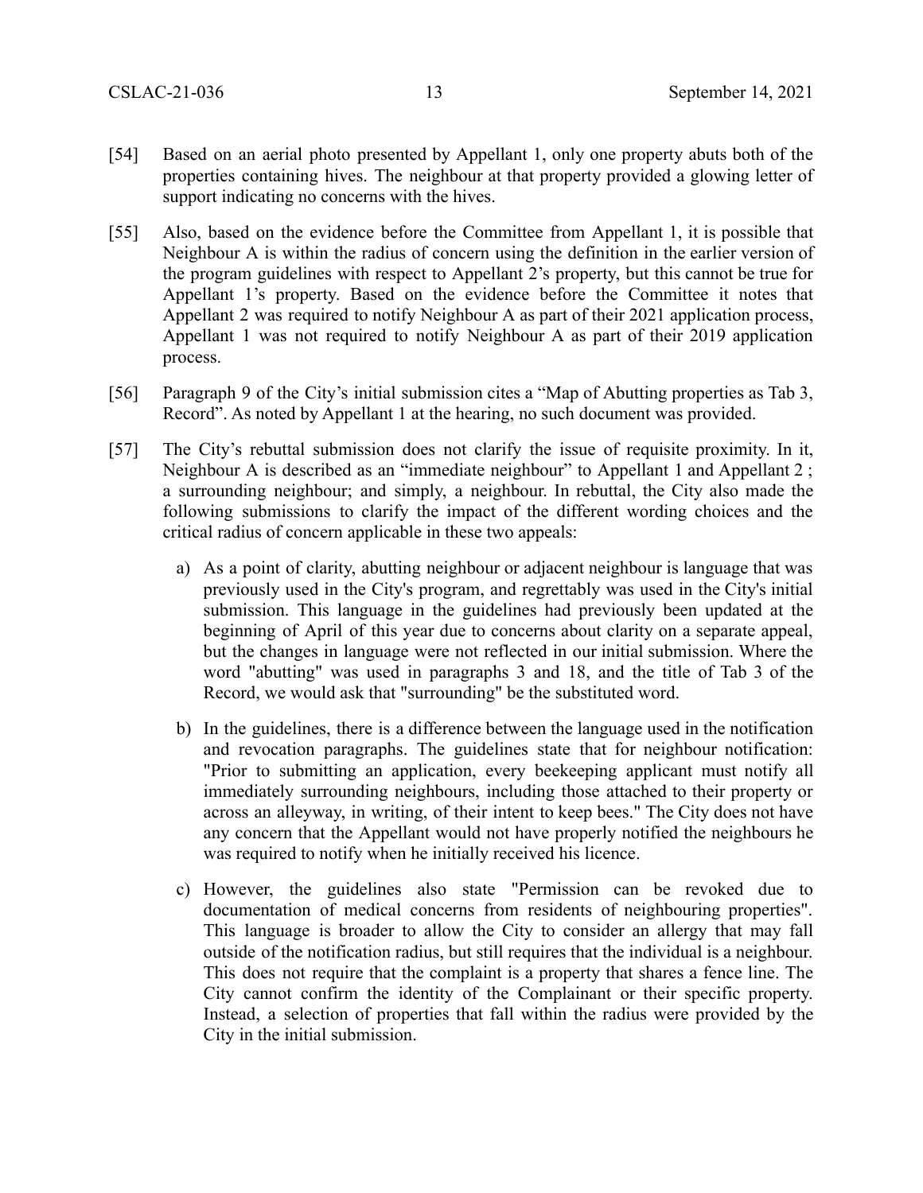[54] Based on an aerial photo presented by Appellant 1, only one property abuts both of the properties containing hives. The neighbour at that property provided a glowing letter of support indicating no concerns with the hives.

[55] Also, based on the evidence before the Committee from Appellant 1, it is possible that Neighbour A is within the radius of concern using the definition in the earlier version of the program guidelines with respect to Appellant 2's property, but this cannot be true for Appellant 1's property. Based on the evidence before the Committee it notes that Appellant 2 was required to notify Neighbour A as part of their 2021 application process, Appellant 1 was not required to notify Neighbour A as part of their 2019 application process.

[56] Paragraph 9 of the City's initial submission cites a "Map of Abutting properties as Tab 3, Record". As noted by Appellant 1 at the hearing, no such document was provided.

[57] The City's rebuttal submission does not clarify the issue of requisite proximity. In it, Neighbour A is described as an "immediate neighbour" to Appellant 1 and Appellant 2 ; a surrounding neighbour; and simply, a neighbour. In rebuttal, the City also made the following submissions to clarify the impact of the different wording choices and the critical radius of concern applicable in these two appeals:

   a) As a point of clarity, abutting neighbour or adjacent neighbour is language that was previously used in the City's program, and regrettably was used in the City's initial submission. This language in the guidelines had previously been updated at the beginning of April of this year due to concerns about clarity on a separate appeal, but the changes in language were not reflected in our initial submission. Where the word "abutting" was used in paragraphs 3 and 18, and the title of Tab 3 of the Record, we would ask that "surrounding" be the substituted word.

   b) In the guidelines, there is a difference between the language used in the notification and revocation paragraphs. The guidelines state that for neighbour notification: "Prior to submitting an application, every beekeeping applicant must notify all immediately surrounding neighbours, including those attached to their property or across an alleyway, in writing, of their intent to keep bees." The City does not have any concern that the Appellant would not have properly notified the neighbours he was required to notify when he initially received his licence.

   c) However, the guidelines also state "Permission can be revoked due to documentation of medical concerns from residents of neighbouring properties". This language is broader to allow the City to consider an allergy that may fall outside of the notification radius, but still requires that the individual is a neighbour. This does not require that the complaint is a property that shares a fence line. The City cannot confirm the identity of the Complainant or their specific property. Instead, a selection of properties that fall within the radius were provided by the City in the initial submission.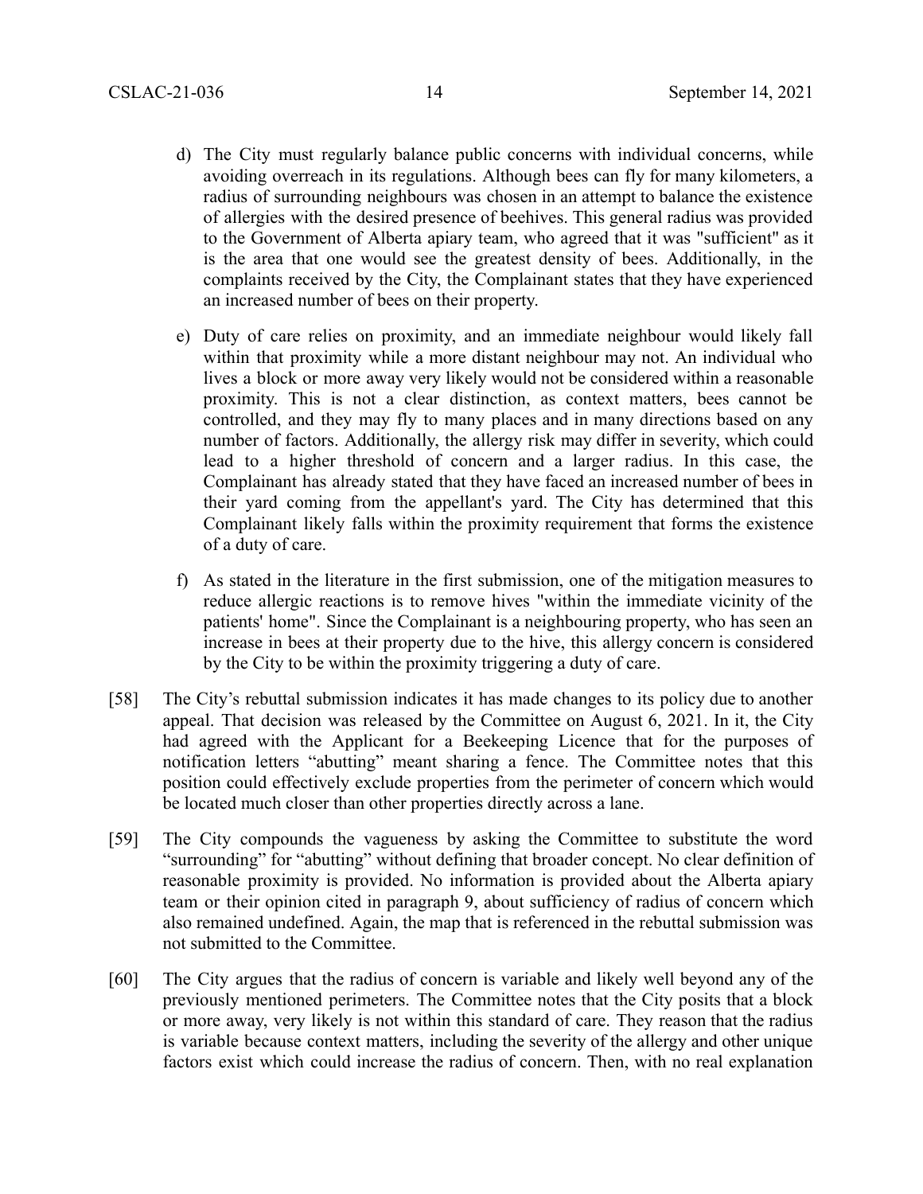d) The City must regularly balance public concerns with individual concerns, while avoiding overreach in its regulations. Although bees can fly for many kilometers, a radius of surrounding neighbours was chosen in an attempt to balance the existence of allergies with the desired presence of beehives. This general radius was provided to the Government of Alberta apiary team, who agreed that it was "sufficient" as it is the area that one would see the greatest density of bees. Additionally, in the complaints received by the City, the Complainant states that they have experienced an increased number of bees on their property.

e) Duty of care relies on proximity, and an immediate neighbour would likely fall within that proximity while a more distant neighbour may not. An individual who lives a block or more away very likely would not be considered within a reasonable proximity. This is not a clear distinction, as context matters, bees cannot be controlled, and they may fly to many places and in many directions based on any number of factors. Additionally, the allergy risk may differ in severity, which could lead to a higher threshold of concern and a larger radius. In this case, the Complainant has already stated that they have faced an increased number of bees in their yard coming from the appellant's yard. The City has determined that this Complainant likely falls within the proximity requirement that forms the existence of a duty of care.

f) As stated in the literature in the first submission, one of the mitigation measures to reduce allergic reactions is to remove hives "within the immediate vicinity of the patients' home". Since the Complainant is a neighbouring property, who has seen an increase in bees at their property due to the hive, this allergy concern is considered by the City to be within the proximity triggering a duty of care.

[58] The City's rebuttal submission indicates it has made changes to its policy due to another appeal. That decision was released by the Committee on August 6, 2021. In it, the City had agreed with the Applicant for a Beekeeping Licence that for the purposes of notification letters "abutting" meant sharing a fence. The Committee notes that this position could effectively exclude properties from the perimeter of concern which would be located much closer than other properties directly across a lane.

[59] The City compounds the vagueness by asking the Committee to substitute the word "surrounding" for "abutting" without defining that broader concept. No clear definition of reasonable proximity is provided. No information is provided about the Alberta apiary team or their opinion cited in paragraph 9, about sufficiency of radius of concern which also remained undefined. Again, the map that is referenced in the rebuttal submission was not submitted to the Committee.

[60] The City argues that the radius of concern is variable and likely well beyond any of the previously mentioned perimeters. The Committee notes that the City posits that a block or more away, very likely is not within this standard of care. They reason that the radius is variable because context matters, including the severity of the allergy and other unique factors exist which could increase the radius of concern. Then, with no real explanation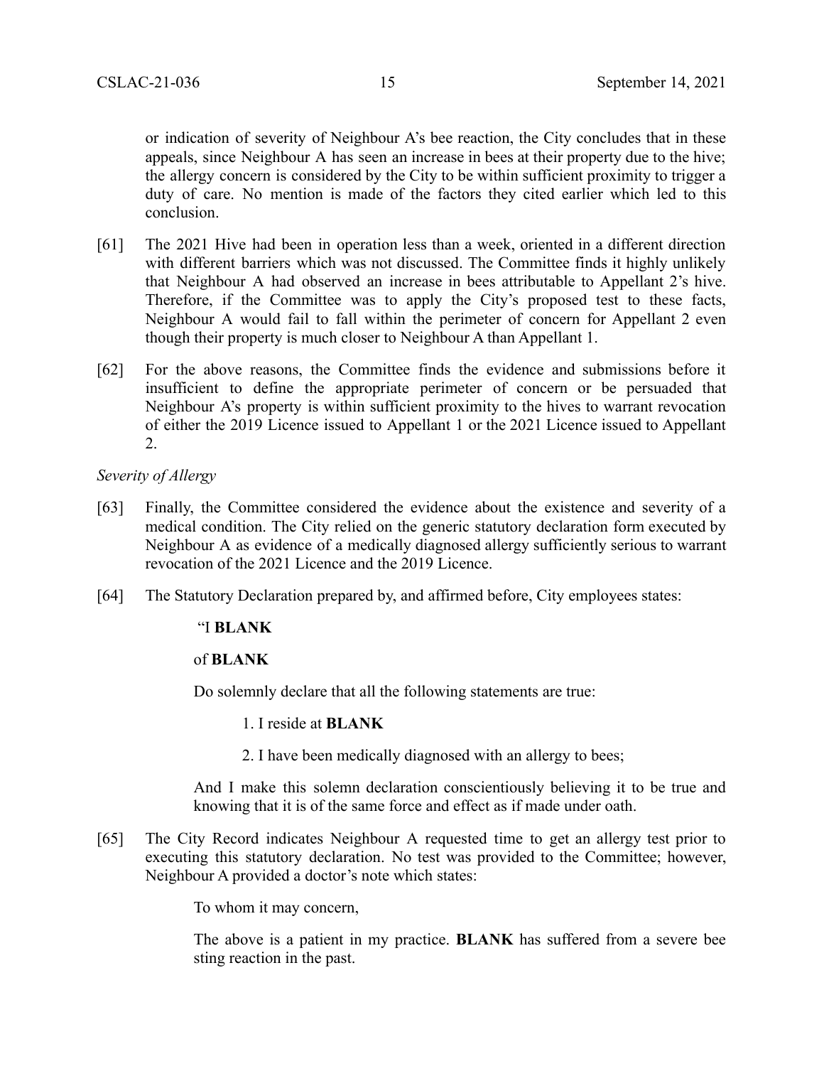or indication of severity of Neighbour A's bee reaction, the City concludes that in these appeals, since Neighbour A has seen an increase in bees at their property due to the hive; the allergy concern is considered by the City to be within sufficient proximity to trigger a duty of care. No mention is made of the factors they cited earlier which led to this conclusion.

[61] The 2021 Hive had been in operation less than a week, oriented in a different direction with different barriers which was not discussed. The Committee finds it highly unlikely that Neighbour A had observed an increase in bees attributable to Appellant 2's hive. Therefore, if the Committee was to apply the City's proposed test to these facts, Neighbour A would fail to fall within the perimeter of concern for Appellant 2 even though their property is much closer to Neighbour A than Appellant 1.

[62] For the above reasons, the Committee finds the evidence and submissions before it insufficient to define the appropriate perimeter of concern or be persuaded that Neighbour A's property is within sufficient proximity to the hives to warrant revocation of either the 2019 Licence issued to Appellant 1 or the 2021 Licence issued to Appellant 2.

*Severity of Allergy*

[63] Finally, the Committee considered the evidence about the existence and severity of a medical condition. The City relied on the generic statutory declaration form executed by Neighbour A as evidence of a medically diagnosed allergy sufficiently serious to warrant revocation of the 2021 Licence and the 2019 Licence.

[64] The Statutory Declaration prepared by, and affirmed before, City employees states:

> "I **BLANK**
>
> of **BLANK**
>
> Do solemnly declare that all the following statements are true:
>
> 1. I reside at **BLANK**
> 2. I have been medically diagnosed with an allergy to bees;
>
> And I make this solemn declaration conscientiously believing it to be true and knowing that it is of the same force and effect as if made under oath.

[65] The City Record indicates Neighbour A requested time to get an allergy test prior to executing this statutory declaration. No test was provided to the Committee; however, Neighbour A provided a doctor's note which states:

> To whom it may concern,
>
> The above is a patient in my practice. **BLANK** has suffered from a severe bee sting reaction in the past.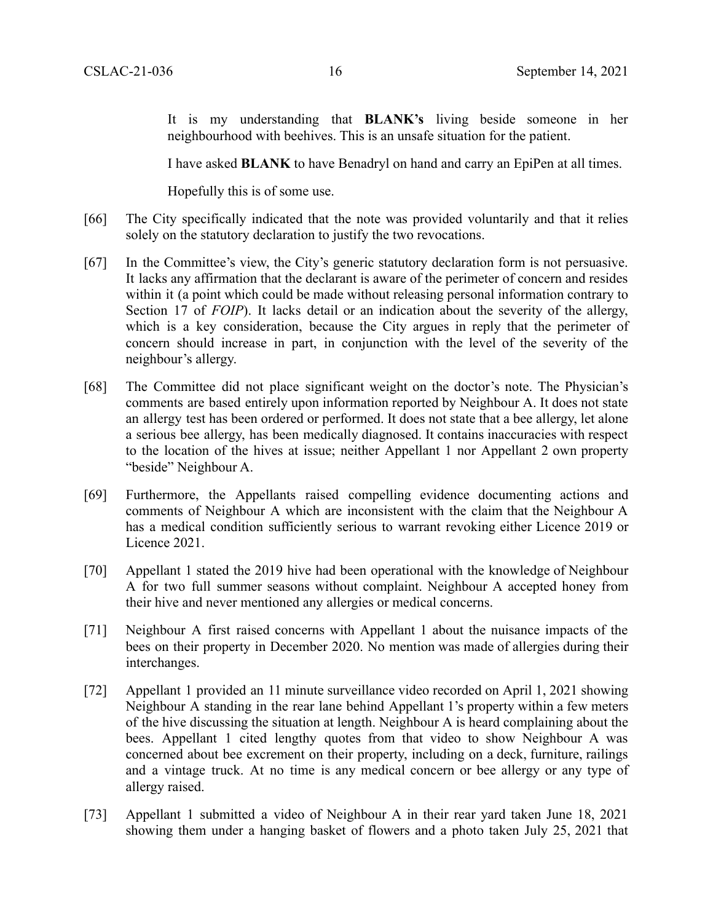> It is my understanding that **BLANK's** living beside someone in her neighbourhood with beehives. This is an unsafe situation for the patient.
>
> I have asked **BLANK** to have Benadryl on hand and carry an EpiPen at all times.
>
> Hopefully this is of some use.

[66] The City specifically indicated that the note was provided voluntarily and that it relies solely on the statutory declaration to justify the two revocations.

[67] In the Committee's view, the City's generic statutory declaration form is not persuasive. It lacks any affirmation that the declarant is aware of the perimeter of concern and resides within it (a point which could be made without releasing personal information contrary to Section 17 of *FOIP*). It lacks detail or an indication about the severity of the allergy, which is a key consideration, because the City argues in reply that the perimeter of concern should increase in part, in conjunction with the level of the severity of the neighbour's allergy.

[68] The Committee did not place significant weight on the doctor's note. The Physician's comments are based entirely upon information reported by Neighbour A. It does not state an allergy test has been ordered or performed. It does not state that a bee allergy, let alone a serious bee allergy, has been medically diagnosed. It contains inaccuracies with respect to the location of the hives at issue; neither Appellant 1 nor Appellant 2 own property "beside" Neighbour A.

[69] Furthermore, the Appellants raised compelling evidence documenting actions and comments of Neighbour A which are inconsistent with the claim that the Neighbour A has a medical condition sufficiently serious to warrant revoking either Licence 2019 or Licence 2021.

[70] Appellant 1 stated the 2019 hive had been operational with the knowledge of Neighbour A for two full summer seasons without complaint. Neighbour A accepted honey from their hive and never mentioned any allergies or medical concerns.

[71] Neighbour A first raised concerns with Appellant 1 about the nuisance impacts of the bees on their property in December 2020. No mention was made of allergies during their interchanges.

[72] Appellant 1 provided an 11 minute surveillance video recorded on April 1, 2021 showing Neighbour A standing in the rear lane behind Appellant 1's property within a few meters of the hive discussing the situation at length. Neighbour A is heard complaining about the bees. Appellant 1 cited lengthy quotes from that video to show Neighbour A was concerned about bee excrement on their property, including on a deck, furniture, railings and a vintage truck. At no time is any medical concern or bee allergy or any type of allergy raised.

[73] Appellant 1 submitted a video of Neighbour A in their rear yard taken June 18, 2021 showing them under a hanging basket of flowers and a photo taken July 25, 2021 that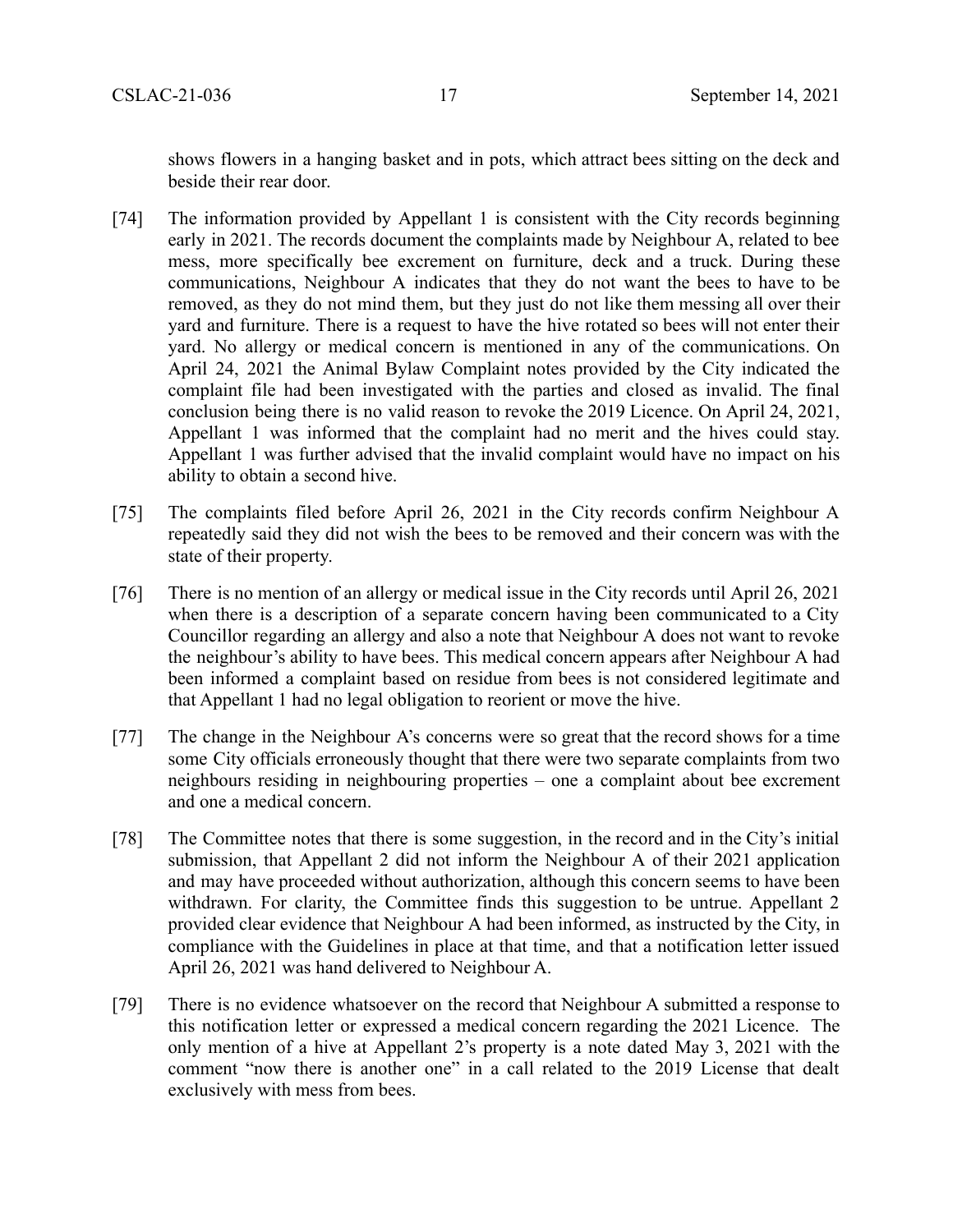shows flowers in a hanging basket and in pots, which attract bees sitting on the deck and beside their rear door.

[74] The information provided by Appellant 1 is consistent with the City records beginning early in 2021. The records document the complaints made by Neighbour A, related to bee mess, more specifically bee excrement on furniture, deck and a truck. During these communications, Neighbour A indicates that they do not want the bees to have to be removed, as they do not mind them, but they just do not like them messing all over their yard and furniture. There is a request to have the hive rotated so bees will not enter their yard. No allergy or medical concern is mentioned in any of the communications. On April 24, 2021 the Animal Bylaw Complaint notes provided by the City indicated the complaint file had been investigated with the parties and closed as invalid. The final conclusion being there is no valid reason to revoke the 2019 Licence. On April 24, 2021, Appellant 1 was informed that the complaint had no merit and the hives could stay. Appellant 1 was further advised that the invalid complaint would have no impact on his ability to obtain a second hive.

[75] The complaints filed before April 26, 2021 in the City records confirm Neighbour A repeatedly said they did not wish the bees to be removed and their concern was with the state of their property.

[76] There is no mention of an allergy or medical issue in the City records until April 26, 2021 when there is a description of a separate concern having been communicated to a City Councillor regarding an allergy and also a note that Neighbour A does not want to revoke the neighbour's ability to have bees. This medical concern appears after Neighbour A had been informed a complaint based on residue from bees is not considered legitimate and that Appellant 1 had no legal obligation to reorient or move the hive.

[77] The change in the Neighbour A's concerns were so great that the record shows for a time some City officials erroneously thought that there were two separate complaints from two neighbours residing in neighbouring properties – one a complaint about bee excrement and one a medical concern.

[78] The Committee notes that there is some suggestion, in the record and in the City's initial submission, that Appellant 2 did not inform the Neighbour A of their 2021 application and may have proceeded without authorization, although this concern seems to have been withdrawn. For clarity, the Committee finds this suggestion to be untrue. Appellant 2 provided clear evidence that Neighbour A had been informed, as instructed by the City, in compliance with the Guidelines in place at that time, and that a notification letter issued April 26, 2021 was hand delivered to Neighbour A.

[79] There is no evidence whatsoever on the record that Neighbour A submitted a response to this notification letter or expressed a medical concern regarding the 2021 Licence. The only mention of a hive at Appellant 2's property is a note dated May 3, 2021 with the comment "now there is another one" in a call related to the 2019 License that dealt exclusively with mess from bees.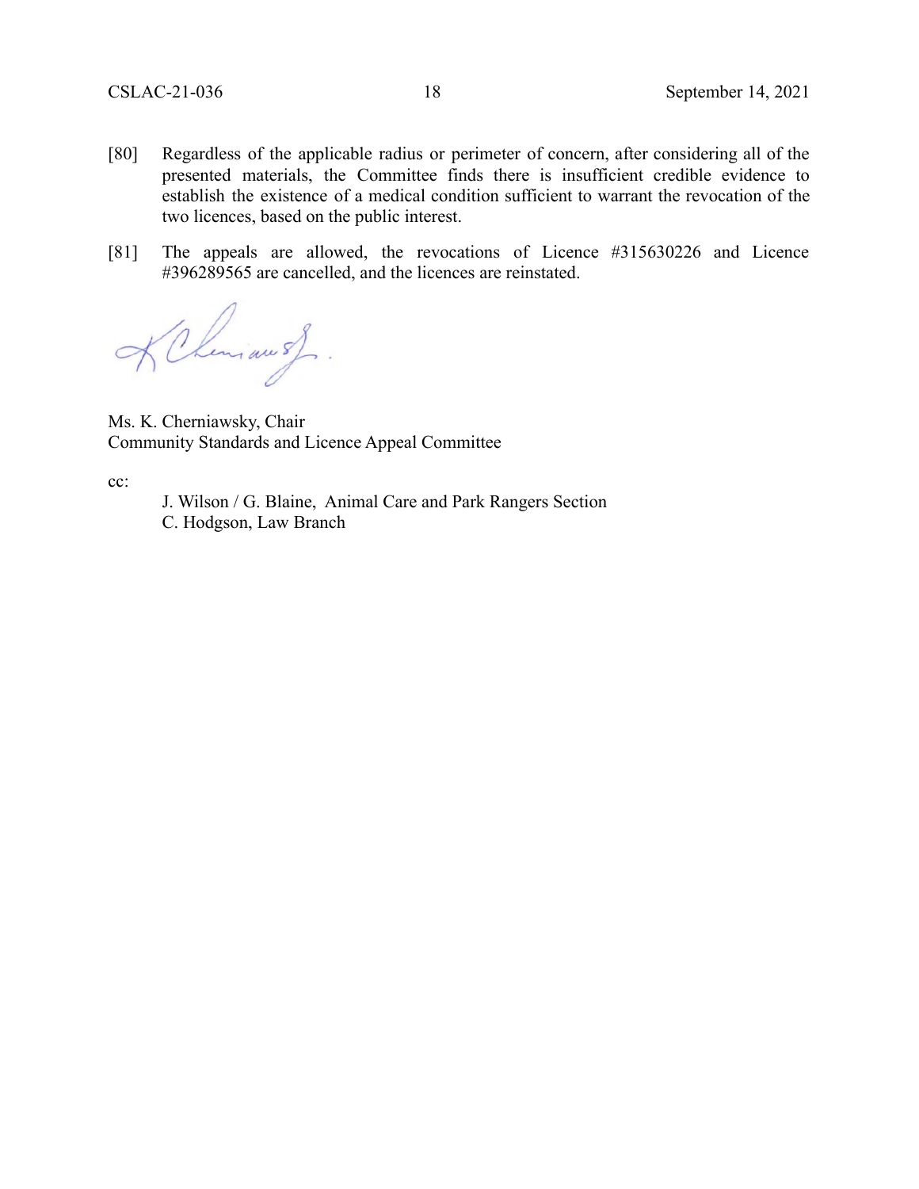[80] Regardless of the applicable radius or perimeter of concern, after considering all of the presented materials, the Committee finds there is insufficient credible evidence to establish the existence of a medical condition sufficient to warrant the revocation of the two licences, based on the public interest.

[81] The appeals are allowed, the revocations of Licence #315630226 and Licence #396289565 are cancelled, and the licences are reinstated.

Ms. K. Cherniawsky, Chair
Community Standards and Licence Appeal Committee

cc:

J. Wilson / G. Blaine, Animal Care and Park Rangers Section
C. Hodgson, Law Branch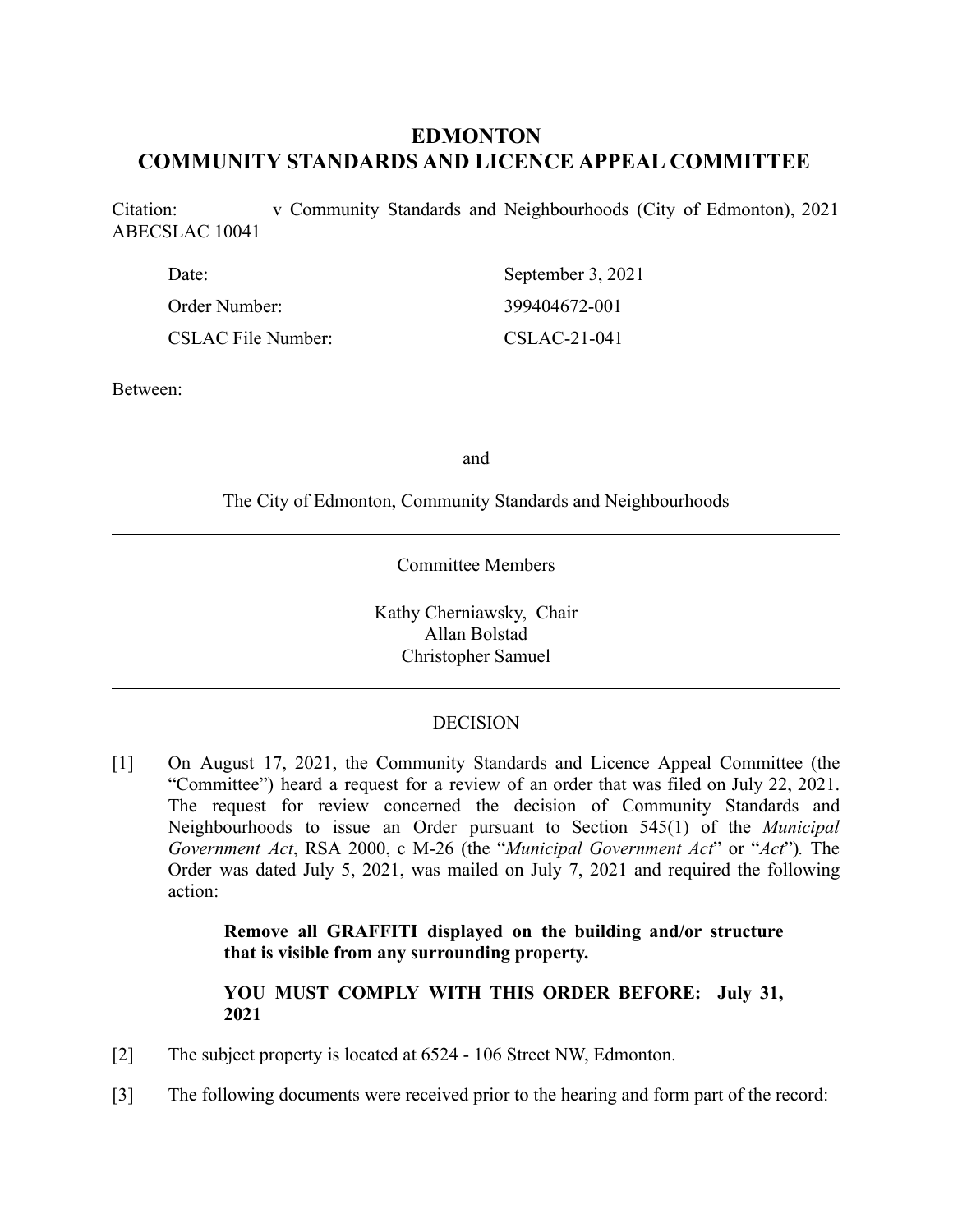# EDMONTON
# COMMUNITY STANDARDS AND LICENCE APPEAL COMMITTEE

Citation: v Community Standards and Neighbourhoods (City of Edmonton), 2021 ABECSLAC 10041

| | |
|---|---|
| Date: | September 3, 2021 |
| Order Number: | 399404672-001 |
| CSLAC File Number: | CSLAC-21-041 |

Between:

and

The City of Edmonton, Community Standards and Neighbourhoods

---

Committee Members

Kathy Cherniawsky, Chair
Allan Bolstad
Christopher Samuel

---

DECISION

[1] On August 17, 2021, the Community Standards and Licence Appeal Committee (the "Committee") heard a request for a review of an order that was filed on July 22, 2021. The request for review concerned the decision of Community Standards and Neighbourhoods to issue an Order pursuant to Section 545(1) of the *Municipal Government Act*, RSA 2000, c M-26 (the "*Municipal Government Act*" or "*Act*"). The Order was dated July 5, 2021, was mailed on July 7, 2021 and required the following action:

> **Remove all GRAFFITI displayed on the building and/or structure that is visible from any surrounding property.**
>
> **YOU MUST COMPLY WITH THIS ORDER BEFORE: July 31, 2021**

[2] The subject property is located at 6524 - 106 Street NW, Edmonton.

[3] The following documents were received prior to the hearing and form part of the record: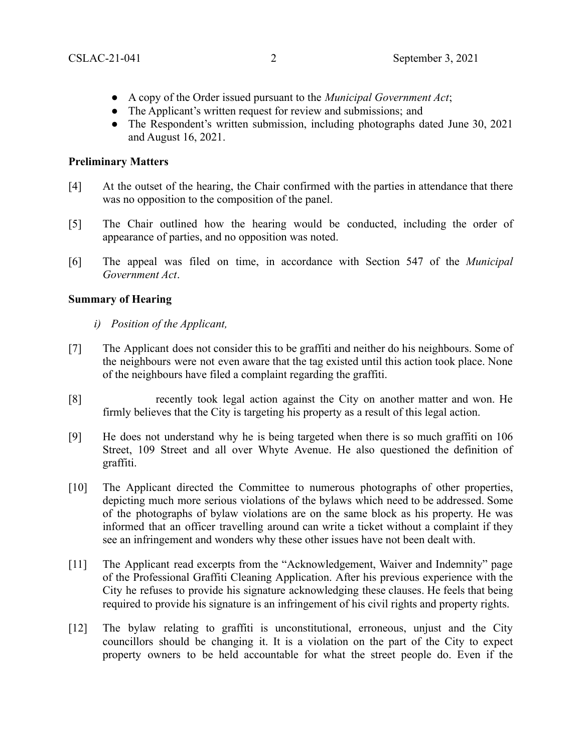- A copy of the Order issued pursuant to the *Municipal Government Act*;
- The Applicant's written request for review and submissions; and
- The Respondent's written submission, including photographs dated June 30, 2021 and August 16, 2021.

**Preliminary Matters**

[4] At the outset of the hearing, the Chair confirmed with the parties in attendance that there was no opposition to the composition of the panel.

[5] The Chair outlined how the hearing would be conducted, including the order of appearance of parties, and no opposition was noted.

[6] The appeal was filed on time, in accordance with Section 547 of the *Municipal Government Act*.

**Summary of Hearing**

*i) Position of the Applicant,*

[7] The Applicant does not consider this to be graffiti and neither do his neighbours. Some of the neighbours were not even aware that the tag existed until this action took place. None of the neighbours have filed a complaint regarding the graffiti.

[8] recently took legal action against the City on another matter and won. He firmly believes that the City is targeting his property as a result of this legal action.

[9] He does not understand why he is being targeted when there is so much graffiti on 106 Street, 109 Street and all over Whyte Avenue. He also questioned the definition of graffiti.

[10] The Applicant directed the Committee to numerous photographs of other properties, depicting much more serious violations of the bylaws which need to be addressed. Some of the photographs of bylaw violations are on the same block as his property. He was informed that an officer travelling around can write a ticket without a complaint if they see an infringement and wonders why these other issues have not been dealt with.

[11] The Applicant read excerpts from the "Acknowledgement, Waiver and Indemnity" page of the Professional Graffiti Cleaning Application. After his previous experience with the City he refuses to provide his signature acknowledging these clauses. He feels that being required to provide his signature is an infringement of his civil rights and property rights.

[12] The bylaw relating to graffiti is unconstitutional, erroneous, unjust and the City councillors should be changing it. It is a violation on the part of the City to expect property owners to be held accountable for what the street people do. Even if the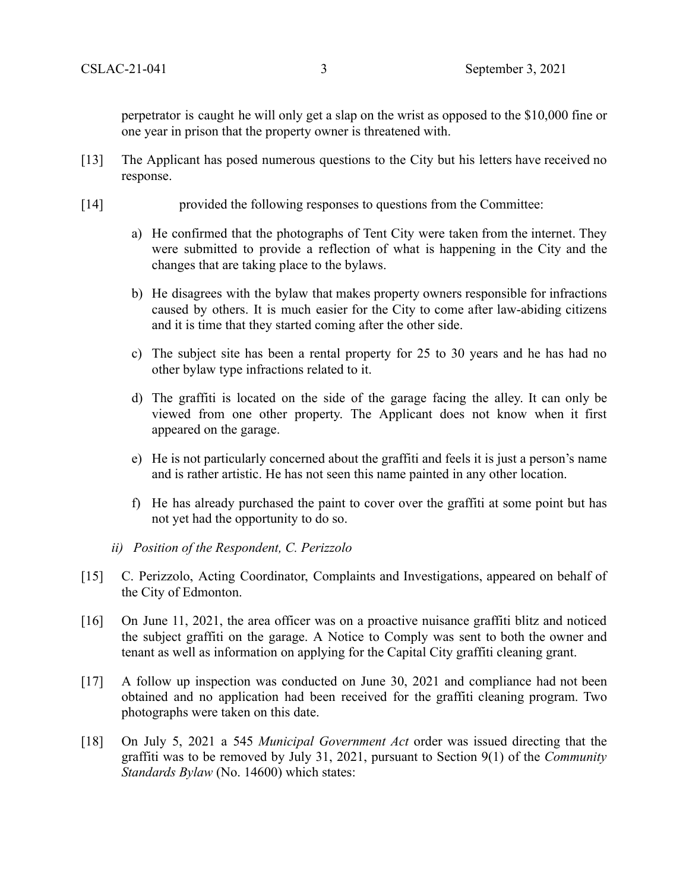perpetrator is caught he will only get a slap on the wrist as opposed to the $10,000 fine or one year in prison that the property owner is threatened with.

[13] The Applicant has posed numerous questions to the City but his letters have received no response.

[14] provided the following responses to questions from the Committee:

a) He confirmed that the photographs of Tent City were taken from the internet. They were submitted to provide a reflection of what is happening in the City and the changes that are taking place to the bylaws.

b) He disagrees with the bylaw that makes property owners responsible for infractions caused by others. It is much easier for the City to come after law-abiding citizens and it is time that they started coming after the other side.

c) The subject site has been a rental property for 25 to 30 years and he has had no other bylaw type infractions related to it.

d) The graffiti is located on the side of the garage facing the alley. It can only be viewed from one other property. The Applicant does not know when it first appeared on the garage.

e) He is not particularly concerned about the graffiti and feels it is just a person's name and is rather artistic. He has not seen this name painted in any other location.

f) He has already purchased the paint to cover over the graffiti at some point but has not yet had the opportunity to do so.

*ii) Position of the Respondent, C. Perizzolo*

[15] C. Perizzolo, Acting Coordinator, Complaints and Investigations, appeared on behalf of the City of Edmonton.

[16] On June 11, 2021, the area officer was on a proactive nuisance graffiti blitz and noticed the subject graffiti on the garage. A Notice to Comply was sent to both the owner and tenant as well as information on applying for the Capital City graffiti cleaning grant.

[17] A follow up inspection was conducted on June 30, 2021 and compliance had not been obtained and no application had been received for the graffiti cleaning program. Two photographs were taken on this date.

[18] On July 5, 2021 a 545 *Municipal Government Act* order was issued directing that the graffiti was to be removed by July 31, 2021, pursuant to Section 9(1) of the *Community Standards Bylaw* (No. 14600) which states: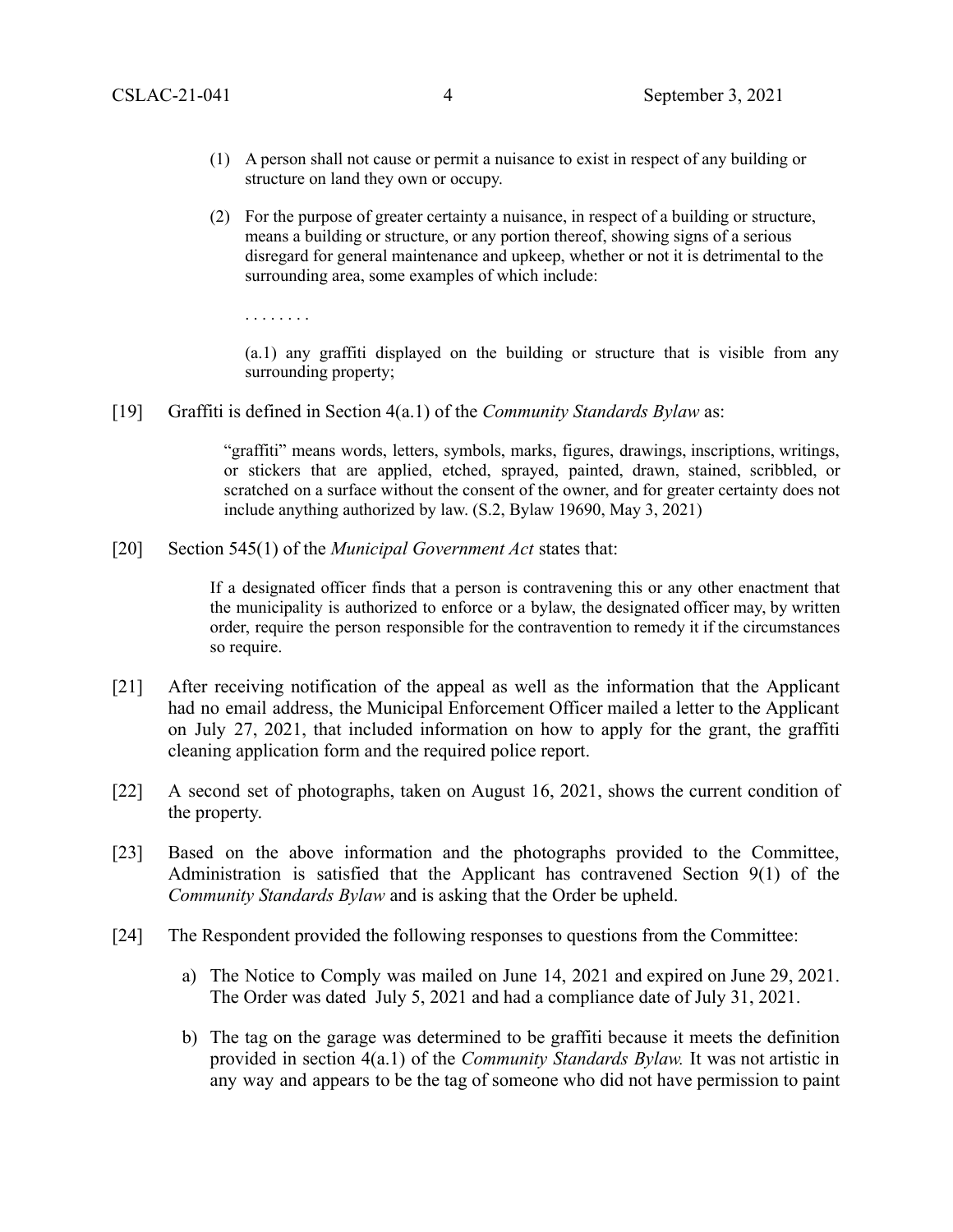(1) A person shall not cause or permit a nuisance to exist in respect of any building or structure on land they own or occupy.

(2) For the purpose of greater certainty a nuisance, in respect of a building or structure, means a building or structure, or any portion thereof, showing signs of a serious disregard for general maintenance and upkeep, whether or not it is detrimental to the surrounding area, some examples of which include:

. . . . . . . .

(a.1) any graffiti displayed on the building or structure that is visible from any surrounding property;

[19] Graffiti is defined in Section 4(a.1) of the *Community Standards Bylaw* as:

> "graffiti" means words, letters, symbols, marks, figures, drawings, inscriptions, writings, or stickers that are applied, etched, sprayed, painted, drawn, stained, scribbled, or scratched on a surface without the consent of the owner, and for greater certainty does not include anything authorized by law. (S.2, Bylaw 19690, May 3, 2021)

[20] Section 545(1) of the *Municipal Government Act* states that:

> If a designated officer finds that a person is contravening this or any other enactment that the municipality is authorized to enforce or a bylaw, the designated officer may, by written order, require the person responsible for the contravention to remedy it if the circumstances so require.

[21] After receiving notification of the appeal as well as the information that the Applicant had no email address, the Municipal Enforcement Officer mailed a letter to the Applicant on July 27, 2021, that included information on how to apply for the grant, the graffiti cleaning application form and the required police report.

[22] A second set of photographs, taken on August 16, 2021, shows the current condition of the property.

[23] Based on the above information and the photographs provided to the Committee, Administration is satisfied that the Applicant has contravened Section 9(1) of the *Community Standards Bylaw* and is asking that the Order be upheld.

[24] The Respondent provided the following responses to questions from the Committee:

a) The Notice to Comply was mailed on June 14, 2021 and expired on June 29, 2021. The Order was dated July 5, 2021 and had a compliance date of July 31, 2021.

b) The tag on the garage was determined to be graffiti because it meets the definition provided in section 4(a.1) of the *Community Standards Bylaw.* It was not artistic in any way and appears to be the tag of someone who did not have permission to paint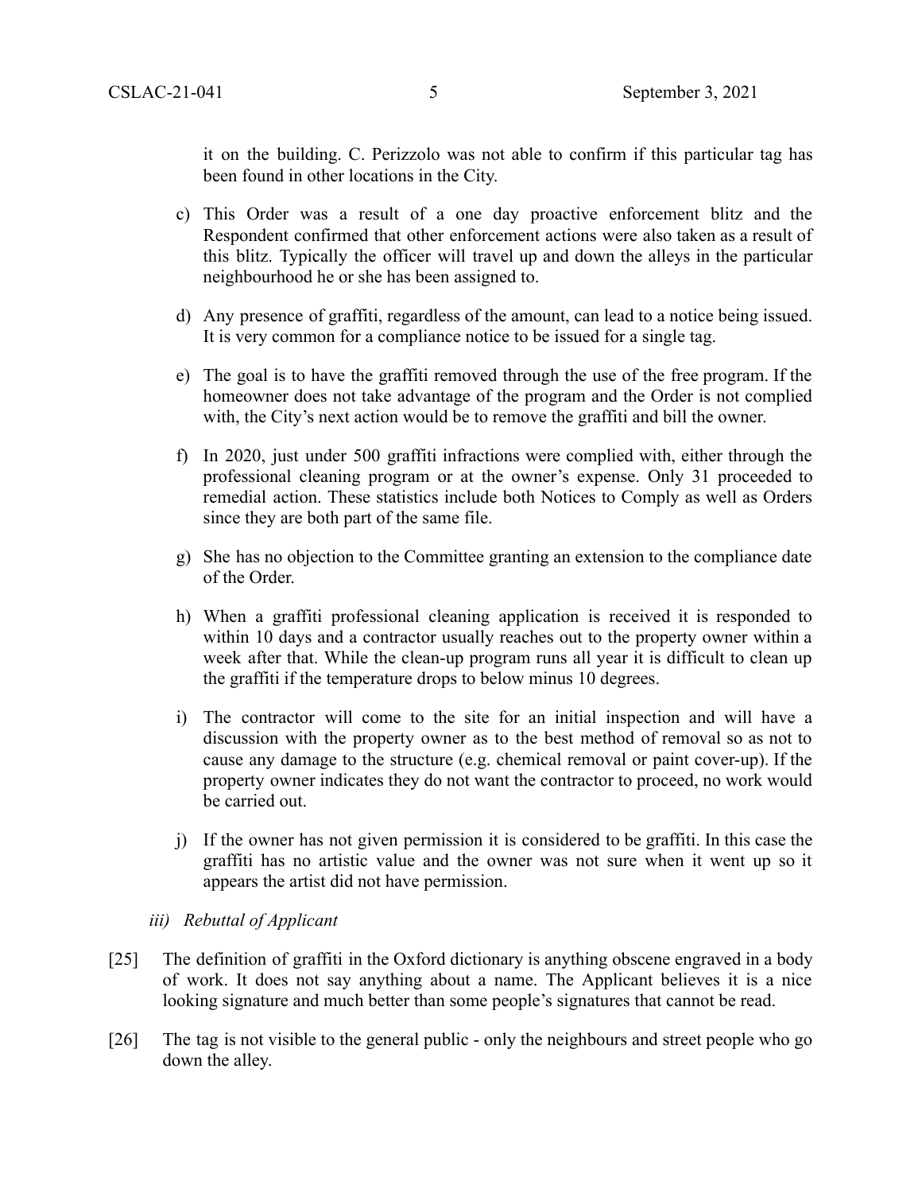it on the building. C. Perizzolo was not able to confirm if this particular tag has been found in other locations in the City.

c) This Order was a result of a one day proactive enforcement blitz and the Respondent confirmed that other enforcement actions were also taken as a result of this blitz. Typically the officer will travel up and down the alleys in the particular neighbourhood he or she has been assigned to.

d) Any presence of graffiti, regardless of the amount, can lead to a notice being issued. It is very common for a compliance notice to be issued for a single tag.

e) The goal is to have the graffiti removed through the use of the free program. If the homeowner does not take advantage of the program and the Order is not complied with, the City's next action would be to remove the graffiti and bill the owner.

f) In 2020, just under 500 graffiti infractions were complied with, either through the professional cleaning program or at the owner's expense. Only 31 proceeded to remedial action. These statistics include both Notices to Comply as well as Orders since they are both part of the same file.

g) She has no objection to the Committee granting an extension to the compliance date of the Order.

h) When a graffiti professional cleaning application is received it is responded to within 10 days and a contractor usually reaches out to the property owner within a week after that. While the clean-up program runs all year it is difficult to clean up the graffiti if the temperature drops to below minus 10 degrees.

i) The contractor will come to the site for an initial inspection and will have a discussion with the property owner as to the best method of removal so as not to cause any damage to the structure (e.g. chemical removal or paint cover-up). If the property owner indicates they do not want the contractor to proceed, no work would be carried out.

j) If the owner has not given permission it is considered to be graffiti. In this case the graffiti has no artistic value and the owner was not sure when it went up so it appears the artist did not have permission.

*iii) Rebuttal of Applicant*

[25] The definition of graffiti in the Oxford dictionary is anything obscene engraved in a body of work. It does not say anything about a name. The Applicant believes it is a nice looking signature and much better than some people's signatures that cannot be read.

[26] The tag is not visible to the general public - only the neighbours and street people who go down the alley.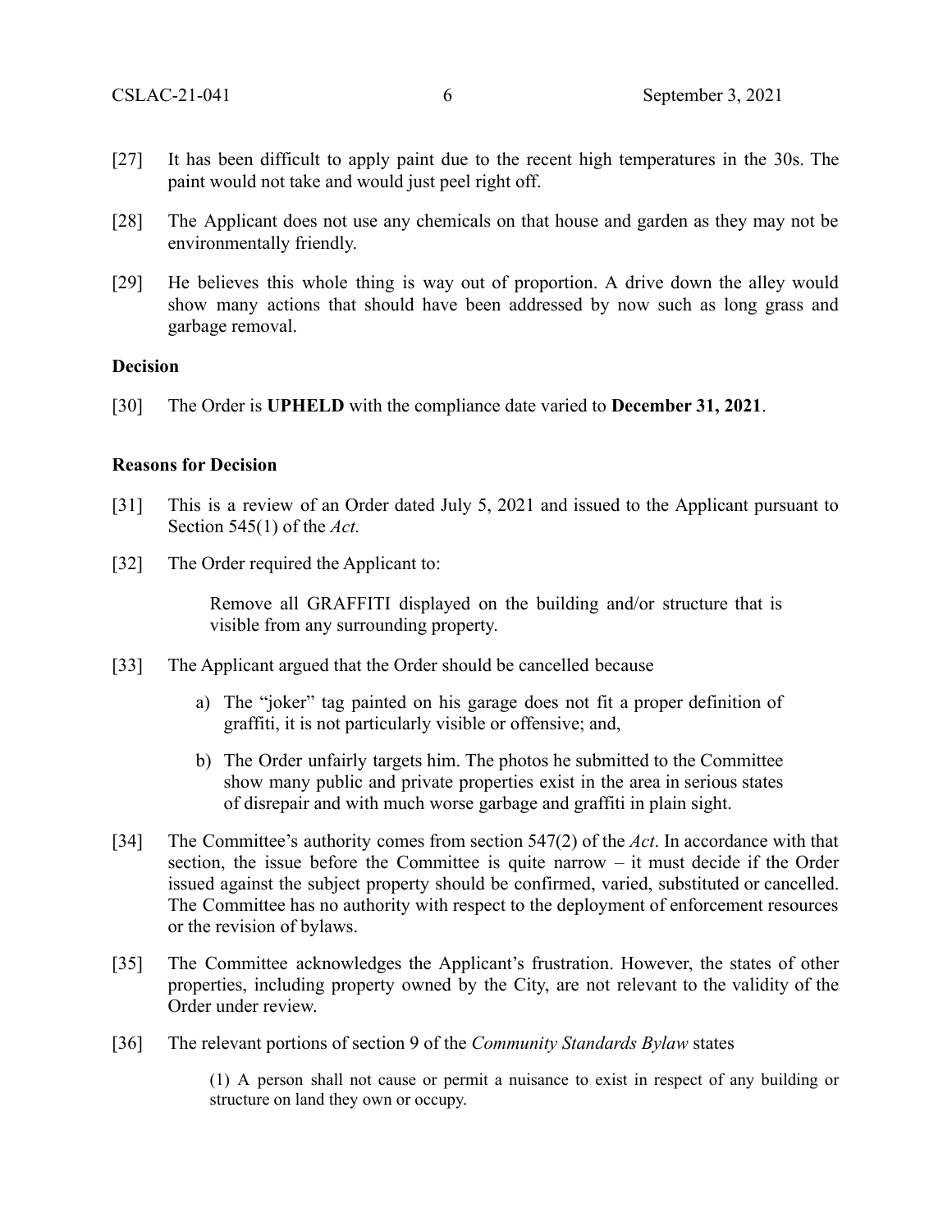[27] It has been difficult to apply paint due to the recent high temperatures in the 30s. The paint would not take and would just peel right off.

[28] The Applicant does not use any chemicals on that house and garden as they may not be environmentally friendly.

[29] He believes this whole thing is way out of proportion. A drive down the alley would show many actions that should have been addressed by now such as long grass and garbage removal.

**Decision**

[30] The Order is **UPHELD** with the compliance date varied to **December 31, 2021**.

**Reasons for Decision**

[31] This is a review of an Order dated July 5, 2021 and issued to the Applicant pursuant to Section 545(1) of the *Act.*

[32] The Order required the Applicant to:

> Remove all GRAFFITI displayed on the building and/or structure that is visible from any surrounding property.

[33] The Applicant argued that the Order should be cancelled because

a) The "joker" tag painted on his garage does not fit a proper definition of graffiti, it is not particularly visible or offensive; and,

b) The Order unfairly targets him. The photos he submitted to the Committee show many public and private properties exist in the area in serious states of disrepair and with much worse garbage and graffiti in plain sight.

[34] The Committee's authority comes from section 547(2) of the *Act*. In accordance with that section, the issue before the Committee is quite narrow – it must decide if the Order issued against the subject property should be confirmed, varied, substituted or cancelled. The Committee has no authority with respect to the deployment of enforcement resources or the revision of bylaws.

[35] The Committee acknowledges the Applicant's frustration. However, the states of other properties, including property owned by the City, are not relevant to the validity of the Order under review.

[36] The relevant portions of section 9 of the *Community Standards Bylaw* states

> (1) A person shall not cause or permit a nuisance to exist in respect of any building or structure on land they own or occupy.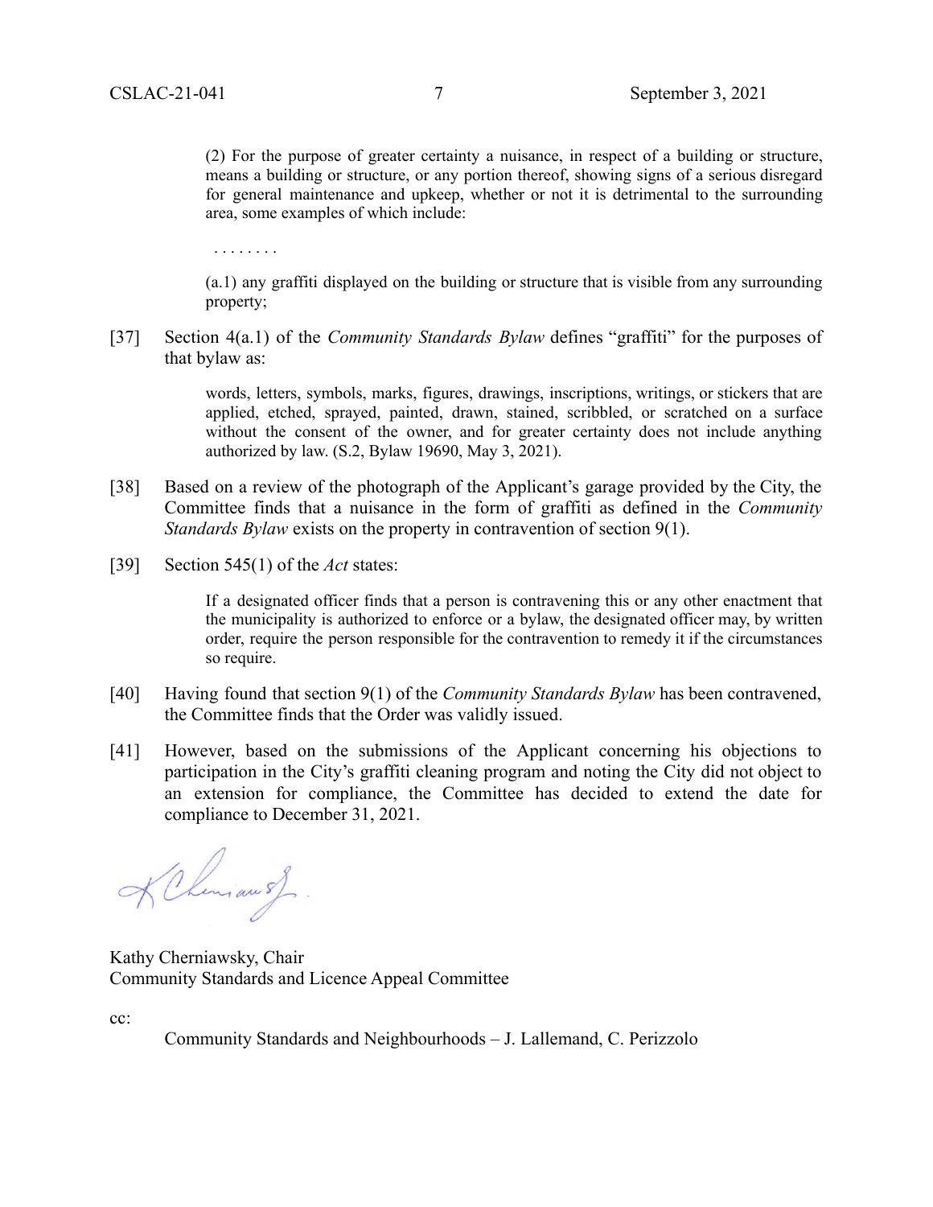(2) For the purpose of greater certainty a nuisance, in respect of a building or structure, means a building or structure, or any portion thereof, showing signs of a serious disregard for general maintenance and upkeep, whether or not it is detrimental to the surrounding area, some examples of which include:

. . . . . . . .

(a.1) any graffiti displayed on the building or structure that is visible from any surrounding property;

[37] Section 4(a.1) of the *Community Standards Bylaw* defines "graffiti" for the purposes of that bylaw as:

> words, letters, symbols, marks, figures, drawings, inscriptions, writings, or stickers that are applied, etched, sprayed, painted, drawn, stained, scribbled, or scratched on a surface without the consent of the owner, and for greater certainty does not include anything authorized by law. (S.2, Bylaw 19690, May 3, 2021).

[38] Based on a review of the photograph of the Applicant's garage provided by the City, the Committee finds that a nuisance in the form of graffiti as defined in the *Community Standards Bylaw* exists on the property in contravention of section 9(1).

[39] Section 545(1) of the *Act* states:

> If a designated officer finds that a person is contravening this or any other enactment that the municipality is authorized to enforce or a bylaw, the designated officer may, by written order, require the person responsible for the contravention to remedy it if the circumstances so require.

[40] Having found that section 9(1) of the *Community Standards Bylaw* has been contravened, the Committee finds that the Order was validly issued.

[41] However, based on the submissions of the Applicant concerning his objections to participation in the City's graffiti cleaning program and noting the City did not object to an extension for compliance, the Committee has decided to extend the date for compliance to December 31, 2021.

Kathy Cherniawsky, Chair
Community Standards and Licence Appeal Committee

cc:

Community Standards and Neighbourhoods – J. Lallemand, C. Perizzolo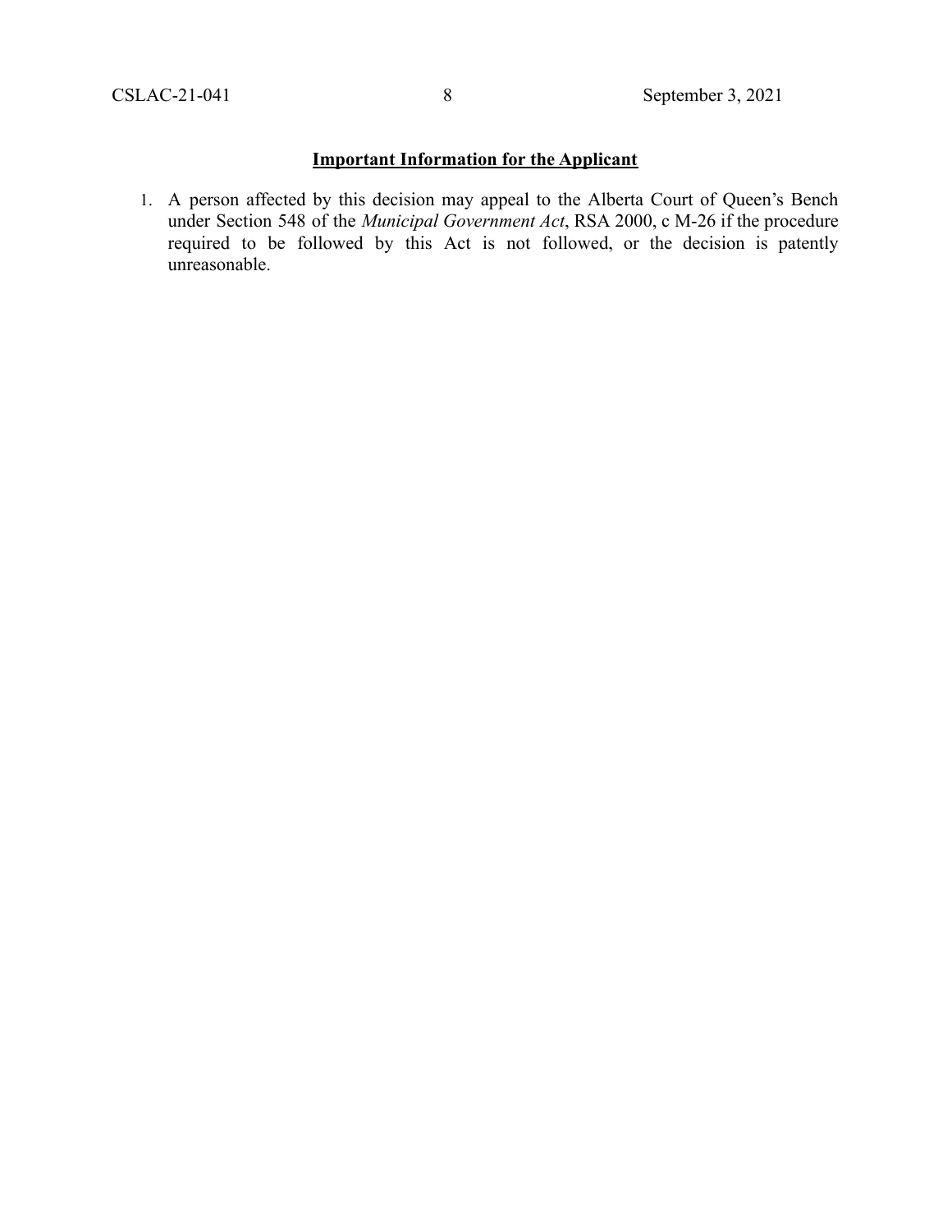## Important Information for the Applicant

1. A person affected by this decision may appeal to the Alberta Court of Queen's Bench under Section 548 of the *Municipal Government Act*, RSA 2000, c M-26 if the procedure required to be followed by this Act is not followed, or the decision is patently unreasonable.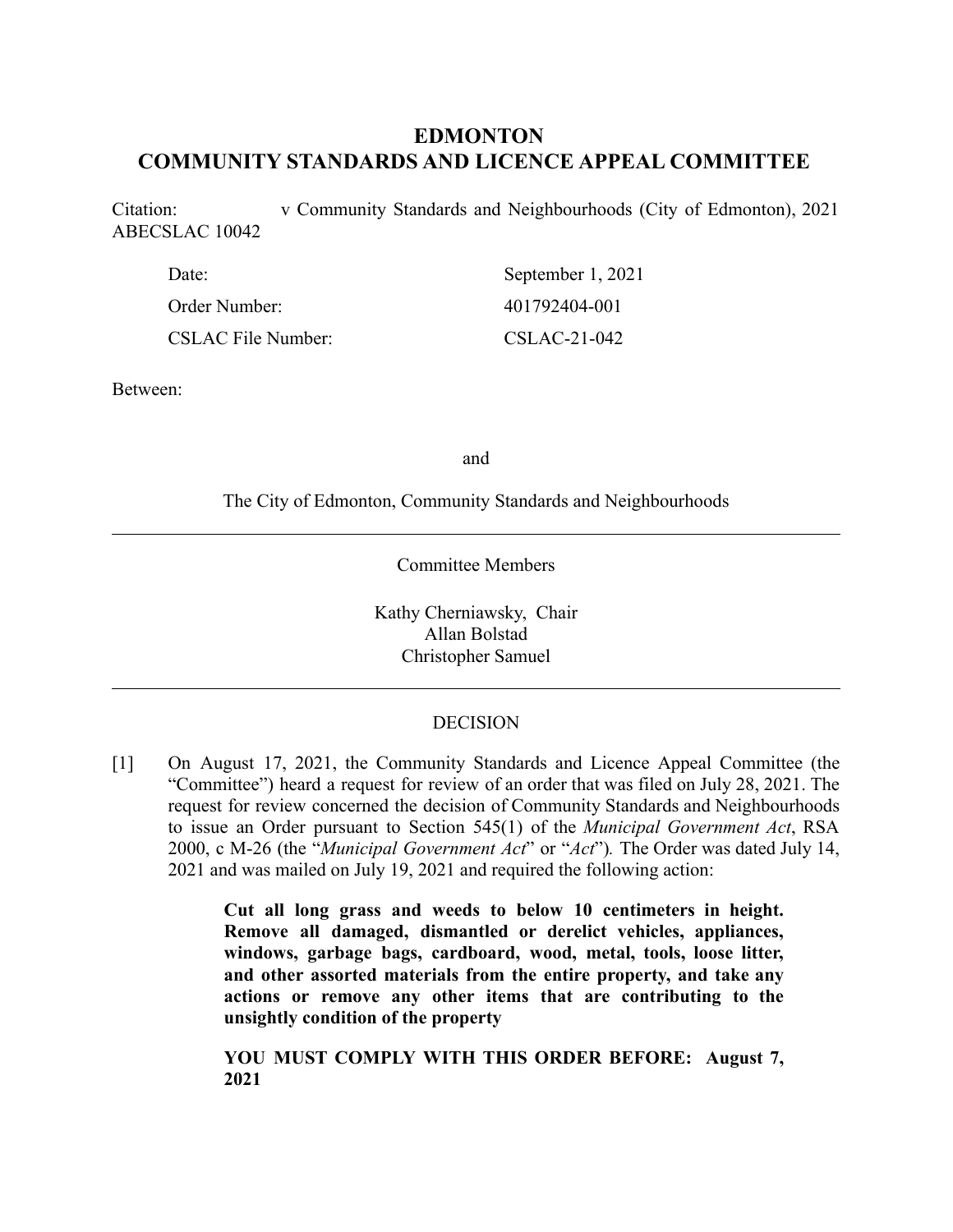# EDMONTON
# COMMUNITY STANDARDS AND LICENCE APPEAL COMMITTEE

Citation: v Community Standards and Neighbourhoods (City of Edmonton), 2021 ABECSLAC 10042

| | |
|---|---|
| Date: | September 1, 2021 |
| Order Number: | 401792404-001 |
| CSLAC File Number: | CSLAC-21-042 |

Between:

and

The City of Edmonton, Community Standards and Neighbourhoods

---

Committee Members

Kathy Cherniawsky, Chair
Allan Bolstad
Christopher Samuel

---

DECISION

[1] On August 17, 2021, the Community Standards and Licence Appeal Committee (the "Committee") heard a request for review of an order that was filed on July 28, 2021. The request for review concerned the decision of Community Standards and Neighbourhoods to issue an Order pursuant to Section 545(1) of the *Municipal Government Act*, RSA 2000, c M-26 (the "*Municipal Government Act*" or "*Act*"). The Order was dated July 14, 2021 and was mailed on July 19, 2021 and required the following action:

> **Cut all long grass and weeds to below 10 centimeters in height. Remove all damaged, dismantled or derelict vehicles, appliances, windows, garbage bags, cardboard, wood, metal, tools, loose litter, and other assorted materials from the entire property, and take any actions or remove any other items that are contributing to the unsightly condition of the property**
>
> **YOU MUST COMPLY WITH THIS ORDER BEFORE: August 7, 2021**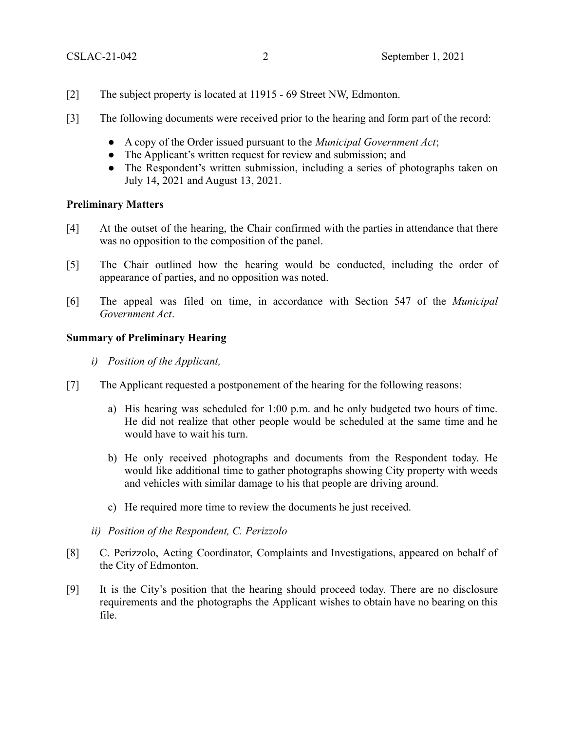[2] The subject property is located at 11915 - 69 Street NW, Edmonton.

[3] The following documents were received prior to the hearing and form part of the record:

- A copy of the Order issued pursuant to the *Municipal Government Act*;
- The Applicant's written request for review and submission; and
- The Respondent's written submission, including a series of photographs taken on July 14, 2021 and August 13, 2021.

**Preliminary Matters**

[4] At the outset of the hearing, the Chair confirmed with the parties in attendance that there was no opposition to the composition of the panel.

[5] The Chair outlined how the hearing would be conducted, including the order of appearance of parties, and no opposition was noted.

[6] The appeal was filed on time, in accordance with Section 547 of the *Municipal Government Act*.

**Summary of Preliminary Hearing**

*i) Position of the Applicant,*

[7] The Applicant requested a postponement of the hearing for the following reasons:

a) His hearing was scheduled for 1:00 p.m. and he only budgeted two hours of time. He did not realize that other people would be scheduled at the same time and he would have to wait his turn.

b) He only received photographs and documents from the Respondent today. He would like additional time to gather photographs showing City property with weeds and vehicles with similar damage to his that people are driving around.

c) He required more time to review the documents he just received.

*ii) Position of the Respondent, C. Perizzolo*

[8] C. Perizzolo, Acting Coordinator, Complaints and Investigations, appeared on behalf of the City of Edmonton.

[9] It is the City's position that the hearing should proceed today. There are no disclosure requirements and the photographs the Applicant wishes to obtain have no bearing on this file.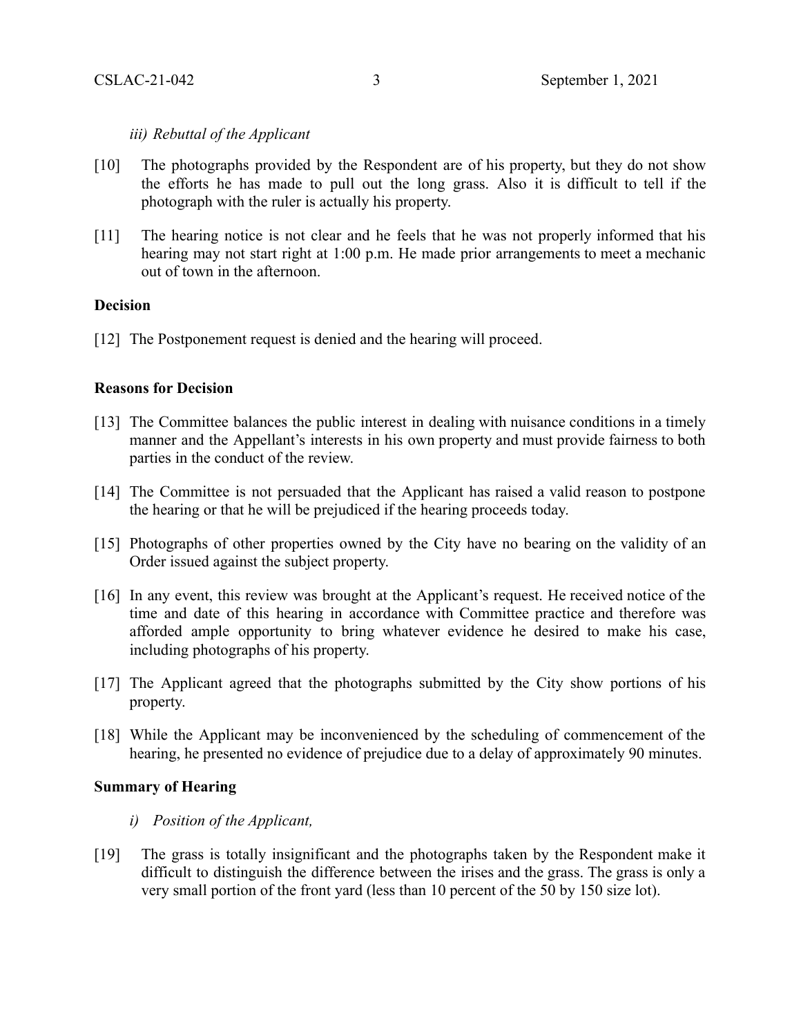*iii) Rebuttal of the Applicant*

[10] The photographs provided by the Respondent are of his property, but they do not show the efforts he has made to pull out the long grass. Also it is difficult to tell if the photograph with the ruler is actually his property.

[11] The hearing notice is not clear and he feels that he was not properly informed that his hearing may not start right at 1:00 p.m. He made prior arrangements to meet a mechanic out of town in the afternoon.

**Decision**

[12] The Postponement request is denied and the hearing will proceed.

**Reasons for Decision**

[13] The Committee balances the public interest in dealing with nuisance conditions in a timely manner and the Appellant's interests in his own property and must provide fairness to both parties in the conduct of the review.

[14] The Committee is not persuaded that the Applicant has raised a valid reason to postpone the hearing or that he will be prejudiced if the hearing proceeds today.

[15] Photographs of other properties owned by the City have no bearing on the validity of an Order issued against the subject property.

[16] In any event, this review was brought at the Applicant's request. He received notice of the time and date of this hearing in accordance with Committee practice and therefore was afforded ample opportunity to bring whatever evidence he desired to make his case, including photographs of his property.

[17] The Applicant agreed that the photographs submitted by the City show portions of his property.

[18] While the Applicant may be inconvenienced by the scheduling of commencement of the hearing, he presented no evidence of prejudice due to a delay of approximately 90 minutes.

**Summary of Hearing**

*i) Position of the Applicant,*

[19] The grass is totally insignificant and the photographs taken by the Respondent make it difficult to distinguish the difference between the irises and the grass. The grass is only a very small portion of the front yard (less than 10 percent of the 50 by 150 size lot).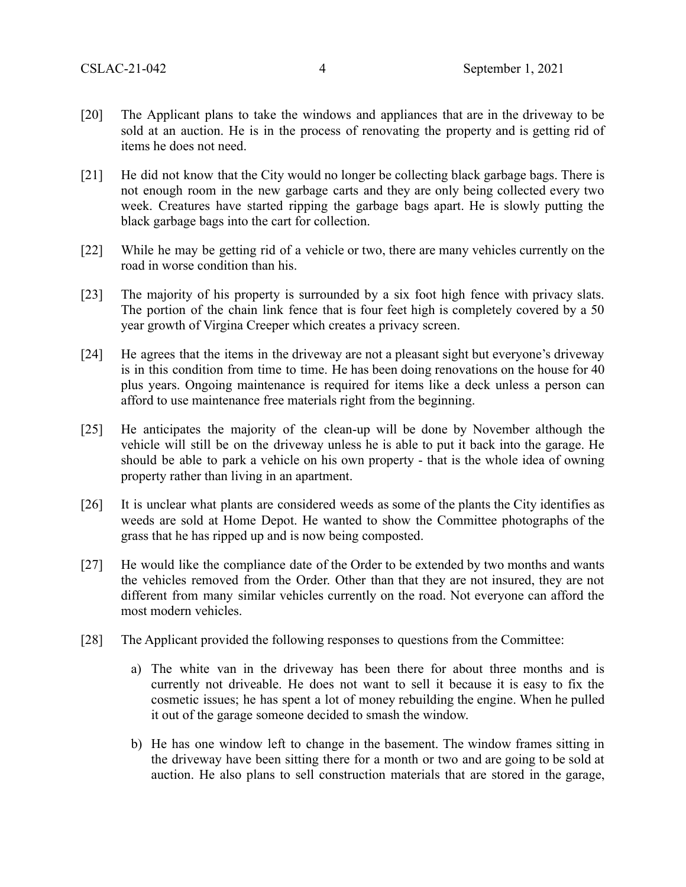[20] The Applicant plans to take the windows and appliances that are in the driveway to be sold at an auction. He is in the process of renovating the property and is getting rid of items he does not need.

[21] He did not know that the City would no longer be collecting black garbage bags. There is not enough room in the new garbage carts and they are only being collected every two week. Creatures have started ripping the garbage bags apart. He is slowly putting the black garbage bags into the cart for collection.

[22] While he may be getting rid of a vehicle or two, there are many vehicles currently on the road in worse condition than his.

[23] The majority of his property is surrounded by a six foot high fence with privacy slats. The portion of the chain link fence that is four feet high is completely covered by a 50 year growth of Virgina Creeper which creates a privacy screen.

[24] He agrees that the items in the driveway are not a pleasant sight but everyone's driveway is in this condition from time to time. He has been doing renovations on the house for 40 plus years. Ongoing maintenance is required for items like a deck unless a person can afford to use maintenance free materials right from the beginning.

[25] He anticipates the majority of the clean-up will be done by November although the vehicle will still be on the driveway unless he is able to put it back into the garage. He should be able to park a vehicle on his own property - that is the whole idea of owning property rather than living in an apartment.

[26] It is unclear what plants are considered weeds as some of the plants the City identifies as weeds are sold at Home Depot. He wanted to show the Committee photographs of the grass that he has ripped up and is now being composted.

[27] He would like the compliance date of the Order to be extended by two months and wants the vehicles removed from the Order. Other than that they are not insured, they are not different from many similar vehicles currently on the road. Not everyone can afford the most modern vehicles.

[28] The Applicant provided the following responses to questions from the Committee:

a) The white van in the driveway has been there for about three months and is currently not driveable. He does not want to sell it because it is easy to fix the cosmetic issues; he has spent a lot of money rebuilding the engine. When he pulled it out of the garage someone decided to smash the window.

b) He has one window left to change in the basement. The window frames sitting in the driveway have been sitting there for a month or two and are going to be sold at auction. He also plans to sell construction materials that are stored in the garage,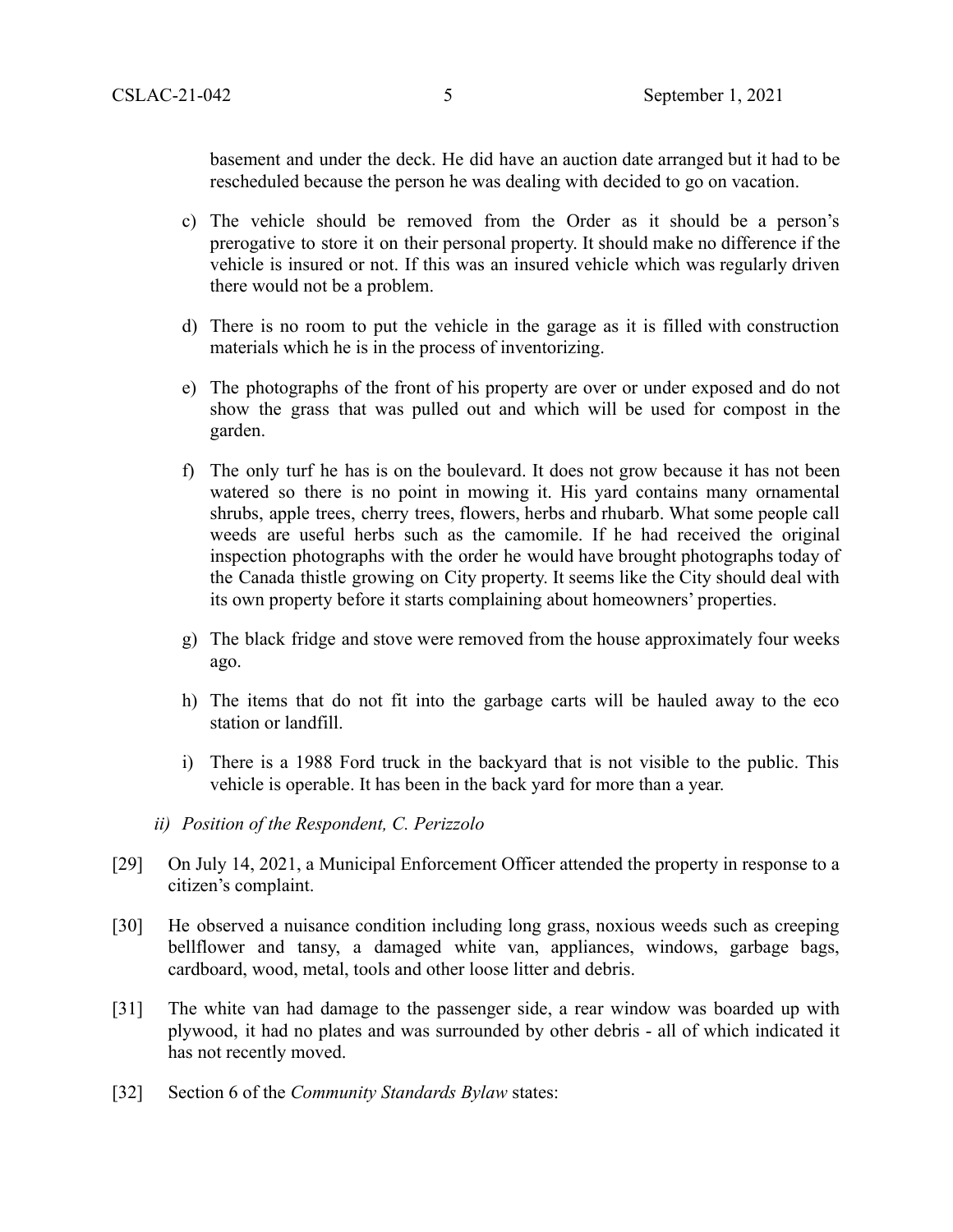basement and under the deck. He did have an auction date arranged but it had to be rescheduled because the person he was dealing with decided to go on vacation.

c) The vehicle should be removed from the Order as it should be a person's prerogative to store it on their personal property. It should make no difference if the vehicle is insured or not. If this was an insured vehicle which was regularly driven there would not be a problem.

d) There is no room to put the vehicle in the garage as it is filled with construction materials which he is in the process of inventorizing.

e) The photographs of the front of his property are over or under exposed and do not show the grass that was pulled out and which will be used for compost in the garden.

f) The only turf he has is on the boulevard. It does not grow because it has not been watered so there is no point in mowing it. His yard contains many ornamental shrubs, apple trees, cherry trees, flowers, herbs and rhubarb. What some people call weeds are useful herbs such as the camomile. If he had received the original inspection photographs with the order he would have brought photographs today of the Canada thistle growing on City property. It seems like the City should deal with its own property before it starts complaining about homeowners' properties.

g) The black fridge and stove were removed from the house approximately four weeks ago.

h) The items that do not fit into the garbage carts will be hauled away to the eco station or landfill.

i) There is a 1988 Ford truck in the backyard that is not visible to the public. This vehicle is operable. It has been in the back yard for more than a year.

*ii) Position of the Respondent, C. Perizzolo*

[29] On July 14, 2021, a Municipal Enforcement Officer attended the property in response to a citizen's complaint.

[30] He observed a nuisance condition including long grass, noxious weeds such as creeping bellflower and tansy, a damaged white van, appliances, windows, garbage bags, cardboard, wood, metal, tools and other loose litter and debris.

[31] The white van had damage to the passenger side, a rear window was boarded up with plywood, it had no plates and was surrounded by other debris - all of which indicated it has not recently moved.

[32] Section 6 of the *Community Standards Bylaw* states: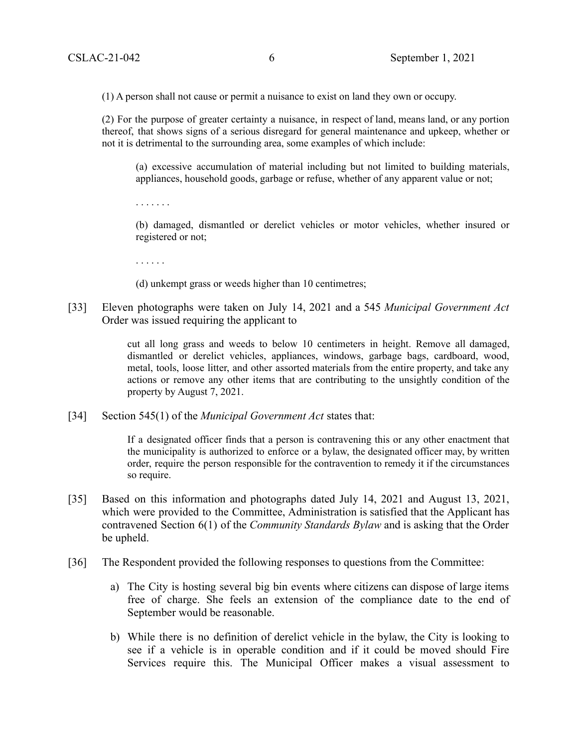(1) A person shall not cause or permit a nuisance to exist on land they own or occupy.

(2) For the purpose of greater certainty a nuisance, in respect of land, means land, or any portion thereof, that shows signs of a serious disregard for general maintenance and upkeep, whether or not it is detrimental to the surrounding area, some examples of which include:

> (a) excessive accumulation of material including but not limited to building materials, appliances, household goods, garbage or refuse, whether of any apparent value or not;
>
> . . . . . . .
>
> (b) damaged, dismantled or derelict vehicles or motor vehicles, whether insured or registered or not;
>
> . . . . . .
>
> (d) unkempt grass or weeds higher than 10 centimetres;

[33] Eleven photographs were taken on July 14, 2021 and a 545 *Municipal Government Act* Order was issued requiring the applicant to

> cut all long grass and weeds to below 10 centimeters in height. Remove all damaged, dismantled or derelict vehicles, appliances, windows, garbage bags, cardboard, wood, metal, tools, loose litter, and other assorted materials from the entire property, and take any actions or remove any other items that are contributing to the unsightly condition of the property by August 7, 2021.

[34] Section 545(1) of the *Municipal Government Act* states that:

> If a designated officer finds that a person is contravening this or any other enactment that the municipality is authorized to enforce or a bylaw, the designated officer may, by written order, require the person responsible for the contravention to remedy it if the circumstances so require.

[35] Based on this information and photographs dated July 14, 2021 and August 13, 2021, which were provided to the Committee, Administration is satisfied that the Applicant has contravened Section 6(1) of the *Community Standards Bylaw* and is asking that the Order be upheld.

[36] The Respondent provided the following responses to questions from the Committee:

a) The City is hosting several big bin events where citizens can dispose of large items free of charge. She feels an extension of the compliance date to the end of September would be reasonable.

b) While there is no definition of derelict vehicle in the bylaw, the City is looking to see if a vehicle is in operable condition and if it could be moved should Fire Services require this. The Municipal Officer makes a visual assessment to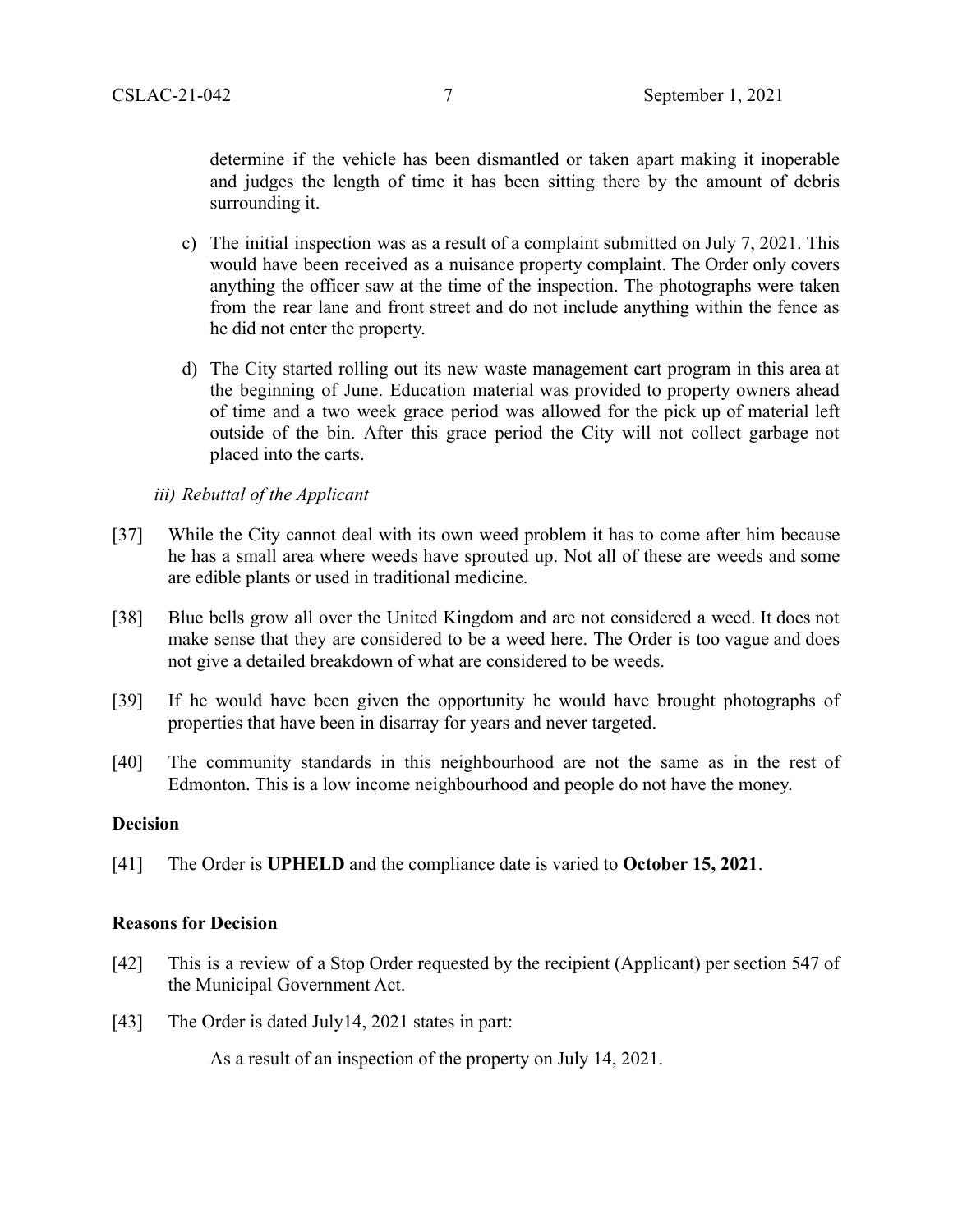determine if the vehicle has been dismantled or taken apart making it inoperable and judges the length of time it has been sitting there by the amount of debris surrounding it.

c) The initial inspection was as a result of a complaint submitted on July 7, 2021. This would have been received as a nuisance property complaint. The Order only covers anything the officer saw at the time of the inspection. The photographs were taken from the rear lane and front street and do not include anything within the fence as he did not enter the property.

d) The City started rolling out its new waste management cart program in this area at the beginning of June. Education material was provided to property owners ahead of time and a two week grace period was allowed for the pick up of material left outside of the bin. After this grace period the City will not collect garbage not placed into the carts.

*iii) Rebuttal of the Applicant*

[37] While the City cannot deal with its own weed problem it has to come after him because he has a small area where weeds have sprouted up. Not all of these are weeds and some are edible plants or used in traditional medicine.

[38] Blue bells grow all over the United Kingdom and are not considered a weed. It does not make sense that they are considered to be a weed here. The Order is too vague and does not give a detailed breakdown of what are considered to be weeds.

[39] If he would have been given the opportunity he would have brought photographs of properties that have been in disarray for years and never targeted.

[40] The community standards in this neighbourhood are not the same as in the rest of Edmonton. This is a low income neighbourhood and people do not have the money.

### Decision

[41] The Order is **UPHELD** and the compliance date is varied to **October 15, 2021**.

### Reasons for Decision

[42] This is a review of a Stop Order requested by the recipient (Applicant) per section 547 of the Municipal Government Act.

[43] The Order is dated July14, 2021 states in part:

As a result of an inspection of the property on July 14, 2021.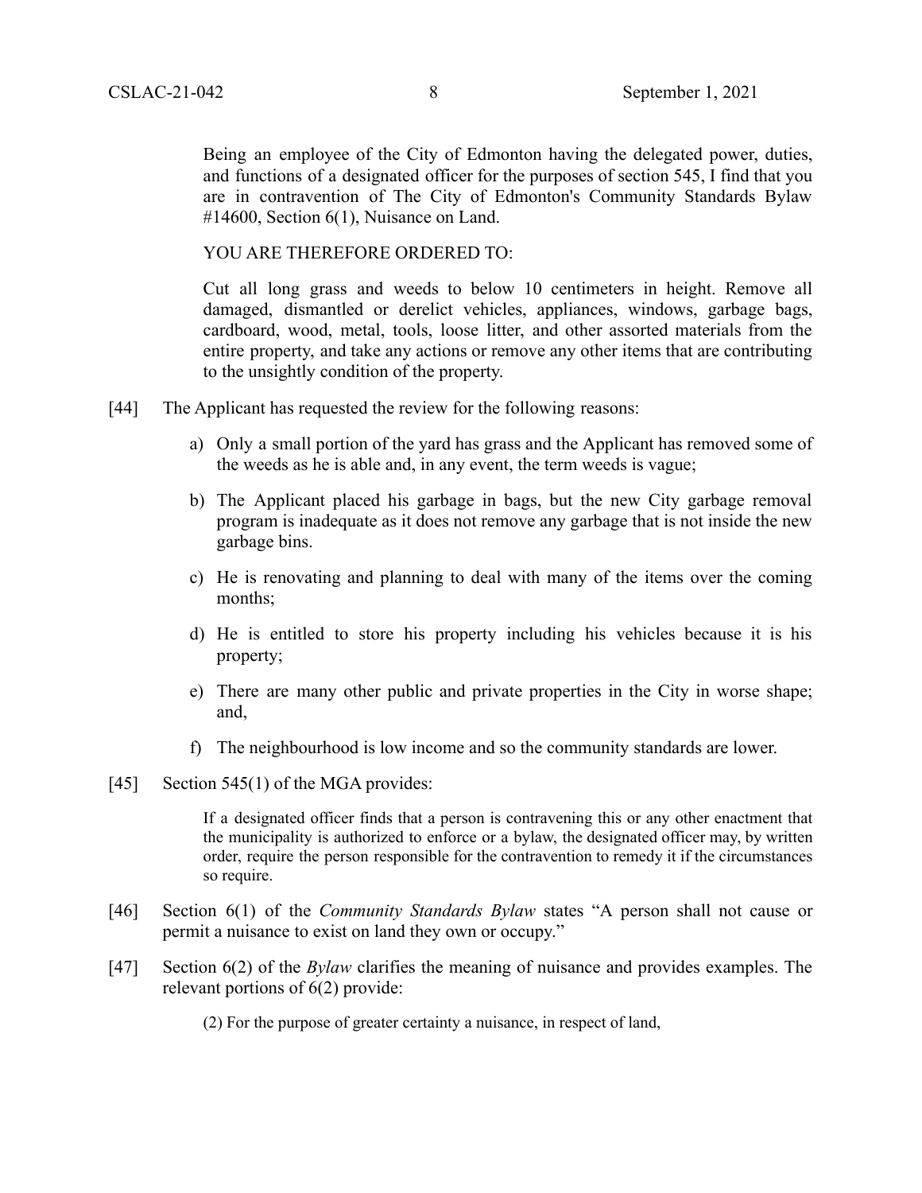> Being an employee of the City of Edmonton having the delegated power, duties, and functions of a designated officer for the purposes of section 545, I find that you are in contravention of The City of Edmonton's Community Standards Bylaw #14600, Section 6(1), Nuisance on Land.
>
> YOU ARE THEREFORE ORDERED TO:
>
> Cut all long grass and weeds to below 10 centimeters in height. Remove all damaged, dismantled or derelict vehicles, appliances, windows, garbage bags, cardboard, wood, metal, tools, loose litter, and other assorted materials from the entire property, and take any actions or remove any other items that are contributing to the unsightly condition of the property.

[44] The Applicant has requested the review for the following reasons:

a) Only a small portion of the yard has grass and the Applicant has removed some of the weeds as he is able and, in any event, the term weeds is vague;

b) The Applicant placed his garbage in bags, but the new City garbage removal program is inadequate as it does not remove any garbage that is not inside the new garbage bins.

c) He is renovating and planning to deal with many of the items over the coming months;

d) He is entitled to store his property including his vehicles because it is his property;

e) There are many other public and private properties in the City in worse shape; and,

f) The neighbourhood is low income and so the community standards are lower.

[45] Section 545(1) of the MGA provides:

> If a designated officer finds that a person is contravening this or any other enactment that the municipality is authorized to enforce or a bylaw, the designated officer may, by written order, require the person responsible for the contravention to remedy it if the circumstances so require.

[46] Section 6(1) of the *Community Standards Bylaw* states "A person shall not cause or permit a nuisance to exist on land they own or occupy."

[47] Section 6(2) of the *Bylaw* clarifies the meaning of nuisance and provides examples. The relevant portions of 6(2) provide:

> (2) For the purpose of greater certainty a nuisance, in respect of land,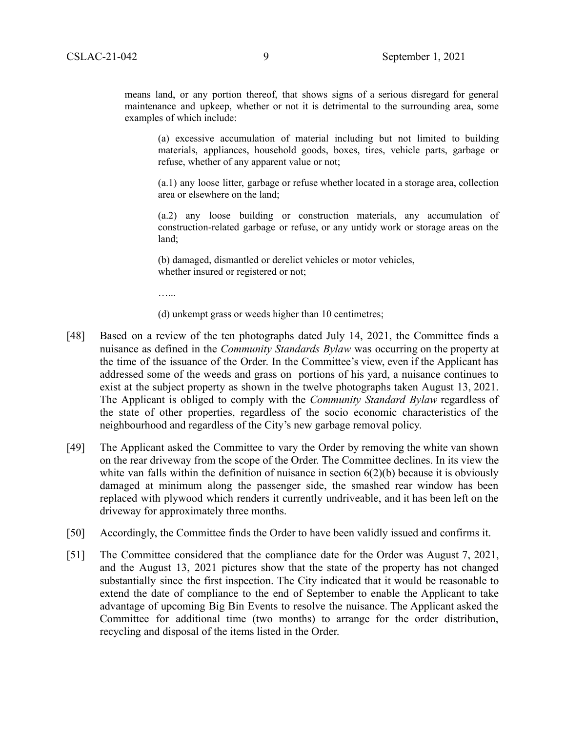means land, or any portion thereof, that shows signs of a serious disregard for general maintenance and upkeep, whether or not it is detrimental to the surrounding area, some examples of which include:

> (a) excessive accumulation of material including but not limited to building materials, appliances, household goods, boxes, tires, vehicle parts, garbage or refuse, whether of any apparent value or not;
>
> (a.1) any loose litter, garbage or refuse whether located in a storage area, collection area or elsewhere on the land;
>
> (a.2) any loose building or construction materials, any accumulation of construction-related garbage or refuse, or any untidy work or storage areas on the land;
>
> (b) damaged, dismantled or derelict vehicles or motor vehicles, whether insured or registered or not;
>
> …...
>
> (d) unkempt grass or weeds higher than 10 centimetres;

[48] Based on a review of the ten photographs dated July 14, 2021, the Committee finds a nuisance as defined in the *Community Standards Bylaw* was occurring on the property at the time of the issuance of the Order. In the Committee's view, even if the Applicant has addressed some of the weeds and grass on portions of his yard, a nuisance continues to exist at the subject property as shown in the twelve photographs taken August 13, 2021. The Applicant is obliged to comply with the *Community Standard Bylaw* regardless of the state of other properties, regardless of the socio economic characteristics of the neighbourhood and regardless of the City's new garbage removal policy.

[49] The Applicant asked the Committee to vary the Order by removing the white van shown on the rear driveway from the scope of the Order. The Committee declines. In its view the white van falls within the definition of nuisance in section 6(2)(b) because it is obviously damaged at minimum along the passenger side, the smashed rear window has been replaced with plywood which renders it currently undriveable, and it has been left on the driveway for approximately three months.

[50] Accordingly, the Committee finds the Order to have been validly issued and confirms it.

[51] The Committee considered that the compliance date for the Order was August 7, 2021, and the August 13, 2021 pictures show that the state of the property has not changed substantially since the first inspection. The City indicated that it would be reasonable to extend the date of compliance to the end of September to enable the Applicant to take advantage of upcoming Big Bin Events to resolve the nuisance. The Applicant asked the Committee for additional time (two months) to arrange for the order distribution, recycling and disposal of the items listed in the Order.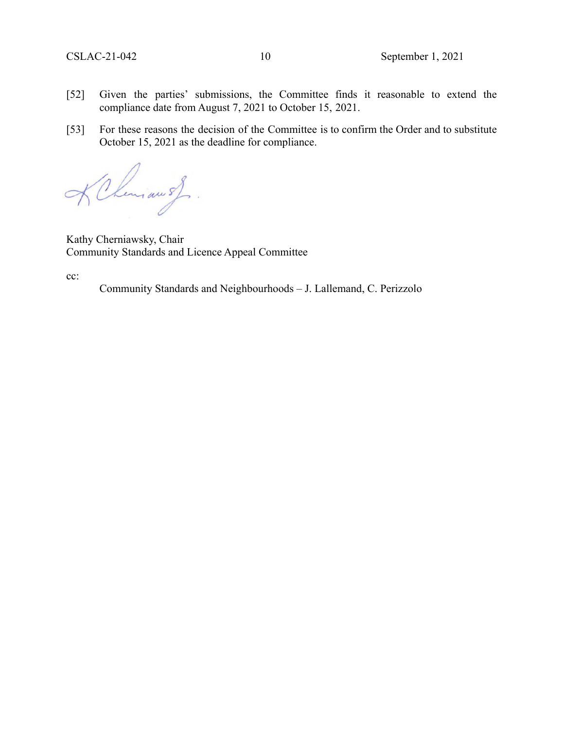[52] Given the parties' submissions, the Committee finds it reasonable to extend the compliance date from August 7, 2021 to October 15, 2021.

[53] For these reasons the decision of the Committee is to confirm the Order and to substitute October 15, 2021 as the deadline for compliance.

Kathy Cherniawsky, Chair
Community Standards and Licence Appeal Committee

cc:

Community Standards and Neighbourhoods – J. Lallemand, C. Perizzolo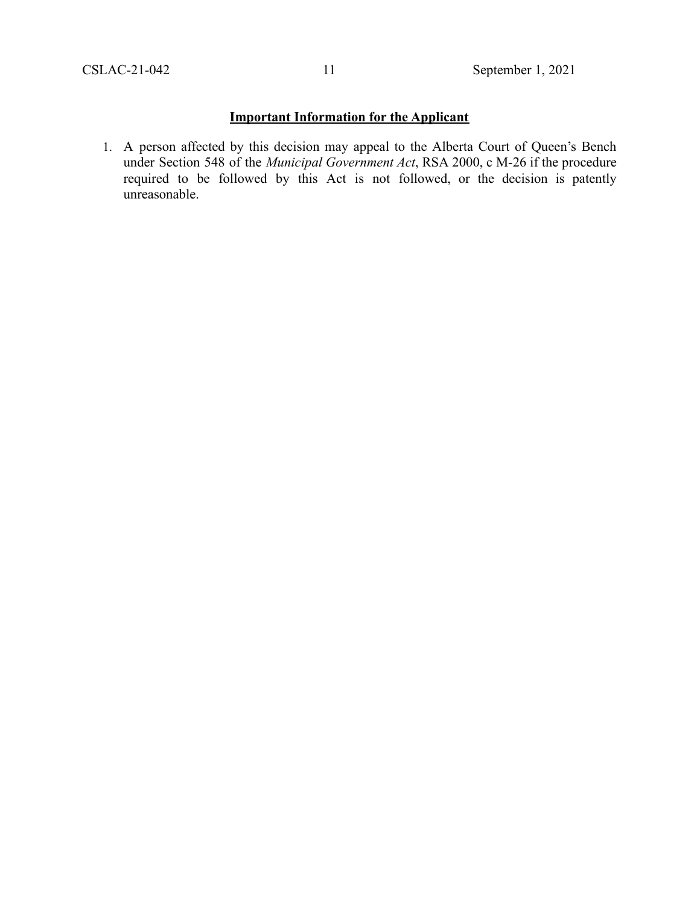**Important Information for the Applicant**

1. A person affected by this decision may appeal to the Alberta Court of Queen's Bench under Section 548 of the *Municipal Government Act*, RSA 2000, c M-26 if the procedure required to be followed by this Act is not followed, or the decision is patently unreasonable.